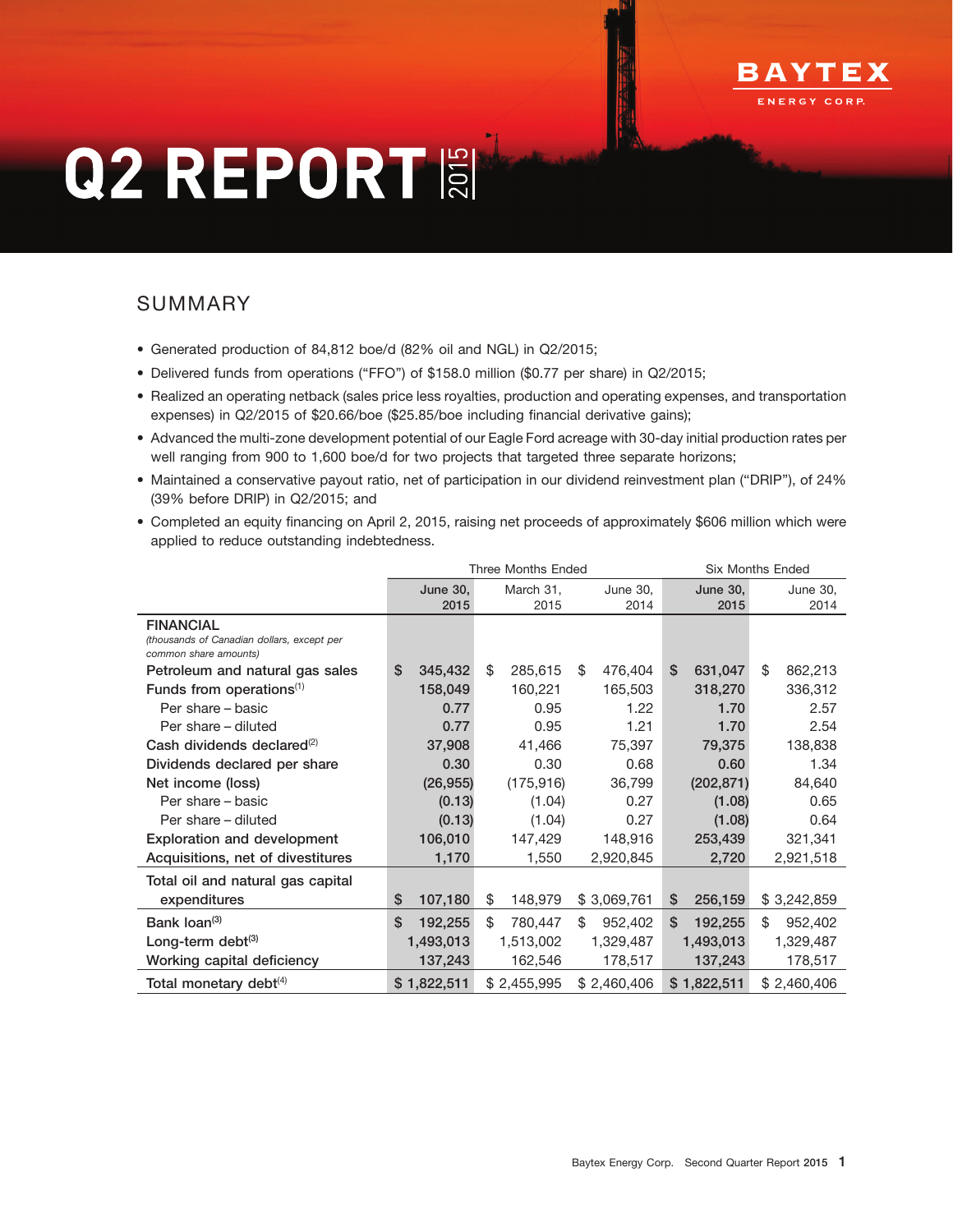# Q2 REPORT 2015

BAYTEX ENERGY CORP.

## SUMMARY

- Generated production of 84,812 boe/d (82% oil and NGL) in Q2/2015;
- Delivered funds from operations ("FFO") of $158.0 million ($0.77 per share) in Q2/2015;
- Realized an operating netback (sales price less royalties, production and operating expenses, and transportation expenses) in Q2/2015 of $20.66/boe ($25.85/boe including financial derivative gains);
- Advanced the multi-zone development potential of our Eagle Ford acreage with 30-day initial production rates per well ranging from 900 to 1,600 boe/d for two projects that targeted three separate horizons;
- Maintained a conservative payout ratio, net of participation in our dividend reinvestment plan ("DRIP"), of 24% (39% before DRIP) in Q2/2015; and
- Completed an equity financing on April 2, 2015, raising net proceeds of approximately $606 million which were applied to reduce outstanding indebtedness.

| | Three Months Ended | | | Six Months Ended | |
|---|---|---|---|---|---|
| | June 30, 2015 | March 31, 2015 | June 30, 2014 | June 30, 2015 | June 30, 2014 |
| **FINANCIAL** *(thousands of Canadian dollars, except per common share amounts)* | | | | | |
| Petroleum and natural gas sales | $ 345,432 | $ 285,615 | $ 476,404 | $ 631,047 | $ 862,213 |
| Funds from operations[(1)] | 158,049 | 160,221 | 165,503 | 318,270 | 336,312 |
| Per share – basic | 0.77 | 0.95 | 1.22 | 1.70 | 2.57 |
| Per share – diluted | 0.77 | 0.95 | 1.21 | 1.70 | 2.54 |
| Cash dividends declared[(2)] | 37,908 | 41,466 | 75,397 | 79,375 | 138,838 |
| Dividends declared per share | 0.30 | 0.30 | 0.68 | 0.60 | 1.34 |
| Net income (loss) | (26,955) | (175,916) | 36,799 | (202,871) | 84,640 |
| Per share – basic | (0.13) | (1.04) | 0.27 | (1.08) | 0.65 |
| Per share – diluted | (0.13) | (1.04) | 0.27 | (1.08) | 0.64 |
| Exploration and development | 106,010 | 147,429 | 148,916 | 253,439 | 321,341 |
| Acquisitions, net of divestitures | 1,170 | 1,550 | 2,920,845 | 2,720 | 2,921,518 |
| Total oil and natural gas capital expenditures | $ 107,180 | $ 148,979 | $ 3,069,761 | $ 256,159 | $ 3,242,859 |
| Bank loan[(3)] | $ 192,255 | $ 780,447 | $ 952,402 | $ 192,255 | $ 952,402 |
| Long-term debt[(3)] | 1,493,013 | 1,513,002 | 1,329,487 | 1,493,013 | 1,329,487 |
| Working capital deficiency | 137,243 | 162,546 | 178,517 | 137,243 | 178,517 |
| Total monetary debt[(4)] | $ 1,822,511 | $ 2,455,995 | $ 2,460,406 | $ 1,822,511 | $ 2,460,406 |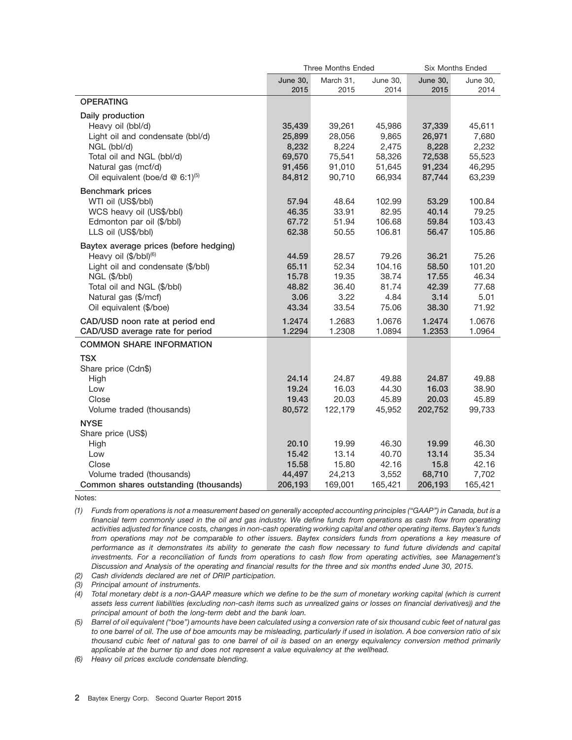| | Three Months Ended | | | Six Months Ended | |
|---|---|---|---|---|---|
| | **June 30, 2015** | March 31, 2015 | June 30, 2014 | **June 30, 2015** | June 30, 2014 |
| **OPERATING** | | | | | |
| **Daily production** | | | | | |
| Heavy oil (bbl/d) | **35,439** | 39,261 | 45,986 | **37,339** | 45,611 |
| Light oil and condensate (bbl/d) | **25,899** | 28,056 | 9,865 | **26,971** | 7,680 |
| NGL (bbl/d) | **8,232** | 8,224 | 2,475 | **8,228** | 2,232 |
| Total oil and NGL (bbl/d) | **69,570** | 75,541 | 58,326 | **72,538** | 55,523 |
| Natural gas (mcf/d) | **91,456** | 91,010 | 51,645 | **91,234** | 46,295 |
| Oil equivalent (boe/d @ 6:1)[5] | **84,812** | 90,710 | 66,934 | **87,744** | 63,239 |
| **Benchmark prices** | | | | | |
| WTI oil (US$/bbl) | **57.94** | 48.64 | 102.99 | **53.29** | 100.84 |
| WCS heavy oil (US$/bbl) | **46.35** | 33.91 | 82.95 | **40.14** | 79.25 |
| Edmonton par oil ($/bbl) | **67.72** | 51.94 | 106.68 | **59.84** | 103.43 |
| LLS oil (US$/bbl) | **62.38** | 50.55 | 106.81 | **56.47** | 105.86 |
| **Baytex average prices (before hedging)** | | | | | |
| Heavy oil ($/bbl)[6] | **44.59** | 28.57 | 79.26 | **36.21** | 75.26 |
| Light oil and condensate ($/bbl) | **65.11** | 52.34 | 104.16 | **58.50** | 101.20 |
| NGL ($/bbl) | **15.78** | 19.35 | 38.74 | **17.55** | 46.34 |
| Total oil and NGL ($/bbl) | **48.82** | 36.40 | 81.74 | **42.39** | 77.68 |
| Natural gas ($/mcf) | **3.06** | 3.22 | 4.84 | **3.14** | 5.01 |
| Oil equivalent ($/boe) | **43.34** | 33.54 | 75.06 | **38.30** | 71.92 |
| **CAD/USD noon rate at period end** | **1.2474** | 1.2683 | 1.0676 | **1.2474** | 1.0676 |
| **CAD/USD average rate for period** | **1.2294** | 1.2308 | 1.0894 | **1.2353** | 1.0964 |
| **COMMON SHARE INFORMATION** | | | | | |
| **TSX** | | | | | |
| Share price (Cdn$) | | | | | |
| High | **24.14** | 24.87 | 49.88 | **24.87** | 49.88 |
| Low | **19.24** | 16.03 | 44.30 | **16.03** | 38.90 |
| Close | **19.43** | 20.03 | 45.89 | **20.03** | 45.89 |
| Volume traded (thousands) | **80,572** | 122,179 | 45,952 | **202,752** | 99,733 |
| **NYSE** | | | | | |
| Share price (US$) | | | | | |
| High | **20.10** | 19.99 | 46.30 | **19.99** | 46.30 |
| Low | **15.42** | 13.14 | 40.70 | **13.14** | 35.34 |
| Close | **15.58** | 15.80 | 42.16 | **15.8** | 42.16 |
| Volume traded (thousands) | **44,497** | 24,213 | 3,552 | **68,710** | 7,702 |
| **Common shares outstanding (thousands)** | **206,193** | 169,001 | 165,421 | **206,193** | 165,421 |

Notes:

*(1) Funds from operations is not a measurement based on generally accepted accounting principles ("GAAP") in Canada, but is a financial term commonly used in the oil and gas industry. We define funds from operations as cash flow from operating activities adjusted for finance costs, changes in non-cash operating working capital and other operating items. Baytex's funds from operations may not be comparable to other issuers. Baytex considers funds from operations a key measure of performance as it demonstrates its ability to generate the cash flow necessary to fund future dividends and capital investments. For a reconciliation of funds from operations to cash flow from operating activities, see Management's Discussion and Analysis of the operating and financial results for the three and six months ended June 30, 2015.*

*(2) Cash dividends declared are net of DRIP participation.*

*(3) Principal amount of instruments.*

*(4) Total monetary debt is a non-GAAP measure which we define to be the sum of monetary working capital (which is current assets less current liabilities (excluding non-cash items such as unrealized gains or losses on financial derivatives)) and the principal amount of both the long-term debt and the bank loan.*

*(5) Barrel of oil equivalent ("boe") amounts have been calculated using a conversion rate of six thousand cubic feet of natural gas to one barrel of oil. The use of boe amounts may be misleading, particularly if used in isolation. A boe conversion ratio of six thousand cubic feet of natural gas to one barrel of oil is based on an energy equivalency conversion method primarily applicable at the burner tip and does not represent a value equivalency at the wellhead.*

*(6) Heavy oil prices exclude condensate blending.*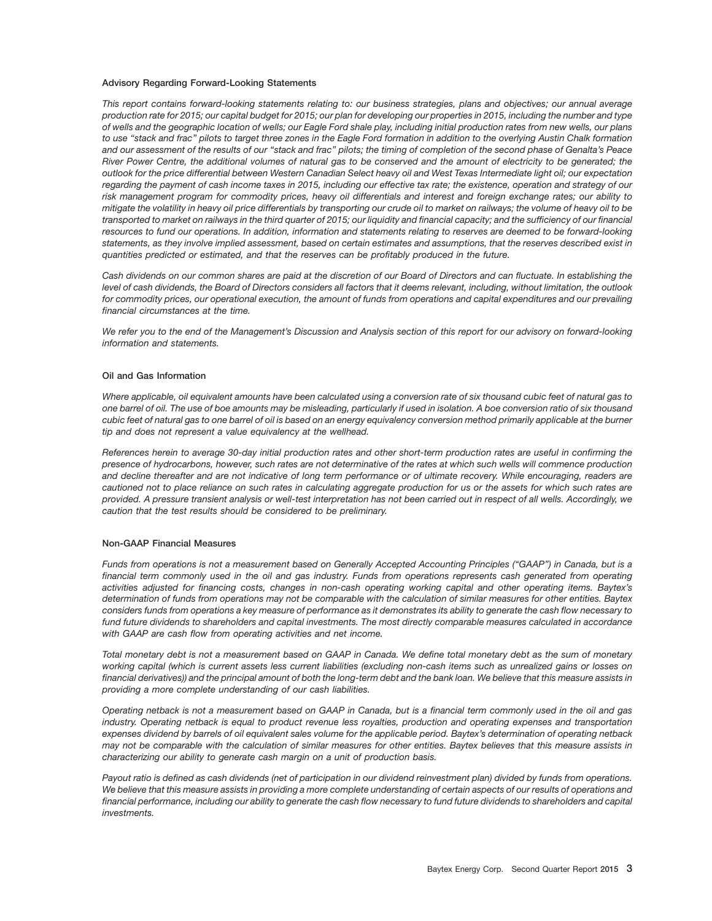**Advisory Regarding Forward-Looking Statements**

*This report contains forward-looking statements relating to: our business strategies, plans and objectives; our annual average production rate for 2015; our capital budget for 2015; our plan for developing our properties in 2015, including the number and type of wells and the geographic location of wells; our Eagle Ford shale play, including initial production rates from new wells, our plans to use "stack and frac" pilots to target three zones in the Eagle Ford formation in addition to the overlying Austin Chalk formation and our assessment of the results of our "stack and frac" pilots; the timing of completion of the second phase of Genalta's Peace River Power Centre, the additional volumes of natural gas to be conserved and the amount of electricity to be generated; the outlook for the price differential between Western Canadian Select heavy oil and West Texas Intermediate light oil; our expectation regarding the payment of cash income taxes in 2015, including our effective tax rate; the existence, operation and strategy of our risk management program for commodity prices, heavy oil differentials and interest and foreign exchange rates; our ability to mitigate the volatility in heavy oil price differentials by transporting our crude oil to market on railways; the volume of heavy oil to be transported to market on railways in the third quarter of 2015; our liquidity and financial capacity; and the sufficiency of our financial resources to fund our operations. In addition, information and statements relating to reserves are deemed to be forward-looking statements, as they involve implied assessment, based on certain estimates and assumptions, that the reserves described exist in quantities predicted or estimated, and that the reserves can be profitably produced in the future.*

*Cash dividends on our common shares are paid at the discretion of our Board of Directors and can fluctuate. In establishing the level of cash dividends, the Board of Directors considers all factors that it deems relevant, including, without limitation, the outlook for commodity prices, our operational execution, the amount of funds from operations and capital expenditures and our prevailing financial circumstances at the time.*

*We refer you to the end of the Management's Discussion and Analysis section of this report for our advisory on forward-looking information and statements.*

**Oil and Gas Information**

*Where applicable, oil equivalent amounts have been calculated using a conversion rate of six thousand cubic feet of natural gas to one barrel of oil. The use of boe amounts may be misleading, particularly if used in isolation. A boe conversion ratio of six thousand cubic feet of natural gas to one barrel of oil is based on an energy equivalency conversion method primarily applicable at the burner tip and does not represent a value equivalency at the wellhead.*

*References herein to average 30-day initial production rates and other short-term production rates are useful in confirming the presence of hydrocarbons, however, such rates are not determinative of the rates at which such wells will commence production and decline thereafter and are not indicative of long term performance or of ultimate recovery. While encouraging, readers are cautioned not to place reliance on such rates in calculating aggregate production for us or the assets for which such rates are provided. A pressure transient analysis or well-test interpretation has not been carried out in respect of all wells. Accordingly, we caution that the test results should be considered to be preliminary.*

**Non-GAAP Financial Measures**

*Funds from operations is not a measurement based on Generally Accepted Accounting Principles ("GAAP") in Canada, but is a financial term commonly used in the oil and gas industry. Funds from operations represents cash generated from operating activities adjusted for financing costs, changes in non-cash operating working capital and other operating items. Baytex's determination of funds from operations may not be comparable with the calculation of similar measures for other entities. Baytex considers funds from operations a key measure of performance as it demonstrates its ability to generate the cash flow necessary to fund future dividends to shareholders and capital investments. The most directly comparable measures calculated in accordance with GAAP are cash flow from operating activities and net income.*

*Total monetary debt is not a measurement based on GAAP in Canada. We define total monetary debt as the sum of monetary working capital (which is current assets less current liabilities (excluding non-cash items such as unrealized gains or losses on financial derivatives)) and the principal amount of both the long-term debt and the bank loan. We believe that this measure assists in providing a more complete understanding of our cash liabilities.*

*Operating netback is not a measurement based on GAAP in Canada, but is a financial term commonly used in the oil and gas industry. Operating netback is equal to product revenue less royalties, production and operating expenses and transportation expenses dividend by barrels of oil equivalent sales volume for the applicable period. Baytex's determination of operating netback may not be comparable with the calculation of similar measures for other entities. Baytex believes that this measure assists in characterizing our ability to generate cash margin on a unit of production basis.*

*Payout ratio is defined as cash dividends (net of participation in our dividend reinvestment plan) divided by funds from operations. We believe that this measure assists in providing a more complete understanding of certain aspects of our results of operations and financial performance, including our ability to generate the cash flow necessary to fund future dividends to shareholders and capital investments.*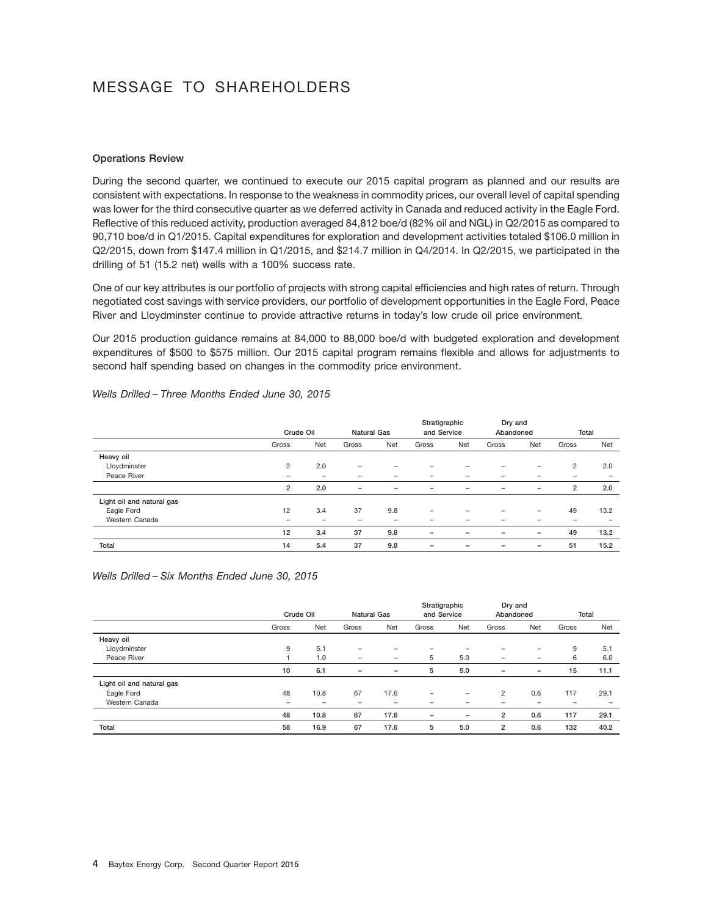# MESSAGE TO SHAREHOLDERS

**Operations Review**

During the second quarter, we continued to execute our 2015 capital program as planned and our results are consistent with expectations. In response to the weakness in commodity prices, our overall level of capital spending was lower for the third consecutive quarter as we deferred activity in Canada and reduced activity in the Eagle Ford. Reflective of this reduced activity, production averaged 84,812 boe/d (82% oil and NGL) in Q2/2015 as compared to 90,710 boe/d in Q1/2015. Capital expenditures for exploration and development activities totaled $106.0 million in Q2/2015, down from $147.4 million in Q1/2015, and $214.7 million in Q4/2014. In Q2/2015, we participated in the drilling of 51 (15.2 net) wells with a 100% success rate.

One of our key attributes is our portfolio of projects with strong capital efficiencies and high rates of return. Through negotiated cost savings with service providers, our portfolio of development opportunities in the Eagle Ford, Peace River and Lloydminster continue to provide attractive returns in today's low crude oil price environment.

Our 2015 production guidance remains at 84,000 to 88,000 boe/d with budgeted exploration and development expenditures of $500 to $575 million. Our 2015 capital program remains flexible and allows for adjustments to second half spending based on changes in the commodity price environment.

*Wells Drilled – Three Months Ended June 30, 2015*

| | Crude Oil | | Natural Gas | | Stratigraphic and Service | | Dry and Abandoned | | Total | |
|---|---|---|---|---|---|---|---|---|---|---|
| | Gross | Net | Gross | Net | Gross | Net | Gross | Net | Gross | Net |
| **Heavy oil** | | | | | | | | | | |
| Lloydminster | 2 | 2.0 | – | – | – | – | – | – | 2 | 2.0 |
| Peace River | – | – | – | – | – | – | – | – | – | – |
| | **2** | **2.0** | **–** | **–** | **–** | **–** | **–** | **–** | **2** | **2.0** |
| **Light oil and natural gas** | | | | | | | | | | |
| Eagle Ford | 12 | 3.4 | 37 | 9.8 | – | – | – | – | 49 | 13.2 |
| Western Canada | – | – | – | – | – | – | – | – | – | – |
| | **12** | **3.4** | **37** | **9.8** | **–** | **–** | **–** | **–** | **49** | **13.2** |
| **Total** | **14** | **5.4** | **37** | **9.8** | **–** | **–** | **–** | **–** | **51** | **15.2** |

*Wells Drilled – Six Months Ended June 30, 2015*

| | Crude Oil | | Natural Gas | | Stratigraphic and Service | | Dry and Abandoned | | Total | |
|---|---|---|---|---|---|---|---|---|---|---|
| | Gross | Net | Gross | Net | Gross | Net | Gross | Net | Gross | Net |
| **Heavy oil** | | | | | | | | | | |
| Lloydminster | 9 | 5.1 | – | – | – | – | – | – | 9 | 5.1 |
| Peace River | 1 | 1.0 | – | – | 5 | 5.0 | – | – | 6 | 6.0 |
| | **10** | **6.1** | **–** | **–** | **5** | **5.0** | **–** | **–** | **15** | **11.1** |
| **Light oil and natural gas** | | | | | | | | | | |
| Eagle Ford | 48 | 10.8 | 67 | 17.6 | – | – | 2 | 0.6 | 117 | 29.1 |
| Western Canada | – | – | – | – | – | – | – | – | – | – |
| | **48** | **10.8** | **67** | **17.6** | **–** | **–** | **2** | **0.6** | **117** | **29.1** |
| **Total** | **58** | **16.9** | **67** | **17.6** | **5** | **5.0** | **2** | **0.6** | **132** | **40.2** |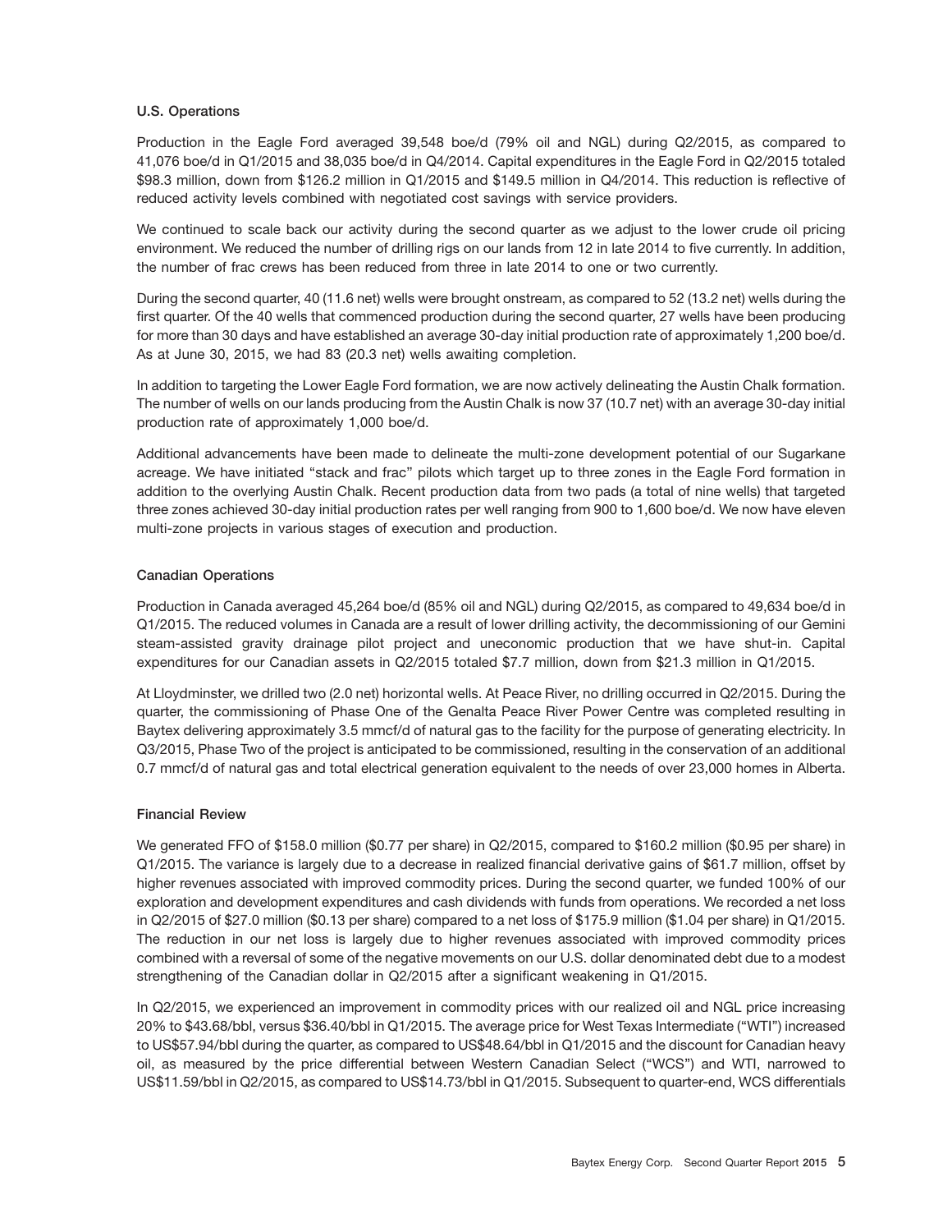### U.S. Operations

Production in the Eagle Ford averaged 39,548 boe/d (79% oil and NGL) during Q2/2015, as compared to 41,076 boe/d in Q1/2015 and 38,035 boe/d in Q4/2014. Capital expenditures in the Eagle Ford in Q2/2015 totaled $98.3 million, down from $126.2 million in Q1/2015 and $149.5 million in Q4/2014. This reduction is reflective of reduced activity levels combined with negotiated cost savings with service providers.

We continued to scale back our activity during the second quarter as we adjust to the lower crude oil pricing environment. We reduced the number of drilling rigs on our lands from 12 in late 2014 to five currently. In addition, the number of frac crews has been reduced from three in late 2014 to one or two currently.

During the second quarter, 40 (11.6 net) wells were brought onstream, as compared to 52 (13.2 net) wells during the first quarter. Of the 40 wells that commenced production during the second quarter, 27 wells have been producing for more than 30 days and have established an average 30-day initial production rate of approximately 1,200 boe/d. As at June 30, 2015, we had 83 (20.3 net) wells awaiting completion.

In addition to targeting the Lower Eagle Ford formation, we are now actively delineating the Austin Chalk formation. The number of wells on our lands producing from the Austin Chalk is now 37 (10.7 net) with an average 30-day initial production rate of approximately 1,000 boe/d.

Additional advancements have been made to delineate the multi-zone development potential of our Sugarkane acreage. We have initiated "stack and frac" pilots which target up to three zones in the Eagle Ford formation in addition to the overlying Austin Chalk. Recent production data from two pads (a total of nine wells) that targeted three zones achieved 30-day initial production rates per well ranging from 900 to 1,600 boe/d. We now have eleven multi-zone projects in various stages of execution and production.

### Canadian Operations

Production in Canada averaged 45,264 boe/d (85% oil and NGL) during Q2/2015, as compared to 49,634 boe/d in Q1/2015. The reduced volumes in Canada are a result of lower drilling activity, the decommissioning of our Gemini steam-assisted gravity drainage pilot project and uneconomic production that we have shut-in. Capital expenditures for our Canadian assets in Q2/2015 totaled $7.7 million, down from $21.3 million in Q1/2015.

At Lloydminster, we drilled two (2.0 net) horizontal wells. At Peace River, no drilling occurred in Q2/2015. During the quarter, the commissioning of Phase One of the Genalta Peace River Power Centre was completed resulting in Baytex delivering approximately 3.5 mmcf/d of natural gas to the facility for the purpose of generating electricity. In Q3/2015, Phase Two of the project is anticipated to be commissioned, resulting in the conservation of an additional 0.7 mmcf/d of natural gas and total electrical generation equivalent to the needs of over 23,000 homes in Alberta.

### Financial Review

We generated FFO of $158.0 million ($0.77 per share) in Q2/2015, compared to $160.2 million ($0.95 per share) in Q1/2015. The variance is largely due to a decrease in realized financial derivative gains of $61.7 million, offset by higher revenues associated with improved commodity prices. During the second quarter, we funded 100% of our exploration and development expenditures and cash dividends with funds from operations. We recorded a net loss in Q2/2015 of $27.0 million ($0.13 per share) compared to a net loss of $175.9 million ($1.04 per share) in Q1/2015. The reduction in our net loss is largely due to higher revenues associated with improved commodity prices combined with a reversal of some of the negative movements on our U.S. dollar denominated debt due to a modest strengthening of the Canadian dollar in Q2/2015 after a significant weakening in Q1/2015.

In Q2/2015, we experienced an improvement in commodity prices with our realized oil and NGL price increasing 20% to $43.68/bbl, versus $36.40/bbl in Q1/2015. The average price for West Texas Intermediate ("WTI") increased to US$57.94/bbl during the quarter, as compared to US$48.64/bbl in Q1/2015 and the discount for Canadian heavy oil, as measured by the price differential between Western Canadian Select ("WCS") and WTI, narrowed to US$11.59/bbl in Q2/2015, as compared to US$14.73/bbl in Q1/2015. Subsequent to quarter-end, WCS differentials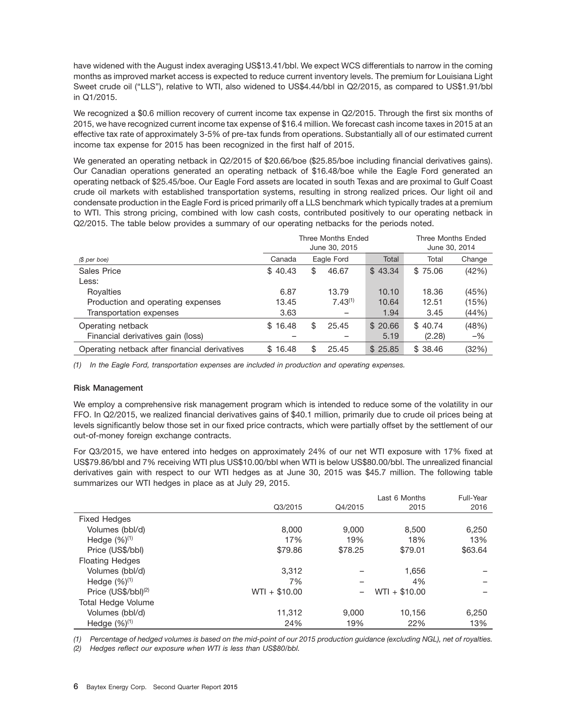have widened with the August index averaging US$13.41/bbl. We expect WCS differentials to narrow in the coming months as improved market access is expected to reduce current inventory levels. The premium for Louisiana Light Sweet crude oil ("LLS"), relative to WTI, also widened to US$4.44/bbl in Q2/2015, as compared to US$1.91/bbl in Q1/2015.

We recognized a $0.6 million recovery of current income tax expense in Q2/2015. Through the first six months of 2015, we have recognized current income tax expense of $16.4 million. We forecast cash income taxes in 2015 at an effective tax rate of approximately 3-5% of pre-tax funds from operations. Substantially all of our estimated current income tax expense for 2015 has been recognized in the first half of 2015.

We generated an operating netback in Q2/2015 of $20.66/boe ($25.85/boe including financial derivatives gains). Our Canadian operations generated an operating netback of $16.48/boe while the Eagle Ford generated an operating netback of $25.45/boe. Our Eagle Ford assets are located in south Texas and are proximal to Gulf Coast crude oil markets with established transportation systems, resulting in strong realized prices. Our light oil and condensate production in the Eagle Ford is priced primarily off a LLS benchmark which typically trades at a premium to WTI. This strong pricing, combined with low cash costs, contributed positively to our operating netback in Q2/2015. The table below provides a summary of our operating netbacks for the periods noted.

| | Three Months Ended June 30, 2015 | | | Three Months Ended June 30, 2014 | |
|---|---|---|---|---|---|
| *($ per boe)* | Canada | Eagle Ford | Total | Total | Change |
| Sales Price | $ 40.43 | $ 46.67 | $ 43.34 | $ 75.06 | (42%) |
| Less: | | | | | |
| Royalties | 6.87 | 13.79 | 10.10 | 18.36 | (45%) |
| Production and operating expenses | 13.45 | 7.43[(1)] | 10.64 | 12.51 | (15%) |
| Transportation expenses | 3.63 | – | 1.94 | 3.45 | (44%) |
| Operating netback | $ 16.48 | $ 25.45 | $ 20.66 | $ 40.74 | (48%) |
| Financial derivatives gain (loss) | – | – | 5.19 | (2.28) | –% |
| Operating netback after financial derivatives | $ 16.48 | $ 25.45 | $ 25.85 | $ 38.46 | (32%) |

*(1) In the Eagle Ford, transportation expenses are included in production and operating expenses.*

### Risk Management

We employ a comprehensive risk management program which is intended to reduce some of the volatility in our FFO. In Q2/2015, we realized financial derivatives gains of $40.1 million, primarily due to crude oil prices being at levels significantly below those set in our fixed price contracts, which were partially offset by the settlement of our out-of-money foreign exchange contracts.

For Q3/2015, we have entered into hedges on approximately 24% of our net WTI exposure with 17% fixed at US$79.86/bbl and 7% receiving WTI plus US$10.00/bbl when WTI is below US$80.00/bbl. The unrealized financial derivatives gain with respect to our WTI hedges as at June 30, 2015 was $45.7 million. The following table summarizes our WTI hedges in place as at July 29, 2015.

| | Q3/2015 | Q4/2015 | Last 6 Months 2015 | Full-Year 2016 |
|---|---|---|---|---|
| Fixed Hedges | | | | |
| Volumes (bbl/d) | 8,000 | 9,000 | 8,500 | 6,250 |
| Hedge (%)[(1)] | 17% | 19% | 18% | 13% |
| Price (US$/bbl) | $79.86 | $78.25 | $79.01 | $63.64 |
| Floating Hedges | | | | |
| Volumes (bbl/d) | 3,312 | – | 1,656 | – |
| Hedge (%)[(1)] | 7% | – | 4% | – |
| Price (US$/bbl)[(2)] | WTI + $10.00 | – | WTI + $10.00 | – |
| Total Hedge Volume | | | | |
| Volumes (bbl/d) | 11,312 | 9,000 | 10,156 | 6,250 |
| Hedge (%)[(1)] | 24% | 19% | 22% | 13% |

*(1) Percentage of hedged volumes is based on the mid-point of our 2015 production guidance (excluding NGL), net of royalties.*

*(2) Hedges reflect our exposure when WTI is less than US$80/bbl.*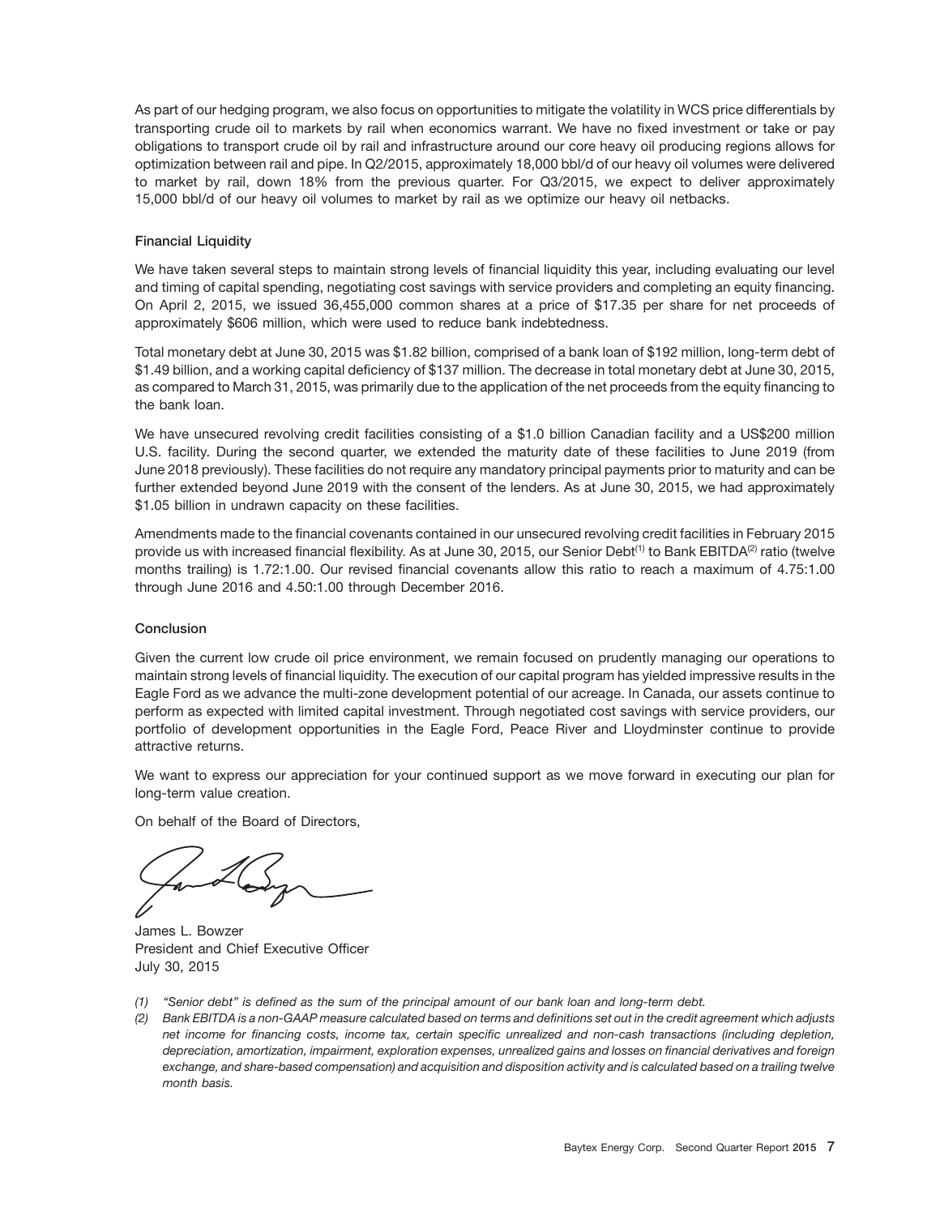As part of our hedging program, we also focus on opportunities to mitigate the volatility in WCS price differentials by transporting crude oil to markets by rail when economics warrant. We have no fixed investment or take or pay obligations to transport crude oil by rail and infrastructure around our core heavy oil producing regions allows for optimization between rail and pipe. In Q2/2015, approximately 18,000 bbl/d of our heavy oil volumes were delivered to market by rail, down 18% from the previous quarter. For Q3/2015, we expect to deliver approximately 15,000 bbl/d of our heavy oil volumes to market by rail as we optimize our heavy oil netbacks.

### Financial Liquidity

We have taken several steps to maintain strong levels of financial liquidity this year, including evaluating our level and timing of capital spending, negotiating cost savings with service providers and completing an equity financing. On April 2, 2015, we issued 36,455,000 common shares at a price of $17.35 per share for net proceeds of approximately $606 million, which were used to reduce bank indebtedness.

Total monetary debt at June 30, 2015 was $1.82 billion, comprised of a bank loan of $192 million, long-term debt of $1.49 billion, and a working capital deficiency of $137 million. The decrease in total monetary debt at June 30, 2015, as compared to March 31, 2015, was primarily due to the application of the net proceeds from the equity financing to the bank loan.

We have unsecured revolving credit facilities consisting of a $1.0 billion Canadian facility and a US$200 million U.S. facility. During the second quarter, we extended the maturity date of these facilities to June 2019 (from June 2018 previously). These facilities do not require any mandatory principal payments prior to maturity and can be further extended beyond June 2019 with the consent of the lenders. As at June 30, 2015, we had approximately $1.05 billion in undrawn capacity on these facilities.

Amendments made to the financial covenants contained in our unsecured revolving credit facilities in February 2015 provide us with increased financial flexibility. As at June 30, 2015, our Senior Debt[1] to Bank EBITDA[2] ratio (twelve months trailing) is 1.72:1.00. Our revised financial covenants allow this ratio to reach a maximum of 4.75:1.00 through June 2016 and 4.50:1.00 through December 2016.

### Conclusion

Given the current low crude oil price environment, we remain focused on prudently managing our operations to maintain strong levels of financial liquidity. The execution of our capital program has yielded impressive results in the Eagle Ford as we advance the multi-zone development potential of our acreage. In Canada, our assets continue to perform as expected with limited capital investment. Through negotiated cost savings with service providers, our portfolio of development opportunities in the Eagle Ford, Peace River and Lloydminster continue to provide attractive returns.

We want to express our appreciation for your continued support as we move forward in executing our plan for long-term value creation.

On behalf of the Board of Directors,

James L. Bowzer
President and Chief Executive Officer
July 30, 2015

*(1) "Senior debt" is defined as the sum of the principal amount of our bank loan and long-term debt.*

*(2) Bank EBITDA is a non-GAAP measure calculated based on terms and definitions set out in the credit agreement which adjusts net income for financing costs, income tax, certain specific unrealized and non-cash transactions (including depletion, depreciation, amortization, impairment, exploration expenses, unrealized gains and losses on financial derivatives and foreign exchange, and share-based compensation) and acquisition and disposition activity and is calculated based on a trailing twelve month basis.*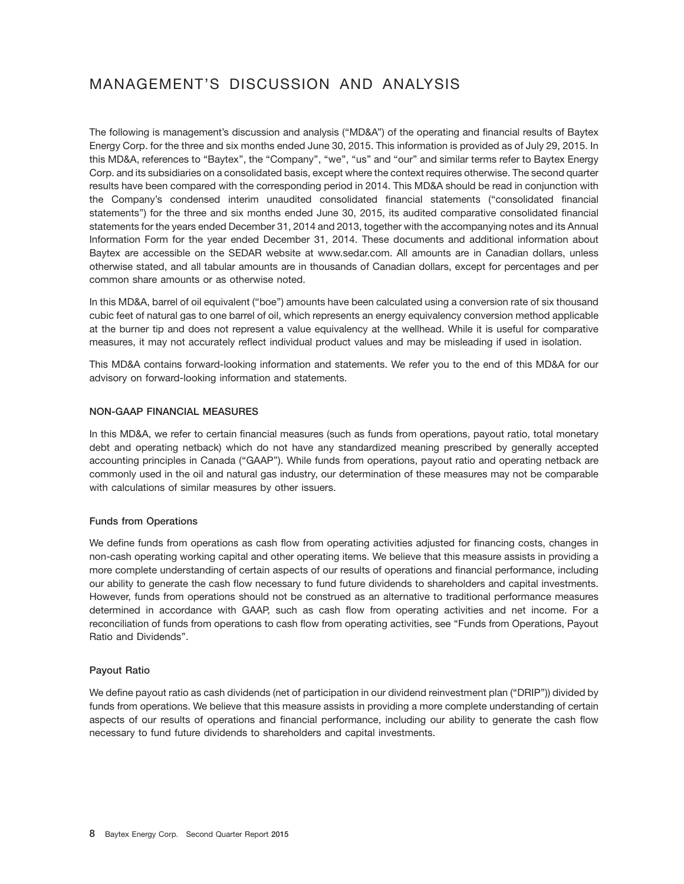# MANAGEMENT'S DISCUSSION AND ANALYSIS

The following is management's discussion and analysis ("MD&A") of the operating and financial results of Baytex Energy Corp. for the three and six months ended June 30, 2015. This information is provided as of July 29, 2015. In this MD&A, references to "Baytex", the "Company", "we", "us" and "our" and similar terms refer to Baytex Energy Corp. and its subsidiaries on a consolidated basis, except where the context requires otherwise. The second quarter results have been compared with the corresponding period in 2014. This MD&A should be read in conjunction with the Company's condensed interim unaudited consolidated financial statements ("consolidated financial statements") for the three and six months ended June 30, 2015, its audited comparative consolidated financial statements for the years ended December 31, 2014 and 2013, together with the accompanying notes and its Annual Information Form for the year ended December 31, 2014. These documents and additional information about Baytex are accessible on the SEDAR website at www.sedar.com. All amounts are in Canadian dollars, unless otherwise stated, and all tabular amounts are in thousands of Canadian dollars, except for percentages and per common share amounts or as otherwise noted.

In this MD&A, barrel of oil equivalent ("boe") amounts have been calculated using a conversion rate of six thousand cubic feet of natural gas to one barrel of oil, which represents an energy equivalency conversion method applicable at the burner tip and does not represent a value equivalency at the wellhead. While it is useful for comparative measures, it may not accurately reflect individual product values and may be misleading if used in isolation.

This MD&A contains forward-looking information and statements. We refer you to the end of this MD&A for our advisory on forward-looking information and statements.

## NON-GAAP FINANCIAL MEASURES

In this MD&A, we refer to certain financial measures (such as funds from operations, payout ratio, total monetary debt and operating netback) which do not have any standardized meaning prescribed by generally accepted accounting principles in Canada ("GAAP"). While funds from operations, payout ratio and operating netback are commonly used in the oil and natural gas industry, our determination of these measures may not be comparable with calculations of similar measures by other issuers.

### Funds from Operations

We define funds from operations as cash flow from operating activities adjusted for financing costs, changes in non-cash operating working capital and other operating items. We believe that this measure assists in providing a more complete understanding of certain aspects of our results of operations and financial performance, including our ability to generate the cash flow necessary to fund future dividends to shareholders and capital investments. However, funds from operations should not be construed as an alternative to traditional performance measures determined in accordance with GAAP, such as cash flow from operating activities and net income. For a reconciliation of funds from operations to cash flow from operating activities, see "Funds from Operations, Payout Ratio and Dividends".

### Payout Ratio

We define payout ratio as cash dividends (net of participation in our dividend reinvestment plan ("DRIP")) divided by funds from operations. We believe that this measure assists in providing a more complete understanding of certain aspects of our results of operations and financial performance, including our ability to generate the cash flow necessary to fund future dividends to shareholders and capital investments.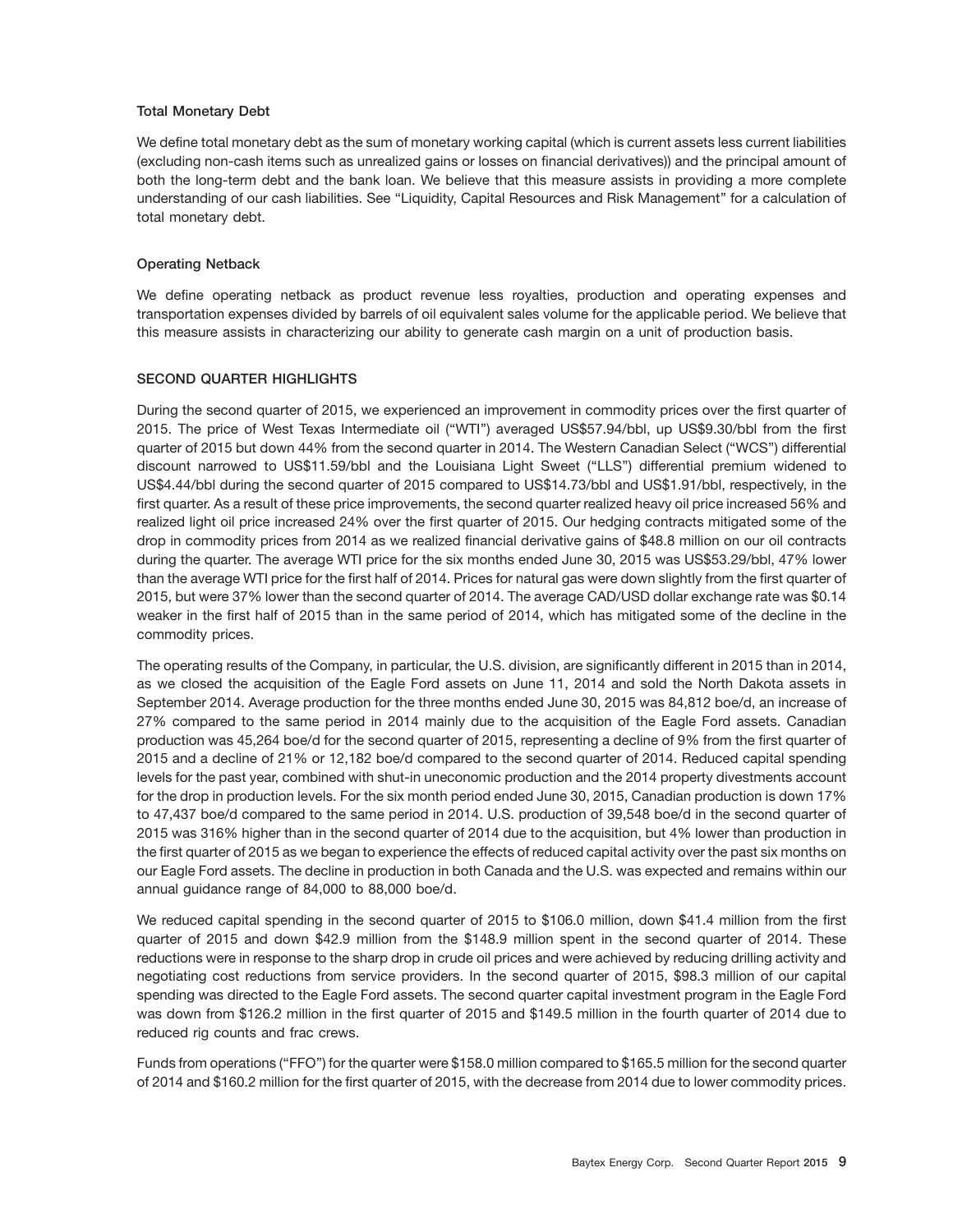### Total Monetary Debt

We define total monetary debt as the sum of monetary working capital (which is current assets less current liabilities (excluding non-cash items such as unrealized gains or losses on financial derivatives)) and the principal amount of both the long-term debt and the bank loan. We believe that this measure assists in providing a more complete understanding of our cash liabilities. See "Liquidity, Capital Resources and Risk Management" for a calculation of total monetary debt.

### Operating Netback

We define operating netback as product revenue less royalties, production and operating expenses and transportation expenses divided by barrels of oil equivalent sales volume for the applicable period. We believe that this measure assists in characterizing our ability to generate cash margin on a unit of production basis.

## SECOND QUARTER HIGHLIGHTS

During the second quarter of 2015, we experienced an improvement in commodity prices over the first quarter of 2015. The price of West Texas Intermediate oil ("WTI") averaged US$57.94/bbl, up US$9.30/bbl from the first quarter of 2015 but down 44% from the second quarter in 2014. The Western Canadian Select ("WCS") differential discount narrowed to US$11.59/bbl and the Louisiana Light Sweet ("LLS") differential premium widened to US$4.44/bbl during the second quarter of 2015 compared to US$14.73/bbl and US$1.91/bbl, respectively, in the first quarter. As a result of these price improvements, the second quarter realized heavy oil price increased 56% and realized light oil price increased 24% over the first quarter of 2015. Our hedging contracts mitigated some of the drop in commodity prices from 2014 as we realized financial derivative gains of $48.8 million on our oil contracts during the quarter. The average WTI price for the six months ended June 30, 2015 was US$53.29/bbl, 47% lower than the average WTI price for the first half of 2014. Prices for natural gas were down slightly from the first quarter of 2015, but were 37% lower than the second quarter of 2014. The average CAD/USD dollar exchange rate was $0.14 weaker in the first half of 2015 than in the same period of 2014, which has mitigated some of the decline in the commodity prices.

The operating results of the Company, in particular, the U.S. division, are significantly different in 2015 than in 2014, as we closed the acquisition of the Eagle Ford assets on June 11, 2014 and sold the North Dakota assets in September 2014. Average production for the three months ended June 30, 2015 was 84,812 boe/d, an increase of 27% compared to the same period in 2014 mainly due to the acquisition of the Eagle Ford assets. Canadian production was 45,264 boe/d for the second quarter of 2015, representing a decline of 9% from the first quarter of 2015 and a decline of 21% or 12,182 boe/d compared to the second quarter of 2014. Reduced capital spending levels for the past year, combined with shut-in uneconomic production and the 2014 property divestments account for the drop in production levels. For the six month period ended June 30, 2015, Canadian production is down 17% to 47,437 boe/d compared to the same period in 2014. U.S. production of 39,548 boe/d in the second quarter of 2015 was 316% higher than in the second quarter of 2014 due to the acquisition, but 4% lower than production in the first quarter of 2015 as we began to experience the effects of reduced capital activity over the past six months on our Eagle Ford assets. The decline in production in both Canada and the U.S. was expected and remains within our annual guidance range of 84,000 to 88,000 boe/d.

We reduced capital spending in the second quarter of 2015 to $106.0 million, down $41.4 million from the first quarter of 2015 and down $42.9 million from the $148.9 million spent in the second quarter of 2014. These reductions were in response to the sharp drop in crude oil prices and were achieved by reducing drilling activity and negotiating cost reductions from service providers. In the second quarter of 2015, $98.3 million of our capital spending was directed to the Eagle Ford assets. The second quarter capital investment program in the Eagle Ford was down from $126.2 million in the first quarter of 2015 and $149.5 million in the fourth quarter of 2014 due to reduced rig counts and frac crews.

Funds from operations ("FFO") for the quarter were $158.0 million compared to $165.5 million for the second quarter of 2014 and $160.2 million for the first quarter of 2015, with the decrease from 2014 due to lower commodity prices.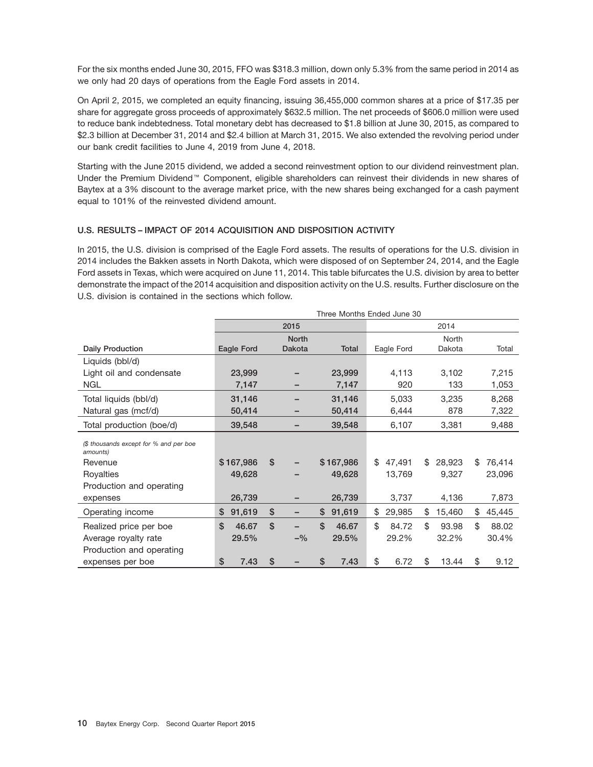For the six months ended June 30, 2015, FFO was $318.3 million, down only 5.3% from the same period in 2014 as we only had 20 days of operations from the Eagle Ford assets in 2014.

On April 2, 2015, we completed an equity financing, issuing 36,455,000 common shares at a price of $17.35 per share for aggregate gross proceeds of approximately $632.5 million. The net proceeds of $606.0 million were used to reduce bank indebtedness. Total monetary debt has decreased to $1.8 billion at June 30, 2015, as compared to $2.3 billion at December 31, 2014 and $2.4 billion at March 31, 2015. We also extended the revolving period under our bank credit facilities to June 4, 2019 from June 4, 2018.

Starting with the June 2015 dividend, we added a second reinvestment option to our dividend reinvestment plan. Under the Premium Dividend™ Component, eligible shareholders can reinvest their dividends in new shares of Baytex at a 3% discount to the average market price, with the new shares being exchanged for a cash payment equal to 101% of the reinvested dividend amount.

### U.S. RESULTS – IMPACT OF 2014 ACQUISITION AND DISPOSITION ACTIVITY

In 2015, the U.S. division is comprised of the Eagle Ford assets. The results of operations for the U.S. division in 2014 includes the Bakken assets in North Dakota, which were disposed of on September 24, 2014, and the Eagle Ford assets in Texas, which were acquired on June 11, 2014. This table bifurcates the U.S. division by area to better demonstrate the impact of the 2014 acquisition and disposition activity on the U.S. results. Further disclosure on the U.S. division is contained in the sections which follow.

| | Three Months Ended June 30 | | | | | |
|---|---|---|---|---|---|---|
| | 2015 | | | 2014 | | |
| **Daily Production** | **Eagle Ford** | **North Dakota** | **Total** | Eagle Ford | North Dakota | Total |
| Liquids (bbl/d) | | | | | | |
| Light oil and condensate | 23,999 | – | 23,999 | 4,113 | 3,102 | 7,215 |
| NGL | 7,147 | – | 7,147 | 920 | 133 | 1,053 |
| Total liquids (bbl/d) | 31,146 | – | 31,146 | 5,033 | 3,235 | 8,268 |
| Natural gas (mcf/d) | 50,414 | – | 50,414 | 6,444 | 878 | 7,322 |
| Total production (boe/d) | 39,548 | – | 39,548 | 6,107 | 3,381 | 9,488 |
| *($ thousands except for % and per boe amounts)* | | | | | | |
| Revenue | $ 167,986 | $ – | $ 167,986 | $ 47,491 | $ 28,923 | $ 76,414 |
| Royalties | 49,628 | – | 49,628 | 13,769 | 9,327 | 23,096 |
| Production and operating expenses | 26,739 | – | 26,739 | 3,737 | 4,136 | 7,873 |
| Operating income | $ 91,619 | $ – | $ 91,619 | $ 29,985 | $ 15,460 | $ 45,445 |
| Realized price per boe | $ 46.67 | $ – | $ 46.67 | $ 84.72 | $ 93.98 | $ 88.02 |
| Average royalty rate | 29.5% | –% | 29.5% | 29.2% | 32.2% | 30.4% |
| Production and operating expenses per boe | $ 7.43 | $ – | $ 7.43 | $ 6.72 | $ 13.44 | $ 9.12 |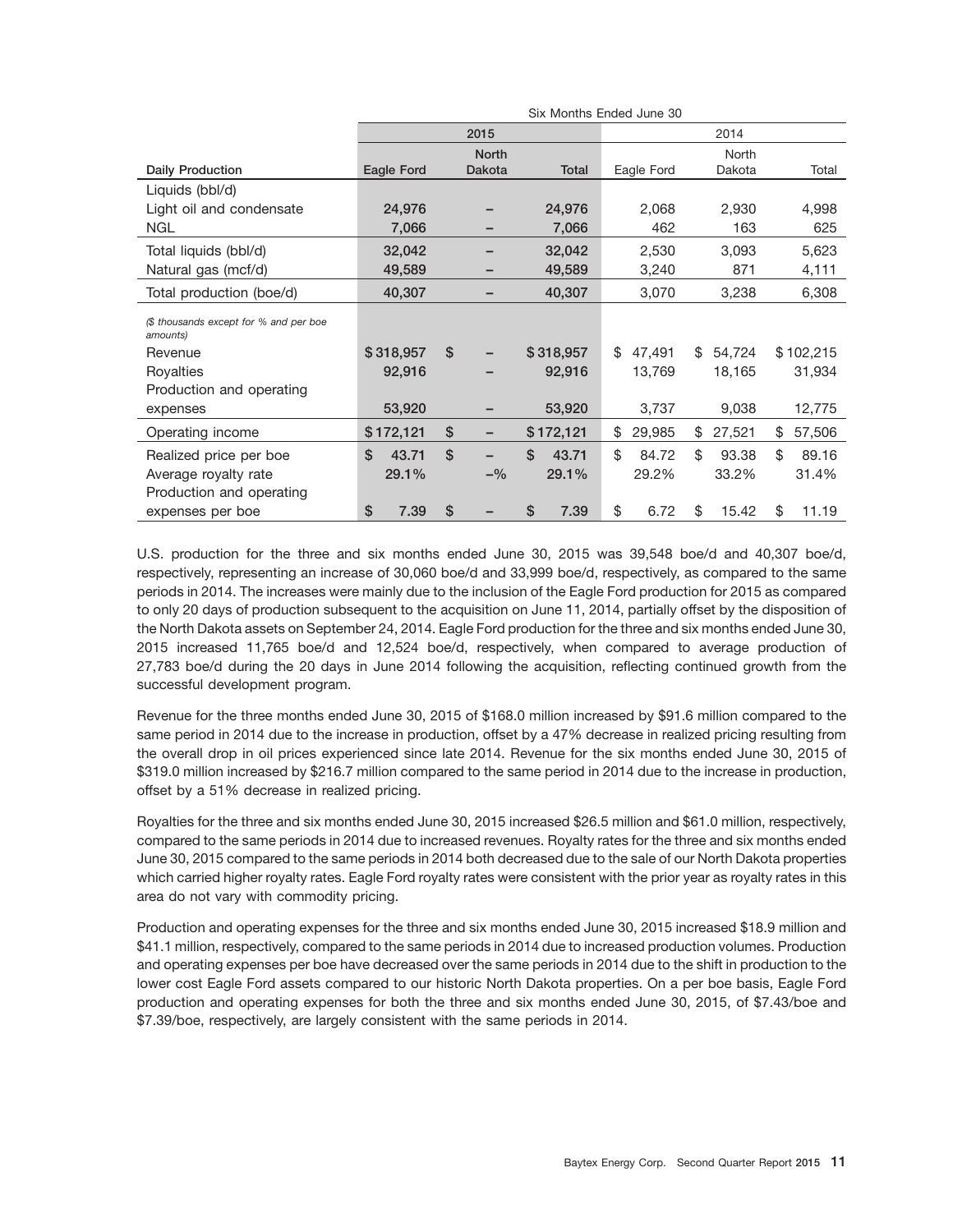| | Six Months Ended June 30 | | | | | |
|---|---|---|---|---|---|---|
| | 2015 | | | 2014 | | |
| **Daily Production** | **Eagle Ford** | **North Dakota** | **Total** | Eagle Ford | North Dakota | Total |
| Liquids (bbl/d) | | | | | | |
| Light oil and condensate | **24,976** | **–** | **24,976** | 2,068 | 2,930 | 4,998 |
| NGL | **7,066** | **–** | **7,066** | 462 | 163 | 625 |
| Total liquids (bbl/d) | **32,042** | **–** | **32,042** | 2,530 | 3,093 | 5,623 |
| Natural gas (mcf/d) | **49,589** | **–** | **49,589** | 3,240 | 871 | 4,111 |
| Total production (boe/d) | **40,307** | **–** | **40,307** | 3,070 | 3,238 | 6,308 |
| *($ thousands except for % and per boe amounts)* | | | | | | |
| Revenue | **$ 318,957** | **$ –** | **$ 318,957** | $ 47,491 | $ 54,724 | $ 102,215 |
| Royalties | **92,916** | **–** | **92,916** | 13,769 | 18,165 | 31,934 |
| Production and operating expenses | **53,920** | **–** | **53,920** | 3,737 | 9,038 | 12,775 |
| Operating income | **$ 172,121** | **$ –** | **$ 172,121** | $ 29,985 | $ 27,521 | $ 57,506 |
| Realized price per boe | **$ 43.71** | **$ –** | **$ 43.71** | $ 84.72 | $ 93.38 | $ 89.16 |
| Average royalty rate | **29.1%** | **–%** | **29.1%** | 29.2% | 33.2% | 31.4% |
| Production and operating expenses per boe | **$ 7.39** | **$ –** | **$ 7.39** | $ 6.72 | $ 15.42 | $ 11.19 |

U.S. production for the three and six months ended June 30, 2015 was 39,548 boe/d and 40,307 boe/d, respectively, representing an increase of 30,060 boe/d and 33,999 boe/d, respectively, as compared to the same periods in 2014. The increases were mainly due to the inclusion of the Eagle Ford production for 2015 as compared to only 20 days of production subsequent to the acquisition on June 11, 2014, partially offset by the disposition of the North Dakota assets on September 24, 2014. Eagle Ford production for the three and six months ended June 30, 2015 increased 11,765 boe/d and 12,524 boe/d, respectively, when compared to average production of 27,783 boe/d during the 20 days in June 2014 following the acquisition, reflecting continued growth from the successful development program.

Revenue for the three months ended June 30, 2015 of $168.0 million increased by $91.6 million compared to the same period in 2014 due to the increase in production, offset by a 47% decrease in realized pricing resulting from the overall drop in oil prices experienced since late 2014. Revenue for the six months ended June 30, 2015 of $319.0 million increased by $216.7 million compared to the same period in 2014 due to the increase in production, offset by a 51% decrease in realized pricing.

Royalties for the three and six months ended June 30, 2015 increased $26.5 million and $61.0 million, respectively, compared to the same periods in 2014 due to increased revenues. Royalty rates for the three and six months ended June 30, 2015 compared to the same periods in 2014 both decreased due to the sale of our North Dakota properties which carried higher royalty rates. Eagle Ford royalty rates were consistent with the prior year as royalty rates in this area do not vary with commodity pricing.

Production and operating expenses for the three and six months ended June 30, 2015 increased $18.9 million and $41.1 million, respectively, compared to the same periods in 2014 due to increased production volumes. Production and operating expenses per boe have decreased over the same periods in 2014 due to the shift in production to the lower cost Eagle Ford assets compared to our historic North Dakota properties. On a per boe basis, Eagle Ford production and operating expenses for both the three and six months ended June 30, 2015, of $7.43/boe and $7.39/boe, respectively, are largely consistent with the same periods in 2014.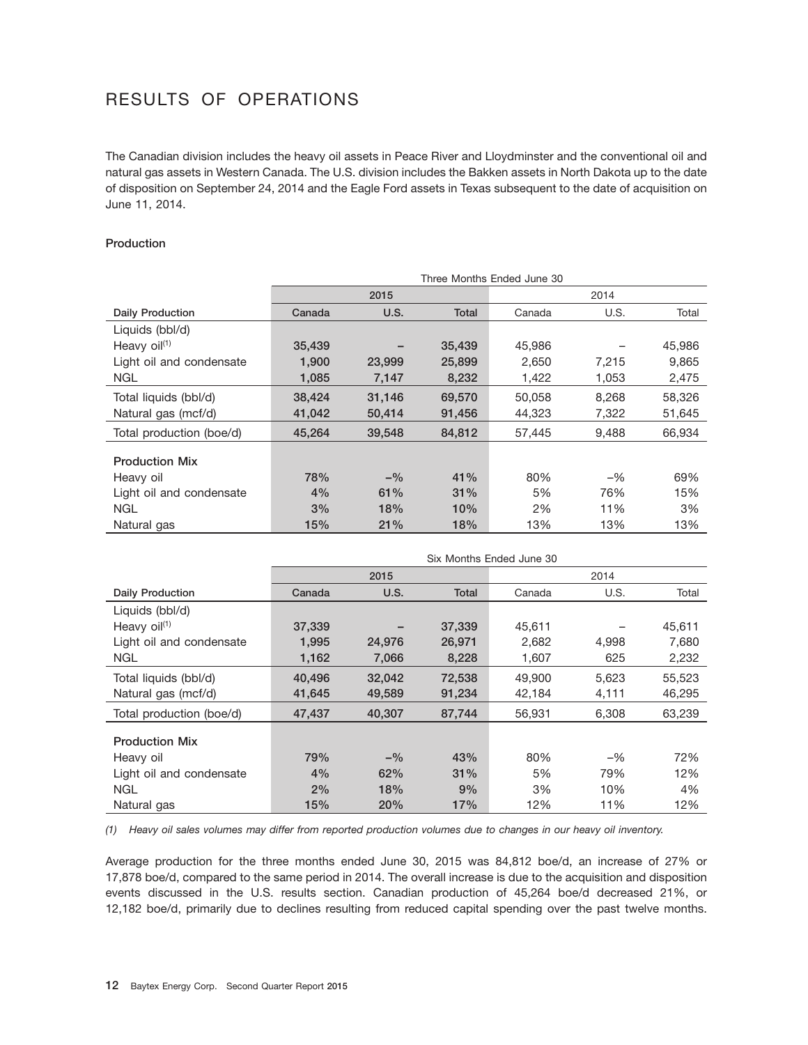# RESULTS OF OPERATIONS

The Canadian division includes the heavy oil assets in Peace River and Lloydminster and the conventional oil and natural gas assets in Western Canada. The U.S. division includes the Bakken assets in North Dakota up to the date of disposition on September 24, 2014 and the Eagle Ford assets in Texas subsequent to the date of acquisition on June 11, 2014.

### Production

| | Three Months Ended June 30 | | | | | |
|---|---|---|---|---|---|---|
| | 2015 | | | 2014 | | |
| **Daily Production** | **Canada** | **U.S.** | **Total** | Canada | U.S. | Total |
| Liquids (bbl/d) | | | | | | |
| Heavy oil[1] | **35,439** | **–** | **35,439** | 45,986 | – | 45,986 |
| Light oil and condensate | **1,900** | **23,999** | **25,899** | 2,650 | 7,215 | 9,865 |
| NGL | **1,085** | **7,147** | **8,232** | 1,422 | 1,053 | 2,475 |
| Total liquids (bbl/d) | **38,424** | **31,146** | **69,570** | 50,058 | 8,268 | 58,326 |
| Natural gas (mcf/d) | **41,042** | **50,414** | **91,456** | 44,323 | 7,322 | 51,645 |
| Total production (boe/d) | **45,264** | **39,548** | **84,812** | 57,445 | 9,488 | 66,934 |
| **Production Mix** | | | | | | |
| Heavy oil | **78%** | **–%** | **41%** | 80% | –% | 69% |
| Light oil and condensate | **4%** | **61%** | **31%** | 5% | 76% | 15% |
| NGL | **3%** | **18%** | **10%** | 2% | 11% | 3% |
| Natural gas | **15%** | **21%** | **18%** | 13% | 13% | 13% |

| | Six Months Ended June 30 | | | | | |
|---|---|---|---|---|---|---|
| | 2015 | | | 2014 | | |
| **Daily Production** | **Canada** | **U.S.** | **Total** | Canada | U.S. | Total |
| Liquids (bbl/d) | | | | | | |
| Heavy oil[1] | **37,339** | **–** | **37,339** | 45,611 | – | 45,611 |
| Light oil and condensate | **1,995** | **24,976** | **26,971** | 2,682 | 4,998 | 7,680 |
| NGL | **1,162** | **7,066** | **8,228** | 1,607 | 625 | 2,232 |
| Total liquids (bbl/d) | **40,496** | **32,042** | **72,538** | 49,900 | 5,623 | 55,523 |
| Natural gas (mcf/d) | **41,645** | **49,589** | **91,234** | 42,184 | 4,111 | 46,295 |
| Total production (boe/d) | **47,437** | **40,307** | **87,744** | 56,931 | 6,308 | 63,239 |
| **Production Mix** | | | | | | |
| Heavy oil | **79%** | **–%** | **43%** | 80% | –% | 72% |
| Light oil and condensate | **4%** | **62%** | **31%** | 5% | 79% | 12% |
| NGL | **2%** | **18%** | **9%** | 3% | 10% | 4% |
| Natural gas | **15%** | **20%** | **17%** | 12% | 11% | 12% |

*(1) Heavy oil sales volumes may differ from reported production volumes due to changes in our heavy oil inventory.*

Average production for the three months ended June 30, 2015 was 84,812 boe/d, an increase of 27% or 17,878 boe/d, compared to the same period in 2014. The overall increase is due to the acquisition and disposition events discussed in the U.S. results section. Canadian production of 45,264 boe/d decreased 21%, or 12,182 boe/d, primarily due to declines resulting from reduced capital spending over the past twelve months.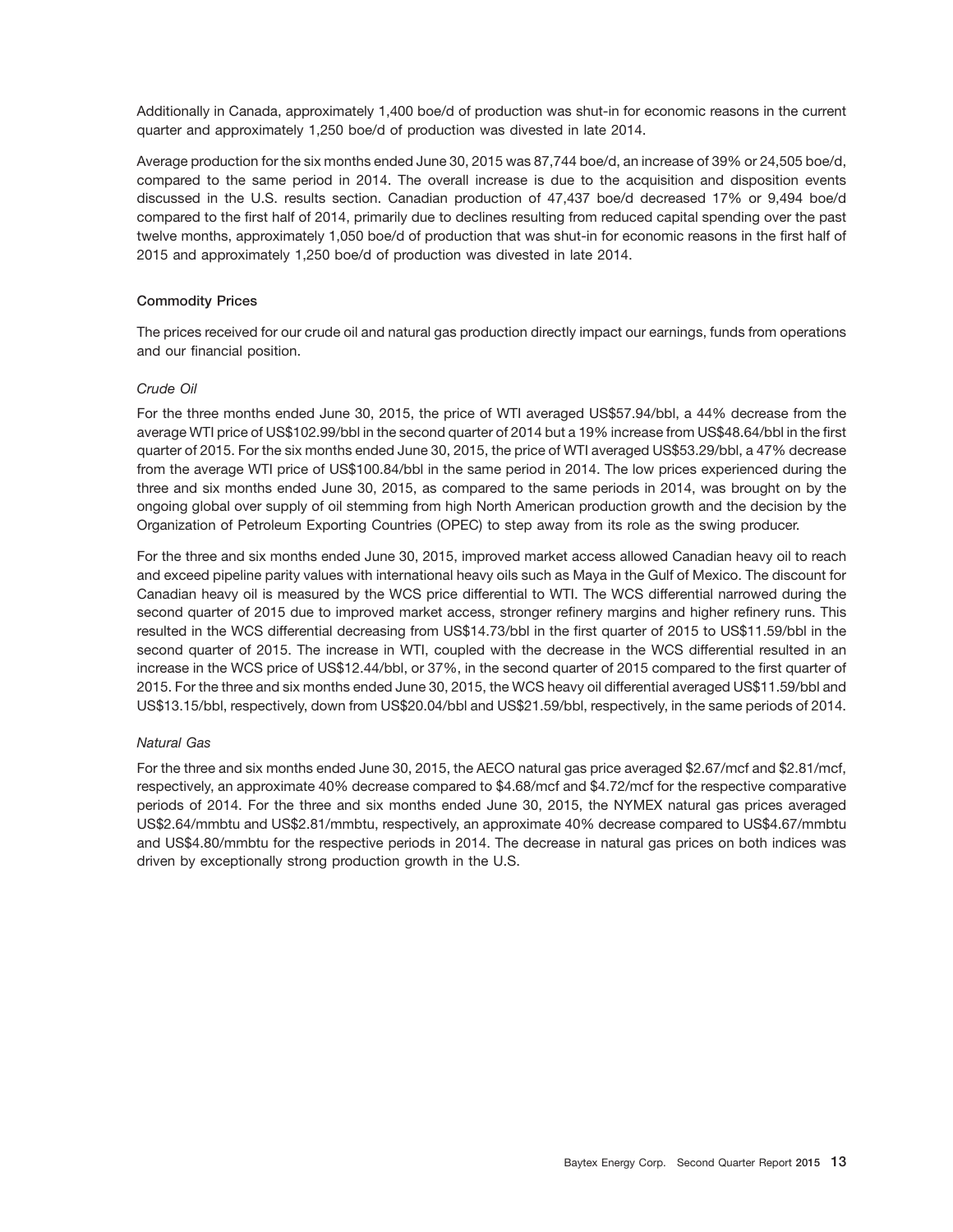Additionally in Canada, approximately 1,400 boe/d of production was shut-in for economic reasons in the current quarter and approximately 1,250 boe/d of production was divested in late 2014.

Average production for the six months ended June 30, 2015 was 87,744 boe/d, an increase of 39% or 24,505 boe/d, compared to the same period in 2014. The overall increase is due to the acquisition and disposition events discussed in the U.S. results section. Canadian production of 47,437 boe/d decreased 17% or 9,494 boe/d compared to the first half of 2014, primarily due to declines resulting from reduced capital spending over the past twelve months, approximately 1,050 boe/d of production that was shut-in for economic reasons in the first half of 2015 and approximately 1,250 boe/d of production was divested in late 2014.

### Commodity Prices

The prices received for our crude oil and natural gas production directly impact our earnings, funds from operations and our financial position.

*Crude Oil*

For the three months ended June 30, 2015, the price of WTI averaged US$57.94/bbl, a 44% decrease from the average WTI price of US$102.99/bbl in the second quarter of 2014 but a 19% increase from US$48.64/bbl in the first quarter of 2015. For the six months ended June 30, 2015, the price of WTI averaged US$53.29/bbl, a 47% decrease from the average WTI price of US$100.84/bbl in the same period in 2014. The low prices experienced during the three and six months ended June 30, 2015, as compared to the same periods in 2014, was brought on by the ongoing global over supply of oil stemming from high North American production growth and the decision by the Organization of Petroleum Exporting Countries (OPEC) to step away from its role as the swing producer.

For the three and six months ended June 30, 2015, improved market access allowed Canadian heavy oil to reach and exceed pipeline parity values with international heavy oils such as Maya in the Gulf of Mexico. The discount for Canadian heavy oil is measured by the WCS price differential to WTI. The WCS differential narrowed during the second quarter of 2015 due to improved market access, stronger refinery margins and higher refinery runs. This resulted in the WCS differential decreasing from US$14.73/bbl in the first quarter of 2015 to US$11.59/bbl in the second quarter of 2015. The increase in WTI, coupled with the decrease in the WCS differential resulted in an increase in the WCS price of US$12.44/bbl, or 37%, in the second quarter of 2015 compared to the first quarter of 2015. For the three and six months ended June 30, 2015, the WCS heavy oil differential averaged US$11.59/bbl and US$13.15/bbl, respectively, down from US$20.04/bbl and US$21.59/bbl, respectively, in the same periods of 2014.

*Natural Gas*

For the three and six months ended June 30, 2015, the AECO natural gas price averaged $2.67/mcf and $2.81/mcf, respectively, an approximate 40% decrease compared to $4.68/mcf and $4.72/mcf for the respective comparative periods of 2014. For the three and six months ended June 30, 2015, the NYMEX natural gas prices averaged US$2.64/mmbtu and US$2.81/mmbtu, respectively, an approximate 40% decrease compared to US$4.67/mmbtu and US$4.80/mmbtu for the respective periods in 2014. The decrease in natural gas prices on both indices was driven by exceptionally strong production growth in the U.S.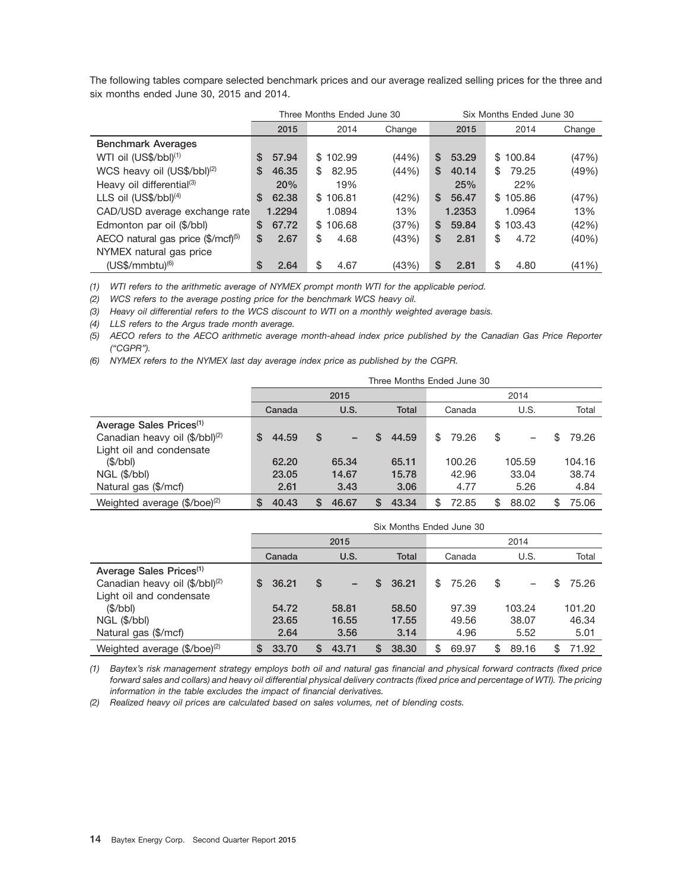The following tables compare selected benchmark prices and our average realized selling prices for the three and six months ended June 30, 2015 and 2014.

| | Three Months Ended June 30 | | | Six Months Ended June 30 | | |
|---|---|---|---|---|---|---|
| | 2015 | 2014 | Change | 2015 | 2014 | Change |
| **Benchmark Averages** | | | | | | |
| WTI oil (US$/bbl)[(1)] | $ 57.94 | $ 102.99 | (44%) | $ 53.29 | $ 100.84 | (47%) |
| WCS heavy oil (US$/bbl)[(2)] | $ 46.35 | $ 82.95 | (44%) | $ 40.14 | $ 79.25 | (49%) |
| Heavy oil differential[(3)] | 20% | 19% | | 25% | 22% | |
| LLS oil (US$/bbl)[(4)] | $ 62.38 | $ 106.81 | (42%) | $ 56.47 | $ 105.86 | (47%) |
| CAD/USD average exchange rate | 1.2294 | 1.0894 | 13% | 1.2353 | 1.0964 | 13% |
| Edmonton par oil ($/bbl) | $ 67.72 | $ 106.68 | (37%) | $ 59.84 | $ 103.43 | (42%) |
| AECO natural gas price ($/mcf)[(5)] | $ 2.67 | $ 4.68 | (43%) | $ 2.81 | $ 4.72 | (40%) |
| NYMEX natural gas price (US$/mmbtu)[(6)] | $ 2.64 | $ 4.67 | (43%) | $ 2.81 | $ 4.80 | (41%) |

*(1) WTI refers to the arithmetic average of NYMEX prompt month WTI for the applicable period.*

*(2) WCS refers to the average posting price for the benchmark WCS heavy oil.*

*(3) Heavy oil differential refers to the WCS discount to WTI on a monthly weighted average basis.*

*(4) LLS refers to the Argus trade month average.*

*(5) AECO refers to the AECO arithmetic average month-ahead index price published by the Canadian Gas Price Reporter ("CGPR").*

*(6) NYMEX refers to the NYMEX last day average index price as published by the CGPR.*

| | Three Months Ended June 30 | | | | | |
|---|---|---|---|---|---|---|
| | 2015 | | | 2014 | | |
| | Canada | U.S. | Total | Canada | U.S. | Total |
| **Average Sales Prices[(1)]** | | | | | | |
| Canadian heavy oil ($/bbl)[(2)] | $ 44.59 | $ – | $ 44.59 | $ 79.26 | $ – | $ 79.26 |
| Light oil and condensate ($/bbl) | 62.20 | 65.34 | 65.11 | 100.26 | 105.59 | 104.16 |
| NGL ($/bbl) | 23.05 | 14.67 | 15.78 | 42.96 | 33.04 | 38.74 |
| Natural gas ($/mcf) | 2.61 | 3.43 | 3.06 | 4.77 | 5.26 | 4.84 |
| Weighted average ($/boe)[(2)] | $ 40.43 | $ 46.67 | $ 43.34 | $ 72.85 | $ 88.02 | $ 75.06 |

| | Six Months Ended June 30 | | | | | |
|---|---|---|---|---|---|---|
| | 2015 | | | 2014 | | |
| | Canada | U.S. | Total | Canada | U.S. | Total |
| **Average Sales Prices[(1)]** | | | | | | |
| Canadian heavy oil ($/bbl)[(2)] | $ 36.21 | $ – | $ 36.21 | $ 75.26 | $ – | $ 75.26 |
| Light oil and condensate ($/bbl) | 54.72 | 58.81 | 58.50 | 97.39 | 103.24 | 101.20 |
| NGL ($/bbl) | 23.65 | 16.55 | 17.55 | 49.56 | 38.07 | 46.34 |
| Natural gas ($/mcf) | 2.64 | 3.56 | 3.14 | 4.96 | 5.52 | 5.01 |
| Weighted average ($/boe)[(2)] | $ 33.70 | $ 43.71 | $ 38.30 | $ 69.97 | $ 89.16 | $ 71.92 |

*(1) Baytex's risk management strategy employs both oil and natural gas financial and physical forward contracts (fixed price forward sales and collars) and heavy oil differential physical delivery contracts (fixed price and percentage of WTI). The pricing information in the table excludes the impact of financial derivatives.*

*(2) Realized heavy oil prices are calculated based on sales volumes, net of blending costs.*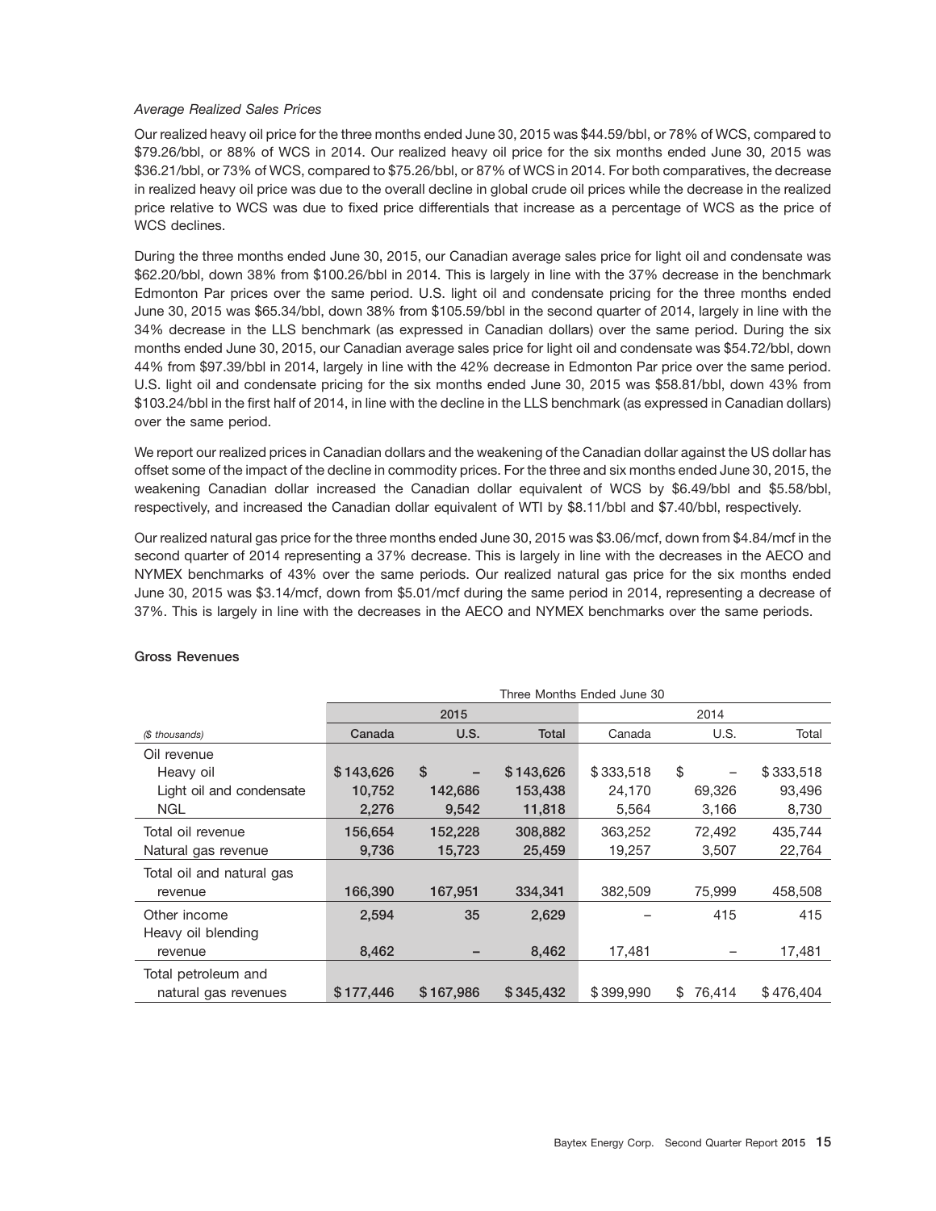*Average Realized Sales Prices*

Our realized heavy oil price for the three months ended June 30, 2015 was $44.59/bbl, or 78% of WCS, compared to $79.26/bbl, or 88% of WCS in 2014. Our realized heavy oil price for the six months ended June 30, 2015 was $36.21/bbl, or 73% of WCS, compared to $75.26/bbl, or 87% of WCS in 2014. For both comparatives, the decrease in realized heavy oil price was due to the overall decline in global crude oil prices while the decrease in the realized price relative to WCS was due to fixed price differentials that increase as a percentage of WCS as the price of WCS declines.

During the three months ended June 30, 2015, our Canadian average sales price for light oil and condensate was $62.20/bbl, down 38% from $100.26/bbl in 2014. This is largely in line with the 37% decrease in the benchmark Edmonton Par prices over the same period. U.S. light oil and condensate pricing for the three months ended June 30, 2015 was $65.34/bbl, down 38% from $105.59/bbl in the second quarter of 2014, largely in line with the 34% decrease in the LLS benchmark (as expressed in Canadian dollars) over the same period. During the six months ended June 30, 2015, our Canadian average sales price for light oil and condensate was $54.72/bbl, down 44% from $97.39/bbl in 2014, largely in line with the 42% decrease in Edmonton Par price over the same period. U.S. light oil and condensate pricing for the six months ended June 30, 2015 was $58.81/bbl, down 43% from $103.24/bbl in the first half of 2014, in line with the decline in the LLS benchmark (as expressed in Canadian dollars) over the same period.

We report our realized prices in Canadian dollars and the weakening of the Canadian dollar against the US dollar has offset some of the impact of the decline in commodity prices. For the three and six months ended June 30, 2015, the weakening Canadian dollar increased the Canadian dollar equivalent of WCS by $6.49/bbl and $5.58/bbl, respectively, and increased the Canadian dollar equivalent of WTI by $8.11/bbl and $7.40/bbl, respectively.

Our realized natural gas price for the three months ended June 30, 2015 was $3.06/mcf, down from $4.84/mcf in the second quarter of 2014 representing a 37% decrease. This is largely in line with the decreases in the AECO and NYMEX benchmarks of 43% over the same periods. Our realized natural gas price for the six months ended June 30, 2015 was $3.14/mcf, down from $5.01/mcf during the same period in 2014, representing a decrease of 37%. This is largely in line with the decreases in the AECO and NYMEX benchmarks over the same periods.

**Gross Revenues**

| | Three Months Ended June 30 | | | | | |
|---|---|---|---|---|---|---|
| | 2015 | | | 2014 | | |
| *($ thousands)* | **Canada** | **U.S.** | **Total** | Canada | U.S. | Total |
| Oil revenue | | | | | | |
| Heavy oil | **$143,626** | **$ –** | **$143,626** | $333,518 | $ – | $333,518 |
| Light oil and condensate | **10,752** | **142,686** | **153,438** | 24,170 | 69,326 | 93,496 |
| NGL | **2,276** | **9,542** | **11,818** | 5,564 | 3,166 | 8,730 |
| Total oil revenue | **156,654** | **152,228** | **308,882** | 363,252 | 72,492 | 435,744 |
| Natural gas revenue | **9,736** | **15,723** | **25,459** | 19,257 | 3,507 | 22,764 |
| Total oil and natural gas revenue | **166,390** | **167,951** | **334,341** | 382,509 | 75,999 | 458,508 |
| Other income | **2,594** | **35** | **2,629** | – | 415 | 415 |
| Heavy oil blending revenue | **8,462** | **–** | **8,462** | 17,481 | – | 17,481 |
| Total petroleum and natural gas revenues | **$177,446** | **$167,986** | **$345,432** | $399,990 | $ 76,414 | $476,404 |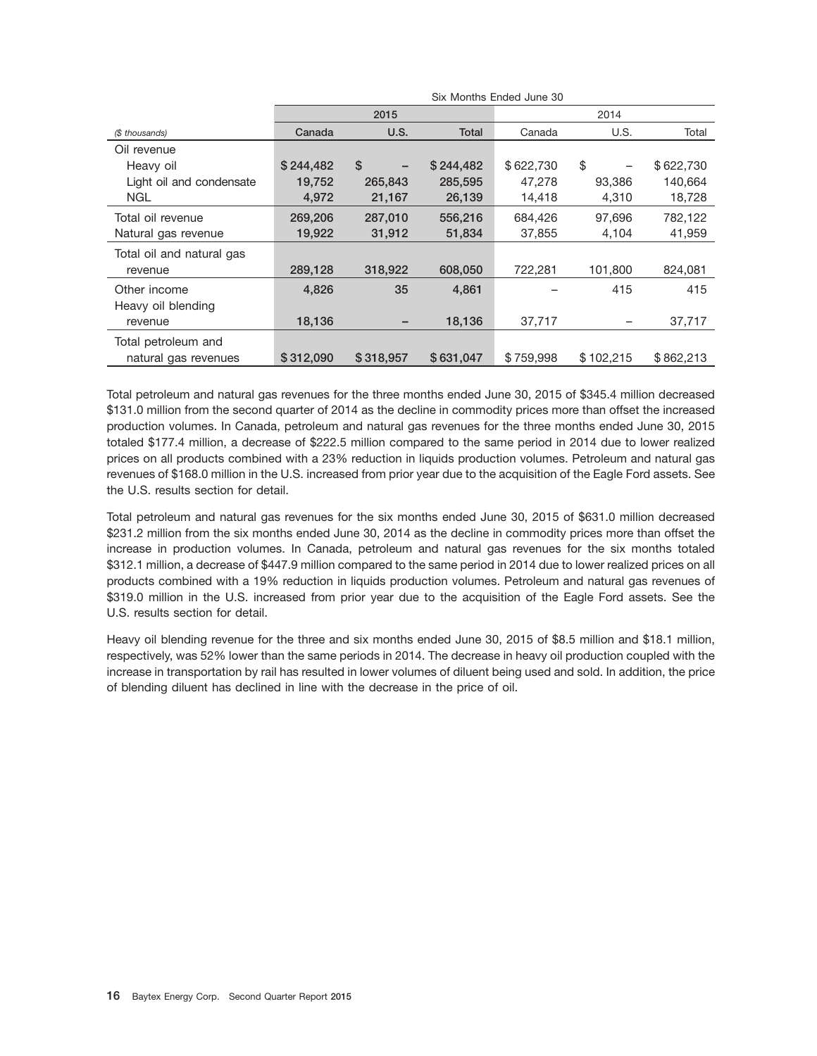| | Six Months Ended June 30 | | | | | |
|---|---|---|---|---|---|---|
| | 2015 | | | 2014 | | |
| *($ thousands)* | **Canada** | **U.S.** | **Total** | Canada | U.S. | Total |
| Oil revenue | | | | | | |
| Heavy oil | **$ 244,482** | **$ –** | **$ 244,482** | $ 622,730 | $ – | $ 622,730 |
| Light oil and condensate | **19,752** | **265,843** | **285,595** | 47,278 | 93,386 | 140,664 |
| NGL | **4,972** | **21,167** | **26,139** | 14,418 | 4,310 | 18,728 |
| Total oil revenue | **269,206** | **287,010** | **556,216** | 684,426 | 97,696 | 782,122 |
| Natural gas revenue | **19,922** | **31,912** | **51,834** | 37,855 | 4,104 | 41,959 |
| Total oil and natural gas revenue | **289,128** | **318,922** | **608,050** | 722,281 | 101,800 | 824,081 |
| Other income | **4,826** | **35** | **4,861** | – | 415 | 415 |
| Heavy oil blending revenue | **18,136** | **–** | **18,136** | 37,717 | – | 37,717 |
| Total petroleum and natural gas revenues | **$ 312,090** | **$ 318,957** | **$ 631,047** | $ 759,998 | $ 102,215 | $ 862,213 |

Total petroleum and natural gas revenues for the three months ended June 30, 2015 of $345.4 million decreased $131.0 million from the second quarter of 2014 as the decline in commodity prices more than offset the increased production volumes. In Canada, petroleum and natural gas revenues for the three months ended June 30, 2015 totaled $177.4 million, a decrease of $222.5 million compared to the same period in 2014 due to lower realized prices on all products combined with a 23% reduction in liquids production volumes. Petroleum and natural gas revenues of $168.0 million in the U.S. increased from prior year due to the acquisition of the Eagle Ford assets. See the U.S. results section for detail.

Total petroleum and natural gas revenues for the six months ended June 30, 2015 of $631.0 million decreased $231.2 million from the six months ended June 30, 2014 as the decline in commodity prices more than offset the increase in production volumes. In Canada, petroleum and natural gas revenues for the six months totaled $312.1 million, a decrease of $447.9 million compared to the same period in 2014 due to lower realized prices on all products combined with a 19% reduction in liquids production volumes. Petroleum and natural gas revenues of $319.0 million in the U.S. increased from prior year due to the acquisition of the Eagle Ford assets. See the U.S. results section for detail.

Heavy oil blending revenue for the three and six months ended June 30, 2015 of $8.5 million and $18.1 million, respectively, was 52% lower than the same periods in 2014. The decrease in heavy oil production coupled with the increase in transportation by rail has resulted in lower volumes of diluent being used and sold. In addition, the price of blending diluent has declined in line with the decrease in the price of oil.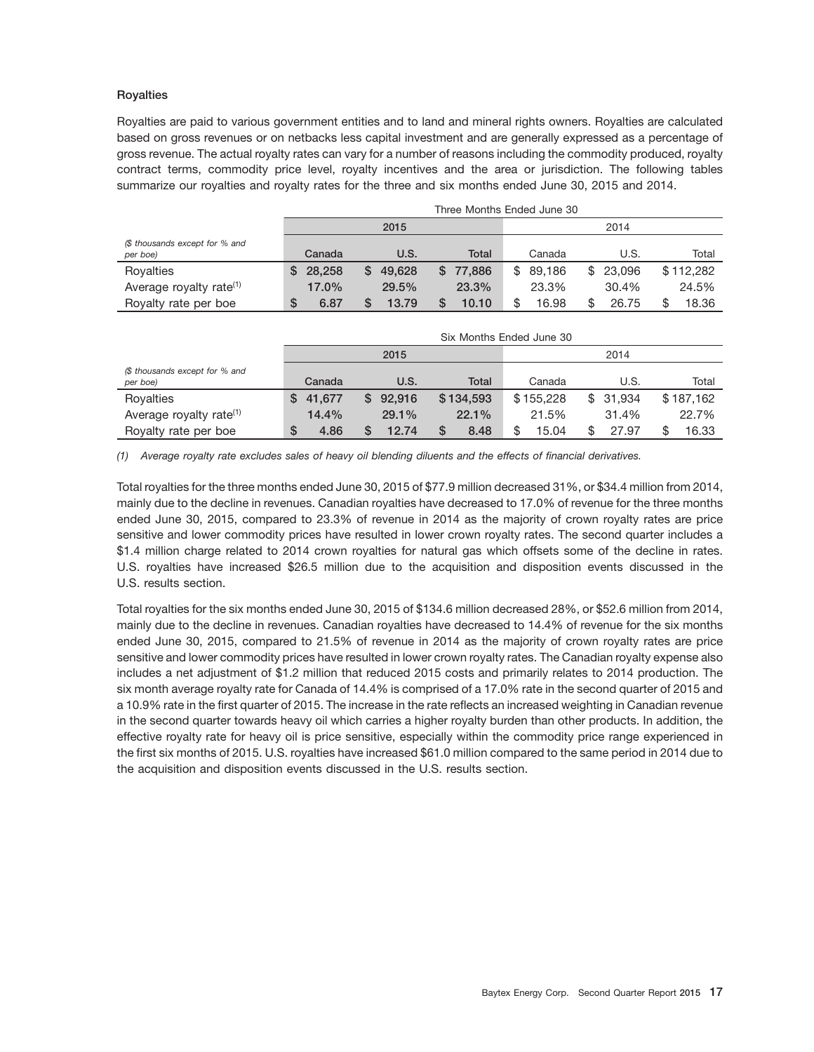### Royalties

Royalties are paid to various government entities and to land and mineral rights owners. Royalties are calculated based on gross revenues or on netbacks less capital investment and are generally expressed as a percentage of gross revenue. The actual royalty rates can vary for a number of reasons including the commodity produced, royalty contract terms, commodity price level, royalty incentives and the area or jurisdiction. The following tables summarize our royalties and royalty rates for the three and six months ended June 30, 2015 and 2014.

| | Three Months Ended June 30 | | | | | |
|---|---|---|---|---|---|---|
| | **2015** | | | 2014 | | |
| *($ thousands except for % and per boe)* | **Canada** | **U.S.** | **Total** | Canada | U.S. | Total |
| Royalties | **$ 28,258** | **$ 49,628** | **$ 77,886** | $ 89,186 | $ 23,096 | $ 112,282 |
| Average royalty rate[1] | **17.0%** | **29.5%** | **23.3%** | 23.3% | 30.4% | 24.5% |
| Royalty rate per boe | **$ 6.87** | **$ 13.79** | **$ 10.10** | $ 16.98 | $ 26.75 | $ 18.36 |

| | Six Months Ended June 30 | | | | | |
|---|---|---|---|---|---|---|
| | **2015** | | | 2014 | | |
| *($ thousands except for % and per boe)* | **Canada** | **U.S.** | **Total** | Canada | U.S. | Total |
| Royalties | **$ 41,677** | **$ 92,916** | **$ 134,593** | $ 155,228 | $ 31,934 | $ 187,162 |
| Average royalty rate[1] | **14.4%** | **29.1%** | **22.1%** | 21.5% | 31.4% | 22.7% |
| Royalty rate per boe | **$ 4.86** | **$ 12.74** | **$ 8.48** | $ 15.04 | $ 27.97 | $ 16.33 |

*(1) Average royalty rate excludes sales of heavy oil blending diluents and the effects of financial derivatives.*

Total royalties for the three months ended June 30, 2015 of $77.9 million decreased 31%, or $34.4 million from 2014, mainly due to the decline in revenues. Canadian royalties have decreased to 17.0% of revenue for the three months ended June 30, 2015, compared to 23.3% of revenue in 2014 as the majority of crown royalty rates are price sensitive and lower commodity prices have resulted in lower crown royalty rates. The second quarter includes a $1.4 million charge related to 2014 crown royalties for natural gas which offsets some of the decline in rates. U.S. royalties have increased $26.5 million due to the acquisition and disposition events discussed in the U.S. results section.

Total royalties for the six months ended June 30, 2015 of $134.6 million decreased 28%, or $52.6 million from 2014, mainly due to the decline in revenues. Canadian royalties have decreased to 14.4% of revenue for the six months ended June 30, 2015, compared to 21.5% of revenue in 2014 as the majority of crown royalty rates are price sensitive and lower commodity prices have resulted in lower crown royalty rates. The Canadian royalty expense also includes a net adjustment of $1.2 million that reduced 2015 costs and primarily relates to 2014 production. The six month average royalty rate for Canada of 14.4% is comprised of a 17.0% rate in the second quarter of 2015 and a 10.9% rate in the first quarter of 2015. The increase in the rate reflects an increased weighting in Canadian revenue in the second quarter towards heavy oil which carries a higher royalty burden than other products. In addition, the effective royalty rate for heavy oil is price sensitive, especially within the commodity price range experienced in the first six months of 2015. U.S. royalties have increased $61.0 million compared to the same period in 2014 due to the acquisition and disposition events discussed in the U.S. results section.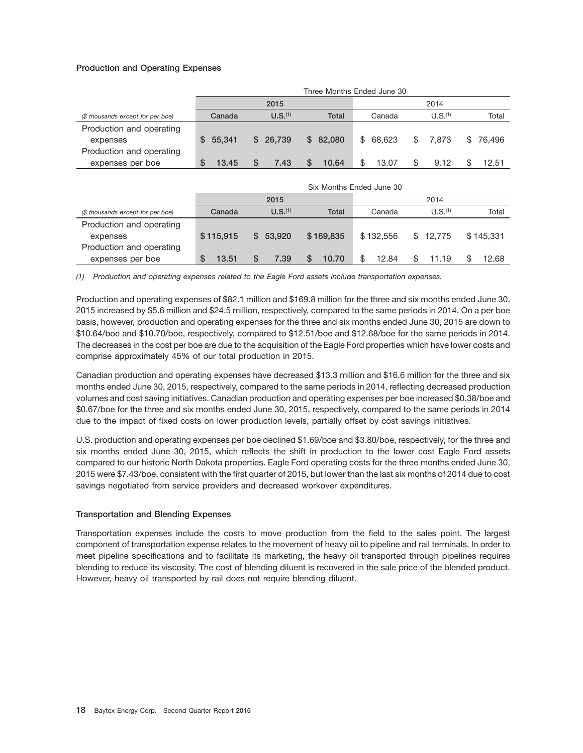### Production and Operating Expenses

| | Three Months Ended June 30 | | | | | |
|---|---|---|---|---|---|---|
| | 2015 | | | 2014 | | |
| *($ thousands except for per boe)* | Canada | U.S.[(1)] | Total | Canada | U.S.[(1)] | Total |
| Production and operating expenses | $ 55,341 | $ 26,739 | $ 82,080 | $ 68,623 | $ 7,873 | $ 76,496 |
| Production and operating expenses per boe | $ 13.45 | $ 7.43 | $ 10.64 | $ 13.07 | $ 9.12 | $ 12.51 |

| | Six Months Ended June 30 | | | | | |
|---|---|---|---|---|---|---|
| | 2015 | | | 2014 | | |
| *($ thousands except for per boe)* | Canada | U.S.[(1)] | Total | Canada | U.S.[(1)] | Total |
| Production and operating expenses | $115,915 | $ 53,920 | $169,835 | $132,556 | $ 12,775 | $145,331 |
| Production and operating expenses per boe | $ 13.51 | $ 7.39 | $ 10.70 | $ 12.84 | $ 11.19 | $ 12.68 |

*(1) Production and operating expenses related to the Eagle Ford assets include transportation expenses.*

Production and operating expenses of $82.1 million and $169.8 million for the three and six months ended June 30, 2015 increased by $5.6 million and $24.5 million, respectively, compared to the same periods in 2014. On a per boe basis, however, production and operating expenses for the three and six months ended June 30, 2015 are down to $10.64/boe and $10.70/boe, respectively, compared to $12.51/boe and $12.68/boe for the same periods in 2014. The decreases in the cost per boe are due to the acquisition of the Eagle Ford properties which have lower costs and comprise approximately 45% of our total production in 2015.

Canadian production and operating expenses have decreased $13.3 million and $16.6 million for the three and six months ended June 30, 2015, respectively, compared to the same periods in 2014, reflecting decreased production volumes and cost saving initiatives. Canadian production and operating expenses per boe increased $0.38/boe and $0.67/boe for the three and six months ended June 30, 2015, respectively, compared to the same periods in 2014 due to the impact of fixed costs on lower production levels, partially offset by cost savings initiatives.

U.S. production and operating expenses per boe declined $1.69/boe and $3.80/boe, respectively, for the three and six months ended June 30, 2015, which reflects the shift in production to the lower cost Eagle Ford assets compared to our historic North Dakota properties. Eagle Ford operating costs for the three months ended June 30, 2015 were $7.43/boe, consistent with the first quarter of 2015, but lower than the last six months of 2014 due to cost savings negotiated from service providers and decreased workover expenditures.

### Transportation and Blending Expenses

Transportation expenses include the costs to move production from the field to the sales point. The largest component of transportation expense relates to the movement of heavy oil to pipeline and rail terminals. In order to meet pipeline specifications and to facilitate its marketing, the heavy oil transported through pipelines requires blending to reduce its viscosity. The cost of blending diluent is recovered in the sale price of the blended product. However, heavy oil transported by rail does not require blending diluent.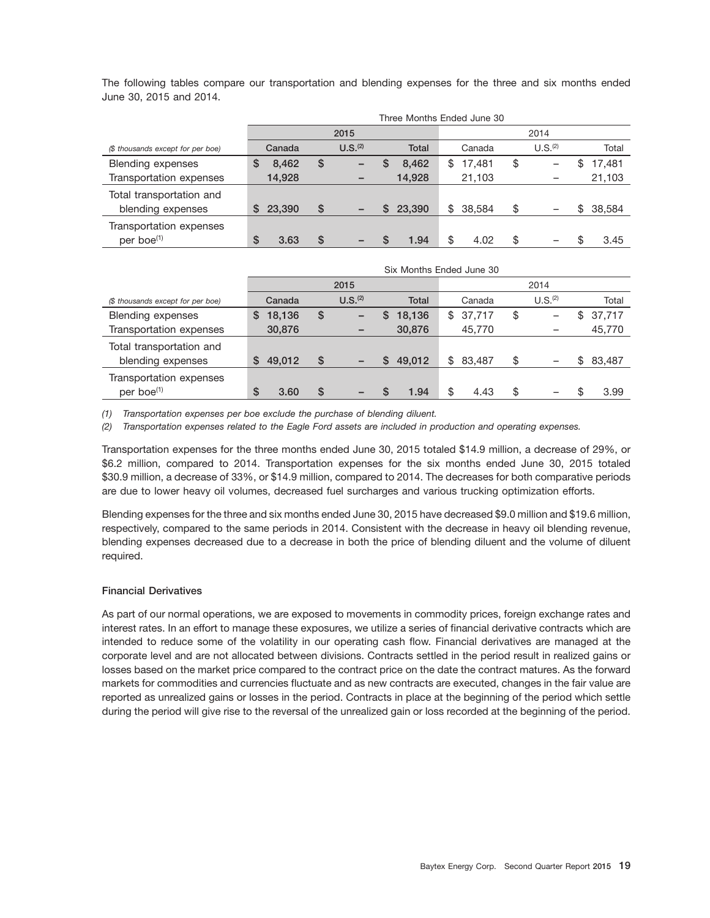The following tables compare our transportation and blending expenses for the three and six months ended June 30, 2015 and 2014.

| | Three Months Ended June 30 | | | | | |
|---|---|---|---|---|---|---|
| | 2015 | | | 2014 | | |
| *($ thousands except for per boe)* | Canada | U.S.[2] | Total | Canada | U.S.[2] | Total |
| Blending expenses | $ 8,462 | $ – | $ 8,462 | $ 17,481 | $ – | $ 17,481 |
| Transportation expenses | 14,928 | – | 14,928 | 21,103 | – | 21,103 |
| Total transportation and blending expenses | $ 23,390 | $ – | $ 23,390 | $ 38,584 | $ – | $ 38,584 |
| Transportation expenses per boe[1] | $ 3.63 | $ – | $ 1.94 | $ 4.02 | $ – | $ 3.45 |

| | Six Months Ended June 30 | | | | | |
|---|---|---|---|---|---|---|
| | 2015 | | | 2014 | | |
| *($ thousands except for per boe)* | Canada | U.S.[2] | Total | Canada | U.S.[2] | Total |
| Blending expenses | $ 18,136 | $ – | $ 18,136 | $ 37,717 | $ – | $ 37,717 |
| Transportation expenses | 30,876 | – | 30,876 | 45,770 | – | 45,770 |
| Total transportation and blending expenses | $ 49,012 | $ – | $ 49,012 | $ 83,487 | $ – | $ 83,487 |
| Transportation expenses per boe[1] | $ 3.60 | $ – | $ 1.94 | $ 4.43 | $ – | $ 3.99 |

*(1) Transportation expenses per boe exclude the purchase of blending diluent.*

*(2) Transportation expenses related to the Eagle Ford assets are included in production and operating expenses.*

Transportation expenses for the three months ended June 30, 2015 totaled $14.9 million, a decrease of 29%, or $6.2 million, compared to 2014. Transportation expenses for the six months ended June 30, 2015 totaled $30.9 million, a decrease of 33%, or $14.9 million, compared to 2014. The decreases for both comparative periods are due to lower heavy oil volumes, decreased fuel surcharges and various trucking optimization efforts.

Blending expenses for the three and six months ended June 30, 2015 have decreased $9.0 million and $19.6 million, respectively, compared to the same periods in 2014. Consistent with the decrease in heavy oil blending revenue, blending expenses decreased due to a decrease in both the price of blending diluent and the volume of diluent required.

### Financial Derivatives

As part of our normal operations, we are exposed to movements in commodity prices, foreign exchange rates and interest rates. In an effort to manage these exposures, we utilize a series of financial derivative contracts which are intended to reduce some of the volatility in our operating cash flow. Financial derivatives are managed at the corporate level and are not allocated between divisions. Contracts settled in the period result in realized gains or losses based on the market price compared to the contract price on the date the contract matures. As the forward markets for commodities and currencies fluctuate and as new contracts are executed, changes in the fair value are reported as unrealized gains or losses in the period. Contracts in place at the beginning of the period which settle during the period will give rise to the reversal of the unrealized gain or loss recorded at the beginning of the period.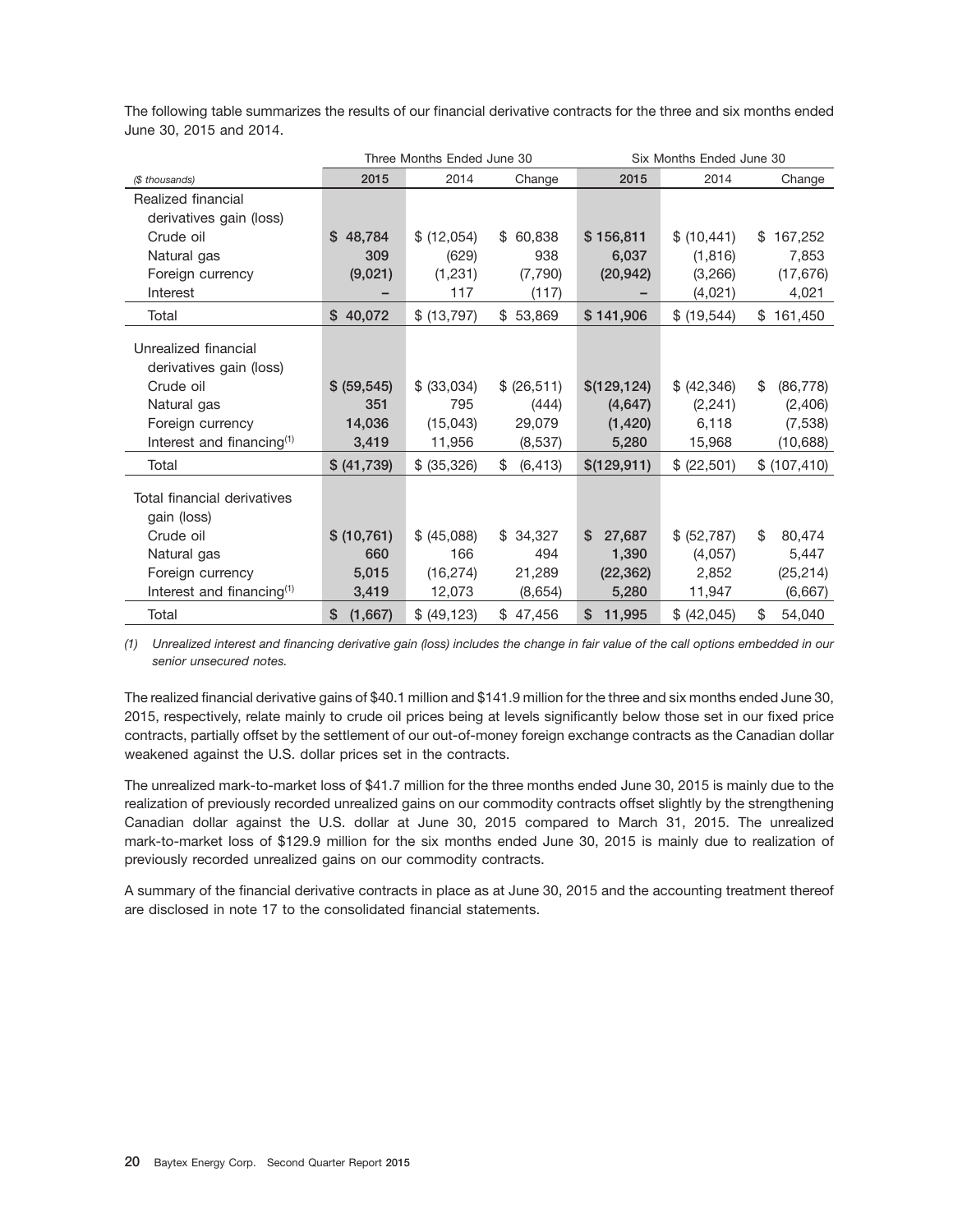The following table summarizes the results of our financial derivative contracts for the three and six months ended June 30, 2015 and 2014.

| | Three Months Ended June 30 | | | Six Months Ended June 30 | | |
|---|---|---|---|---|---|---|
| *($ thousands)* | **2015** | 2014 | Change | **2015** | 2014 | Change |
| Realized financial derivatives gain (loss) | | | | | | |
| Crude oil | **$ 48,784** | $ (12,054) | $ 60,838 | **$ 156,811** | $ (10,441) | $ 167,252 |
| Natural gas | **309** | (629) | 938 | **6,037** | (1,816) | 7,853 |
| Foreign currency | **(9,021)** | (1,231) | (7,790) | **(20,942)** | (3,266) | (17,676) |
| Interest | **–** | 117 | (117) | **–** | (4,021) | 4,021 |
| Total | **$ 40,072** | $ (13,797) | $ 53,869 | **$ 141,906** | $ (19,544) | $ 161,450 |
| Unrealized financial derivatives gain (loss) | | | | | | |
| Crude oil | **$ (59,545)** | $ (33,034) | $ (26,511) | **$(129,124)** | $ (42,346) | $ (86,778) |
| Natural gas | **351** | 795 | (444) | **(4,647)** | (2,241) | (2,406) |
| Foreign currency | **14,036** | (15,043) | 29,079 | **(1,420)** | 6,118 | (7,538) |
| Interest and financing[(1)] | **3,419** | 11,956 | (8,537) | **5,280** | 15,968 | (10,688) |
| Total | **$ (41,739)** | $ (35,326) | $ (6,413) | **$(129,911)** | $ (22,501) | $ (107,410) |
| Total financial derivatives gain (loss) | | | | | | |
| Crude oil | **$ (10,761)** | $ (45,088) | $ 34,327 | **$ 27,687** | $ (52,787) | $ 80,474 |
| Natural gas | **660** | 166 | 494 | **1,390** | (4,057) | 5,447 |
| Foreign currency | **5,015** | (16,274) | 21,289 | **(22,362)** | 2,852 | (25,214) |
| Interest and financing[(1)] | **3,419** | 12,073 | (8,654) | **5,280** | 11,947 | (6,667) |
| Total | **$ (1,667)** | $ (49,123) | $ 47,456 | **$ 11,995** | $ (42,045) | $ 54,040 |

*(1) Unrealized interest and financing derivative gain (loss) includes the change in fair value of the call options embedded in our senior unsecured notes.*

The realized financial derivative gains of $40.1 million and $141.9 million for the three and six months ended June 30, 2015, respectively, relate mainly to crude oil prices being at levels significantly below those set in our fixed price contracts, partially offset by the settlement of our out-of-money foreign exchange contracts as the Canadian dollar weakened against the U.S. dollar prices set in the contracts.

The unrealized mark-to-market loss of $41.7 million for the three months ended June 30, 2015 is mainly due to the realization of previously recorded unrealized gains on our commodity contracts offset slightly by the strengthening Canadian dollar against the U.S. dollar at June 30, 2015 compared to March 31, 2015. The unrealized mark-to-market loss of $129.9 million for the six months ended June 30, 2015 is mainly due to realization of previously recorded unrealized gains on our commodity contracts.

A summary of the financial derivative contracts in place as at June 30, 2015 and the accounting treatment thereof are disclosed in note 17 to the consolidated financial statements.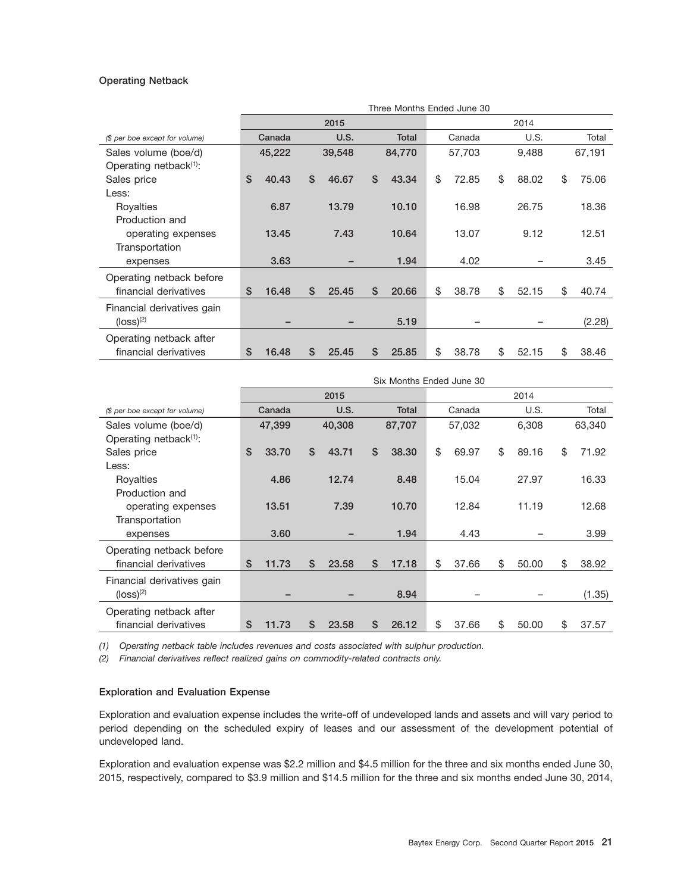### Operating Netback

| | Three Months Ended June 30 | | | | | |
|---|---|---|---|---|---|---|
| | 2015 | | | 2014 | | |
| *($ per boe except for volume)* | Canada | U.S. | Total | Canada | U.S. | Total |
| Sales volume (boe/d) | 45,222 | 39,548 | 84,770 | 57,703 | 9,488 | 67,191 |
| Operating netback[(1)]: | | | | | | |
| Sales price | $ 40.43 | $ 46.67 | $ 43.34 | $ 72.85 | $ 88.02 | $ 75.06 |
| Less: | | | | | | |
| Royalties | 6.87 | 13.79 | 10.10 | 16.98 | 26.75 | 18.36 |
| Production and operating expenses | 13.45 | 7.43 | 10.64 | 13.07 | 9.12 | 12.51 |
| Transportation expenses | 3.63 | – | 1.94 | 4.02 | – | 3.45 |
| Operating netback before financial derivatives | $ 16.48 | $ 25.45 | $ 20.66 | $ 38.78 | $ 52.15 | $ 40.74 |
| Financial derivatives gain (loss)[(2)] | – | – | 5.19 | – | – | (2.28) |
| Operating netback after financial derivatives | $ 16.48 | $ 25.45 | $ 25.85 | $ 38.78 | $ 52.15 | $ 38.46 |

| | Six Months Ended June 30 | | | | | |
|---|---|---|---|---|---|---|
| | 2015 | | | 2014 | | |
| *($ per boe except for volume)* | Canada | U.S. | Total | Canada | U.S. | Total |
| Sales volume (boe/d) | 47,399 | 40,308 | 87,707 | 57,032 | 6,308 | 63,340 |
| Operating netback[(1)]: | | | | | | |
| Sales price | $ 33.70 | $ 43.71 | $ 38.30 | $ 69.97 | $ 89.16 | $ 71.92 |
| Less: | | | | | | |
| Royalties | 4.86 | 12.74 | 8.48 | 15.04 | 27.97 | 16.33 |
| Production and operating expenses | 13.51 | 7.39 | 10.70 | 12.84 | 11.19 | 12.68 |
| Transportation expenses | 3.60 | – | 1.94 | 4.43 | – | 3.99 |
| Operating netback before financial derivatives | $ 11.73 | $ 23.58 | $ 17.18 | $ 37.66 | $ 50.00 | $ 38.92 |
| Financial derivatives gain (loss)[(2)] | – | – | 8.94 | – | – | (1.35) |
| Operating netback after financial derivatives | $ 11.73 | $ 23.58 | $ 26.12 | $ 37.66 | $ 50.00 | $ 37.57 |

*(1) Operating netback table includes revenues and costs associated with sulphur production.*

*(2) Financial derivatives reflect realized gains on commodity-related contracts only.*

### Exploration and Evaluation Expense

Exploration and evaluation expense includes the write-off of undeveloped lands and assets and will vary period to period depending on the scheduled expiry of leases and our assessment of the development potential of undeveloped land.

Exploration and evaluation expense was $2.2 million and $4.5 million for the three and six months ended June 30, 2015, respectively, compared to $3.9 million and $14.5 million for the three and six months ended June 30, 2014,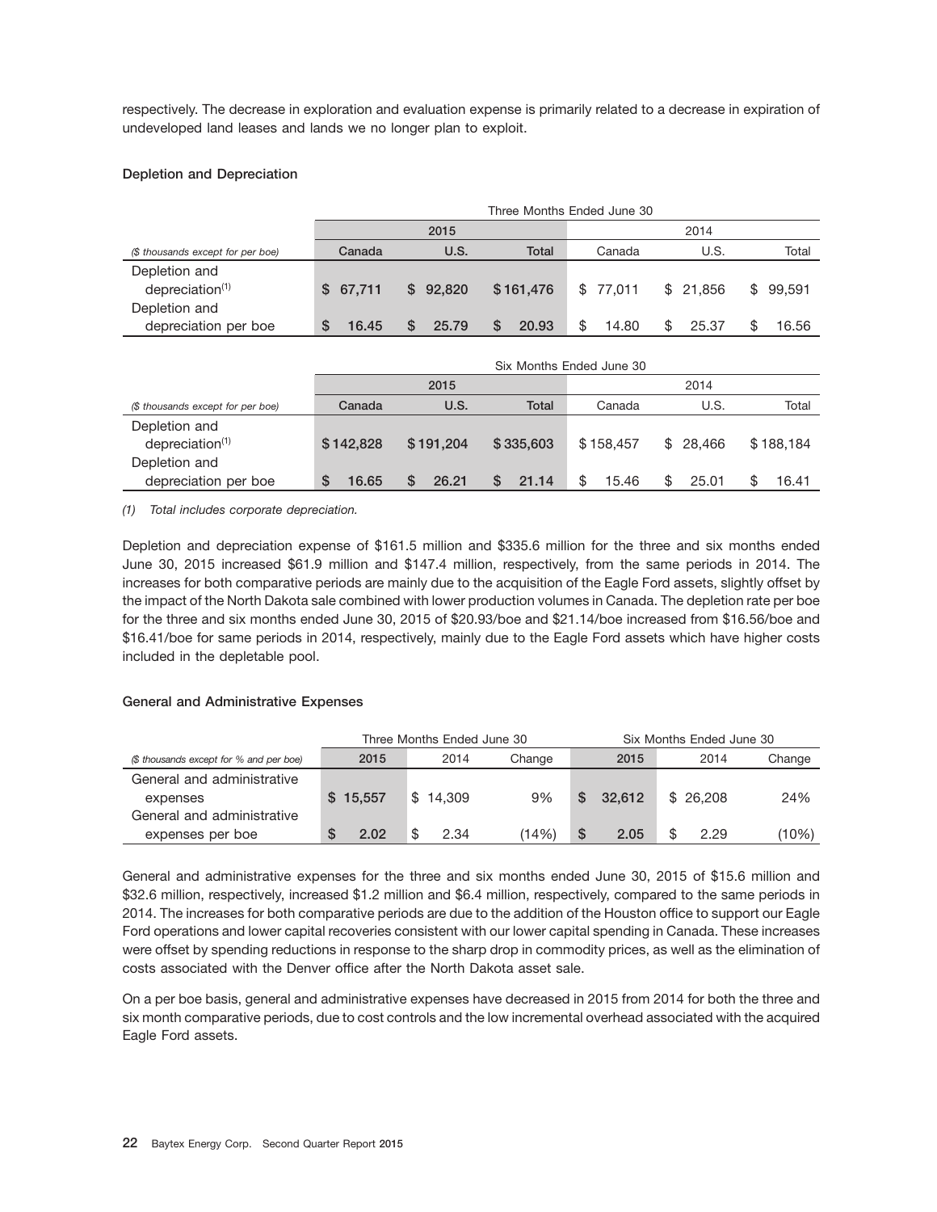respectively. The decrease in exploration and evaluation expense is primarily related to a decrease in expiration of undeveloped land leases and lands we no longer plan to exploit.

**Depletion and Depreciation**

| | Three Months Ended June 30 | | | | | |
|---|---|---|---|---|---|---|
| | 2015 | | | 2014 | | |
| *($ thousands except for per boe)* | Canada | U.S. | Total | Canada | U.S. | Total |
| Depletion and depreciation[(1)] | $ 67,711 | $ 92,820 | $ 161,476 | $ 77,011 | $ 21,856 | $ 99,591 |
| Depletion and depreciation per boe | $ 16.45 | $ 25.79 | $ 20.93 | $ 14.80 | $ 25.37 | $ 16.56 |

| | Six Months Ended June 30 | | | | | |
|---|---|---|---|---|---|---|
| | 2015 | | | 2014 | | |
| *($ thousands except for per boe)* | Canada | U.S. | Total | Canada | U.S. | Total |
| Depletion and depreciation[(1)] | $ 142,828 | $ 191,204 | $ 335,603 | $ 158,457 | $ 28,466 | $ 188,184 |
| Depletion and depreciation per boe | $ 16.65 | $ 26.21 | $ 21.14 | $ 15.46 | $ 25.01 | $ 16.41 |

*(1) Total includes corporate depreciation.*

Depletion and depreciation expense of $161.5 million and $335.6 million for the three and six months ended June 30, 2015 increased $61.9 million and $147.4 million, respectively, from the same periods in 2014. The increases for both comparative periods are mainly due to the acquisition of the Eagle Ford assets, slightly offset by the impact of the North Dakota sale combined with lower production volumes in Canada. The depletion rate per boe for the three and six months ended June 30, 2015 of $20.93/boe and $21.14/boe increased from $16.56/boe and $16.41/boe for same periods in 2014, respectively, mainly due to the Eagle Ford assets which have higher costs included in the depletable pool.

**General and Administrative Expenses**

| | Three Months Ended June 30 | | | Six Months Ended June 30 | | |
|---|---|---|---|---|---|---|
| *($ thousands except for % and per boe)* | 2015 | 2014 | Change | 2015 | 2014 | Change |
| General and administrative expenses | $ 15,557 | $ 14,309 | 9% | $ 32,612 | $ 26,208 | 24% |
| General and administrative expenses per boe | $ 2.02 | $ 2.34 | (14%) | $ 2.05 | $ 2.29 | (10%) |

General and administrative expenses for the three and six months ended June 30, 2015 of $15.6 million and $32.6 million, respectively, increased $1.2 million and $6.4 million, respectively, compared to the same periods in 2014. The increases for both comparative periods are due to the addition of the Houston office to support our Eagle Ford operations and lower capital recoveries consistent with our lower capital spending in Canada. These increases were offset by spending reductions in response to the sharp drop in commodity prices, as well as the elimination of costs associated with the Denver office after the North Dakota asset sale.

On a per boe basis, general and administrative expenses have decreased in 2015 from 2014 for both the three and six month comparative periods, due to cost controls and the low incremental overhead associated with the acquired Eagle Ford assets.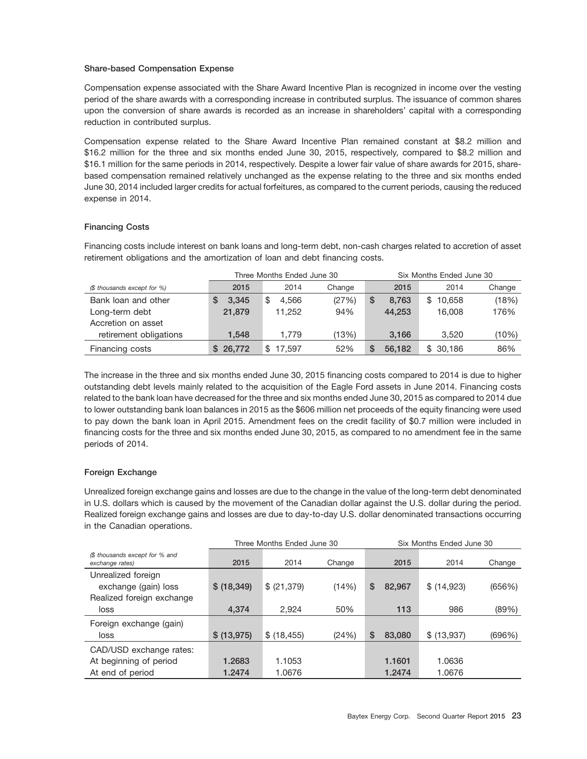### Share-based Compensation Expense

Compensation expense associated with the Share Award Incentive Plan is recognized in income over the vesting period of the share awards with a corresponding increase in contributed surplus. The issuance of common shares upon the conversion of share awards is recorded as an increase in shareholders' capital with a corresponding reduction in contributed surplus.

Compensation expense related to the Share Award Incentive Plan remained constant at $8.2 million and $16.2 million for the three and six months ended June 30, 2015, respectively, compared to $8.2 million and $16.1 million for the same periods in 2014, respectively. Despite a lower fair value of share awards for 2015, share-based compensation remained relatively unchanged as the expense relating to the three and six months ended June 30, 2014 included larger credits for actual forfeitures, as compared to the current periods, causing the reduced expense in 2014.

### Financing Costs

Financing costs include interest on bank loans and long-term debt, non-cash charges related to accretion of asset retirement obligations and the amortization of loan and debt financing costs.

| | Three Months Ended June 30 | | | Six Months Ended June 30 | | |
|---|---|---|---|---|---|---|
| *($ thousands except for %)* | **2015** | 2014 | Change | **2015** | 2014 | Change |
| Bank loan and other | **$ 3,345** | $ 4,566 | (27%) | **$ 8,763** | $ 10,658 | (18%) |
| Long-term debt | **21,879** | 11,252 | 94% | **44,253** | 16,008 | 176% |
| Accretion on asset retirement obligations | **1,548** | 1,779 | (13%) | **3,166** | 3,520 | (10%) |
| Financing costs | **$ 26,772** | $ 17,597 | 52% | **$ 56,182** | $ 30,186 | 86% |

The increase in the three and six months ended June 30, 2015 financing costs compared to 2014 is due to higher outstanding debt levels mainly related to the acquisition of the Eagle Ford assets in June 2014. Financing costs related to the bank loan have decreased for the three and six months ended June 30, 2015 as compared to 2014 due to lower outstanding bank loan balances in 2015 as the $606 million net proceeds of the equity financing were used to pay down the bank loan in April 2015. Amendment fees on the credit facility of $0.7 million were included in financing costs for the three and six months ended June 30, 2015, as compared to no amendment fee in the same periods of 2014.

### Foreign Exchange

Unrealized foreign exchange gains and losses are due to the change in the value of the long-term debt denominated in U.S. dollars which is caused by the movement of the Canadian dollar against the U.S. dollar during the period. Realized foreign exchange gains and losses are due to day-to-day U.S. dollar denominated transactions occurring in the Canadian operations.

| | Three Months Ended June 30 | | | Six Months Ended June 30 | | |
|---|---|---|---|---|---|---|
| *($ thousands except for % and exchange rates)* | **2015** | 2014 | Change | **2015** | 2014 | Change |
| Unrealized foreign exchange (gain) loss | **$ (18,349)** | $ (21,379) | (14%) | **$ 82,967** | $ (14,923) | (656%) |
| Realized foreign exchange loss | **4,374** | 2,924 | 50% | **113** | 986 | (89%) |
| Foreign exchange (gain) loss | **$ (13,975)** | $ (18,455) | (24%) | **$ 83,080** | $ (13,937) | (696%) |
| CAD/USD exchange rates: | | | | | | |
| At beginning of period | **1.2683** | 1.1053 | | **1.1601** | 1.0636 | |
| At end of period | **1.2474** | 1.0676 | | **1.2474** | 1.0676 | |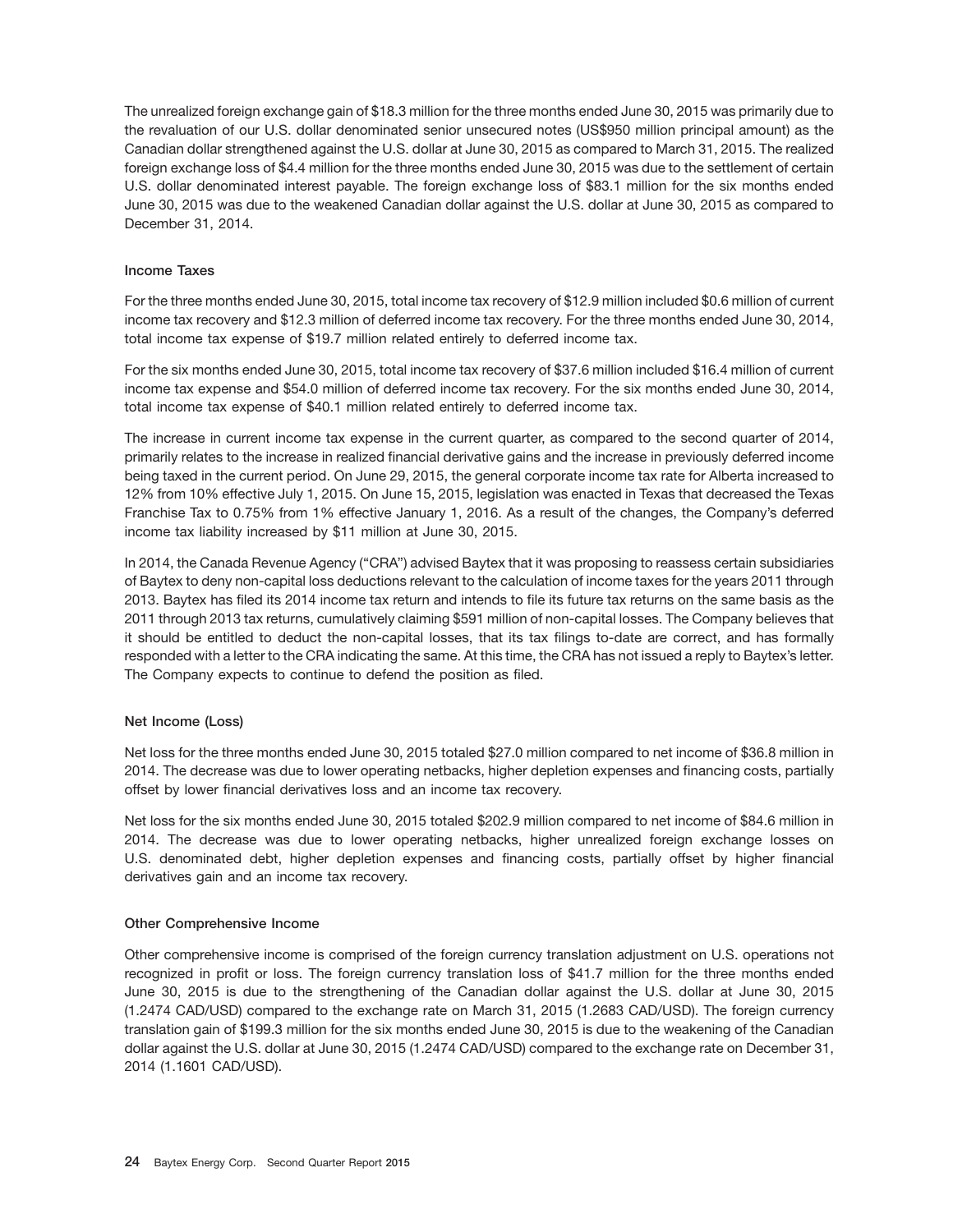The unrealized foreign exchange gain of $18.3 million for the three months ended June 30, 2015 was primarily due to the revaluation of our U.S. dollar denominated senior unsecured notes (US$950 million principal amount) as the Canadian dollar strengthened against the U.S. dollar at June 30, 2015 as compared to March 31, 2015. The realized foreign exchange loss of $4.4 million for the three months ended June 30, 2015 was due to the settlement of certain U.S. dollar denominated interest payable. The foreign exchange loss of $83.1 million for the six months ended June 30, 2015 was due to the weakened Canadian dollar against the U.S. dollar at June 30, 2015 as compared to December 31, 2014.

### Income Taxes

For the three months ended June 30, 2015, total income tax recovery of $12.9 million included $0.6 million of current income tax recovery and $12.3 million of deferred income tax recovery. For the three months ended June 30, 2014, total income tax expense of $19.7 million related entirely to deferred income tax.

For the six months ended June 30, 2015, total income tax recovery of $37.6 million included $16.4 million of current income tax expense and $54.0 million of deferred income tax recovery. For the six months ended June 30, 2014, total income tax expense of $40.1 million related entirely to deferred income tax.

The increase in current income tax expense in the current quarter, as compared to the second quarter of 2014, primarily relates to the increase in realized financial derivative gains and the increase in previously deferred income being taxed in the current period. On June 29, 2015, the general corporate income tax rate for Alberta increased to 12% from 10% effective July 1, 2015. On June 15, 2015, legislation was enacted in Texas that decreased the Texas Franchise Tax to 0.75% from 1% effective January 1, 2016. As a result of the changes, the Company's deferred income tax liability increased by $11 million at June 30, 2015.

In 2014, the Canada Revenue Agency ("CRA") advised Baytex that it was proposing to reassess certain subsidiaries of Baytex to deny non-capital loss deductions relevant to the calculation of income taxes for the years 2011 through 2013. Baytex has filed its 2014 income tax return and intends to file its future tax returns on the same basis as the 2011 through 2013 tax returns, cumulatively claiming $591 million of non-capital losses. The Company believes that it should be entitled to deduct the non-capital losses, that its tax filings to-date are correct, and has formally responded with a letter to the CRA indicating the same. At this time, the CRA has not issued a reply to Baytex's letter. The Company expects to continue to defend the position as filed.

### Net Income (Loss)

Net loss for the three months ended June 30, 2015 totaled $27.0 million compared to net income of $36.8 million in 2014. The decrease was due to lower operating netbacks, higher depletion expenses and financing costs, partially offset by lower financial derivatives loss and an income tax recovery.

Net loss for the six months ended June 30, 2015 totaled $202.9 million compared to net income of $84.6 million in 2014. The decrease was due to lower operating netbacks, higher unrealized foreign exchange losses on U.S. denominated debt, higher depletion expenses and financing costs, partially offset by higher financial derivatives gain and an income tax recovery.

### Other Comprehensive Income

Other comprehensive income is comprised of the foreign currency translation adjustment on U.S. operations not recognized in profit or loss. The foreign currency translation loss of $41.7 million for the three months ended June 30, 2015 is due to the strengthening of the Canadian dollar against the U.S. dollar at June 30, 2015 (1.2474 CAD/USD) compared to the exchange rate on March 31, 2015 (1.2683 CAD/USD). The foreign currency translation gain of $199.3 million for the six months ended June 30, 2015 is due to the weakening of the Canadian dollar against the U.S. dollar at June 30, 2015 (1.2474 CAD/USD) compared to the exchange rate on December 31, 2014 (1.1601 CAD/USD).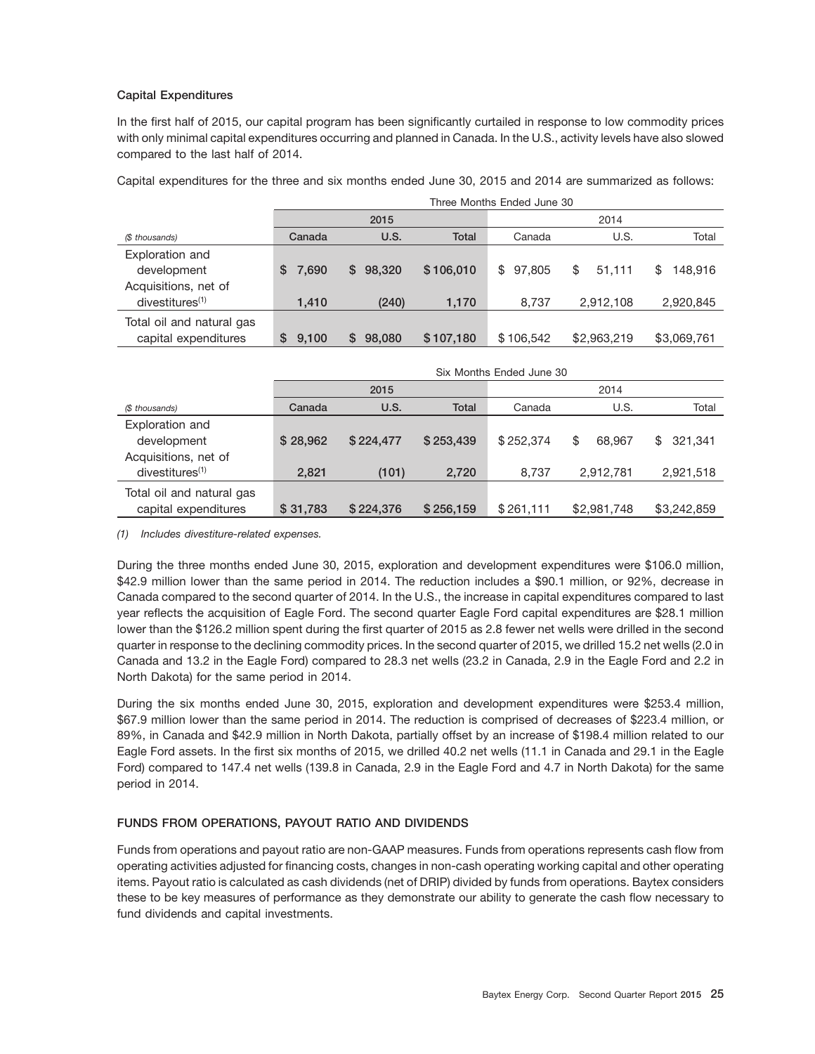### Capital Expenditures

In the first half of 2015, our capital program has been significantly curtailed in response to low commodity prices with only minimal capital expenditures occurring and planned in Canada. In the U.S., activity levels have also slowed compared to the last half of 2014.

Capital expenditures for the three and six months ended June 30, 2015 and 2014 are summarized as follows:

| | Three Months Ended June 30 | | | | | |
|---|---|---|---|---|---|---|
| | 2015 | | | 2014 | | |
| *($ thousands)* | **Canada** | **U.S.** | **Total** | Canada | U.S. | Total |
| Exploration and development | **$ 7,690** | **$ 98,320** | **$ 106,010** | $ 97,805 | $ 51,111 | $ 148,916 |
| Acquisitions, net of divestitures[(1)] | **1,410** | **(240)** | **1,170** | 8,737 | 2,912,108 | 2,920,845 |
| Total oil and natural gas capital expenditures | **$ 9,100** | **$ 98,080** | **$ 107,180** | $ 106,542 | $2,963,219 | $3,069,761 |

| | Six Months Ended June 30 | | | | | |
|---|---|---|---|---|---|---|
| | 2015 | | | 2014 | | |
| *($ thousands)* | **Canada** | **U.S.** | **Total** | Canada | U.S. | Total |
| Exploration and development | **$ 28,962** | **$ 224,477** | **$ 253,439** | $ 252,374 | $ 68,967 | $ 321,341 |
| Acquisitions, net of divestitures[(1)] | **2,821** | **(101)** | **2,720** | 8,737 | 2,912,781 | 2,921,518 |
| Total oil and natural gas capital expenditures | **$ 31,783** | **$ 224,376** | **$ 256,159** | $ 261,111 | $2,981,748 | $3,242,859 |

*(1) Includes divestiture-related expenses.*

During the three months ended June 30, 2015, exploration and development expenditures were $106.0 million, $42.9 million lower than the same period in 2014. The reduction includes a $90.1 million, or 92%, decrease in Canada compared to the second quarter of 2014. In the U.S., the increase in capital expenditures compared to last year reflects the acquisition of Eagle Ford. The second quarter Eagle Ford capital expenditures are $28.1 million lower than the $126.2 million spent during the first quarter of 2015 as 2.8 fewer net wells were drilled in the second quarter in response to the declining commodity prices. In the second quarter of 2015, we drilled 15.2 net wells (2.0 in Canada and 13.2 in the Eagle Ford) compared to 28.3 net wells (23.2 in Canada, 2.9 in the Eagle Ford and 2.2 in North Dakota) for the same period in 2014.

During the six months ended June 30, 2015, exploration and development expenditures were $253.4 million, $67.9 million lower than the same period in 2014. The reduction is comprised of decreases of $223.4 million, or 89%, in Canada and $42.9 million in North Dakota, partially offset by an increase of $198.4 million related to our Eagle Ford assets. In the first six months of 2015, we drilled 40.2 net wells (11.1 in Canada and 29.1 in the Eagle Ford) compared to 147.4 net wells (139.8 in Canada, 2.9 in the Eagle Ford and 4.7 in North Dakota) for the same period in 2014.

## FUNDS FROM OPERATIONS, PAYOUT RATIO AND DIVIDENDS

Funds from operations and payout ratio are non-GAAP measures. Funds from operations represents cash flow from operating activities adjusted for financing costs, changes in non-cash operating working capital and other operating items. Payout ratio is calculated as cash dividends (net of DRIP) divided by funds from operations. Baytex considers these to be key measures of performance as they demonstrate our ability to generate the cash flow necessary to fund dividends and capital investments.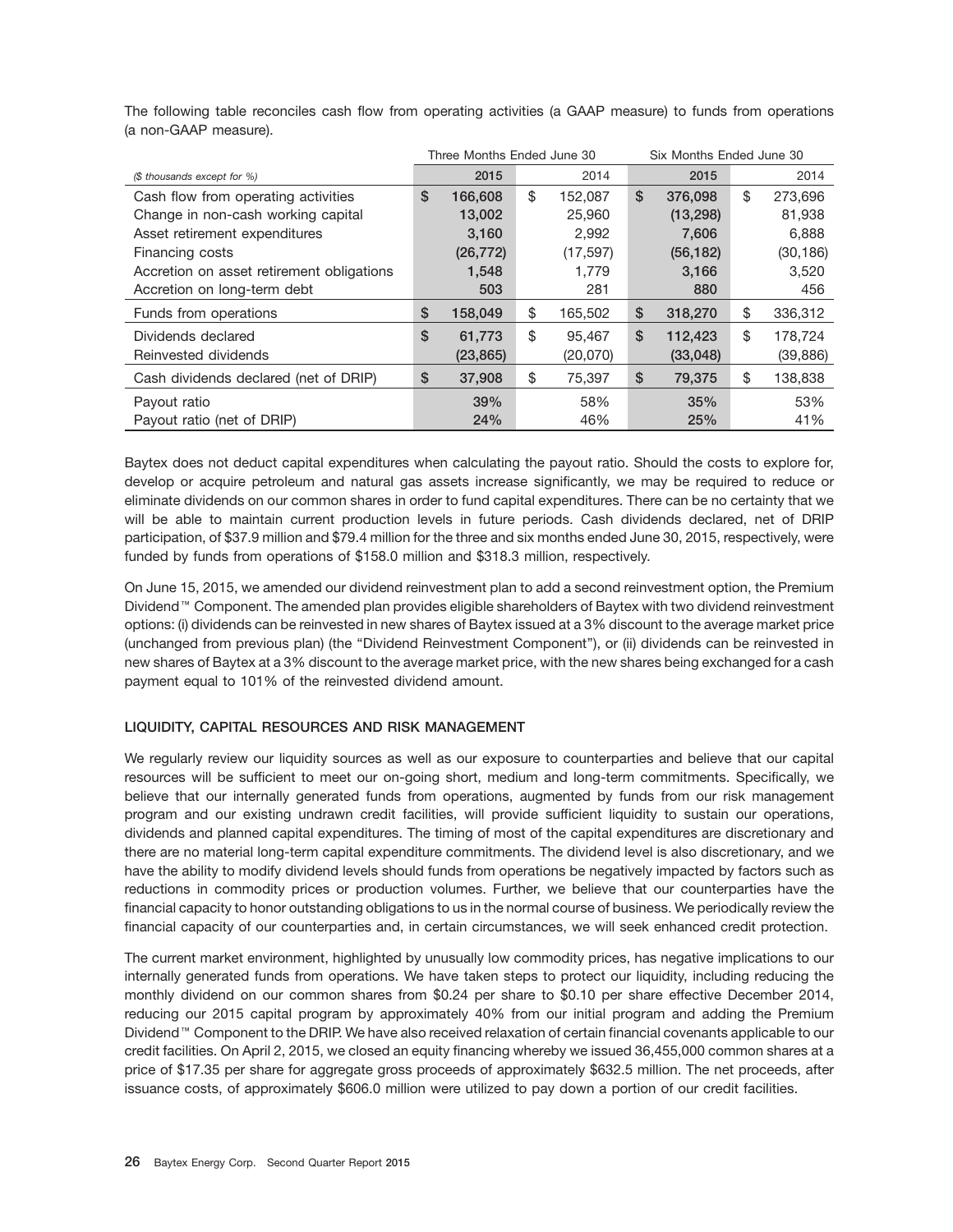The following table reconciles cash flow from operating activities (a GAAP measure) to funds from operations (a non-GAAP measure).

| | Three Months Ended June 30 | | Six Months Ended June 30 | |
|---|---|---|---|---|
| *($ thousands except for %)* | 2015 | 2014 | 2015 | 2014 |
| Cash flow from operating activities | $ 166,608 | $ 152,087 | $ 376,098 | $ 273,696 |
| Change in non-cash working capital | 13,002 | 25,960 | (13,298) | 81,938 |
| Asset retirement expenditures | 3,160 | 2,992 | 7,606 | 6,888 |
| Financing costs | (26,772) | (17,597) | (56,182) | (30,186) |
| Accretion on asset retirement obligations | 1,548 | 1,779 | 3,166 | 3,520 |
| Accretion on long-term debt | 503 | 281 | 880 | 456 |
| Funds from operations | $ 158,049 | $ 165,502 | $ 318,270 | $ 336,312 |
| Dividends declared | $ 61,773 | $ 95,467 | $ 112,423 | $ 178,724 |
| Reinvested dividends | (23,865) | (20,070) | (33,048) | (39,886) |
| Cash dividends declared (net of DRIP) | $ 37,908 | $ 75,397 | $ 79,375 | $ 138,838 |
| Payout ratio | 39% | 58% | 35% | 53% |
| Payout ratio (net of DRIP) | 24% | 46% | 25% | 41% |

Baytex does not deduct capital expenditures when calculating the payout ratio. Should the costs to explore for, develop or acquire petroleum and natural gas assets increase significantly, we may be required to reduce or eliminate dividends on our common shares in order to fund capital expenditures. There can be no certainty that we will be able to maintain current production levels in future periods. Cash dividends declared, net of DRIP participation, of $37.9 million and $79.4 million for the three and six months ended June 30, 2015, respectively, were funded by funds from operations of $158.0 million and $318.3 million, respectively.

On June 15, 2015, we amended our dividend reinvestment plan to add a second reinvestment option, the Premium Dividend™ Component. The amended plan provides eligible shareholders of Baytex with two dividend reinvestment options: (i) dividends can be reinvested in new shares of Baytex issued at a 3% discount to the average market price (unchanged from previous plan) (the "Dividend Reinvestment Component"), or (ii) dividends can be reinvested in new shares of Baytex at a 3% discount to the average market price, with the new shares being exchanged for a cash payment equal to 101% of the reinvested dividend amount.

## LIQUIDITY, CAPITAL RESOURCES AND RISK MANAGEMENT

We regularly review our liquidity sources as well as our exposure to counterparties and believe that our capital resources will be sufficient to meet our on-going short, medium and long-term commitments. Specifically, we believe that our internally generated funds from operations, augmented by funds from our risk management program and our existing undrawn credit facilities, will provide sufficient liquidity to sustain our operations, dividends and planned capital expenditures. The timing of most of the capital expenditures are discretionary and there are no material long-term capital expenditure commitments. The dividend level is also discretionary, and we have the ability to modify dividend levels should funds from operations be negatively impacted by factors such as reductions in commodity prices or production volumes. Further, we believe that our counterparties have the financial capacity to honor outstanding obligations to us in the normal course of business. We periodically review the financial capacity of our counterparties and, in certain circumstances, we will seek enhanced credit protection.

The current market environment, highlighted by unusually low commodity prices, has negative implications to our internally generated funds from operations. We have taken steps to protect our liquidity, including reducing the monthly dividend on our common shares from $0.24 per share to $0.10 per share effective December 2014, reducing our 2015 capital program by approximately 40% from our initial program and adding the Premium Dividend™ Component to the DRIP. We have also received relaxation of certain financial covenants applicable to our credit facilities. On April 2, 2015, we closed an equity financing whereby we issued 36,455,000 common shares at a price of $17.35 per share for aggregate gross proceeds of approximately $632.5 million. The net proceeds, after issuance costs, of approximately $606.0 million were utilized to pay down a portion of our credit facilities.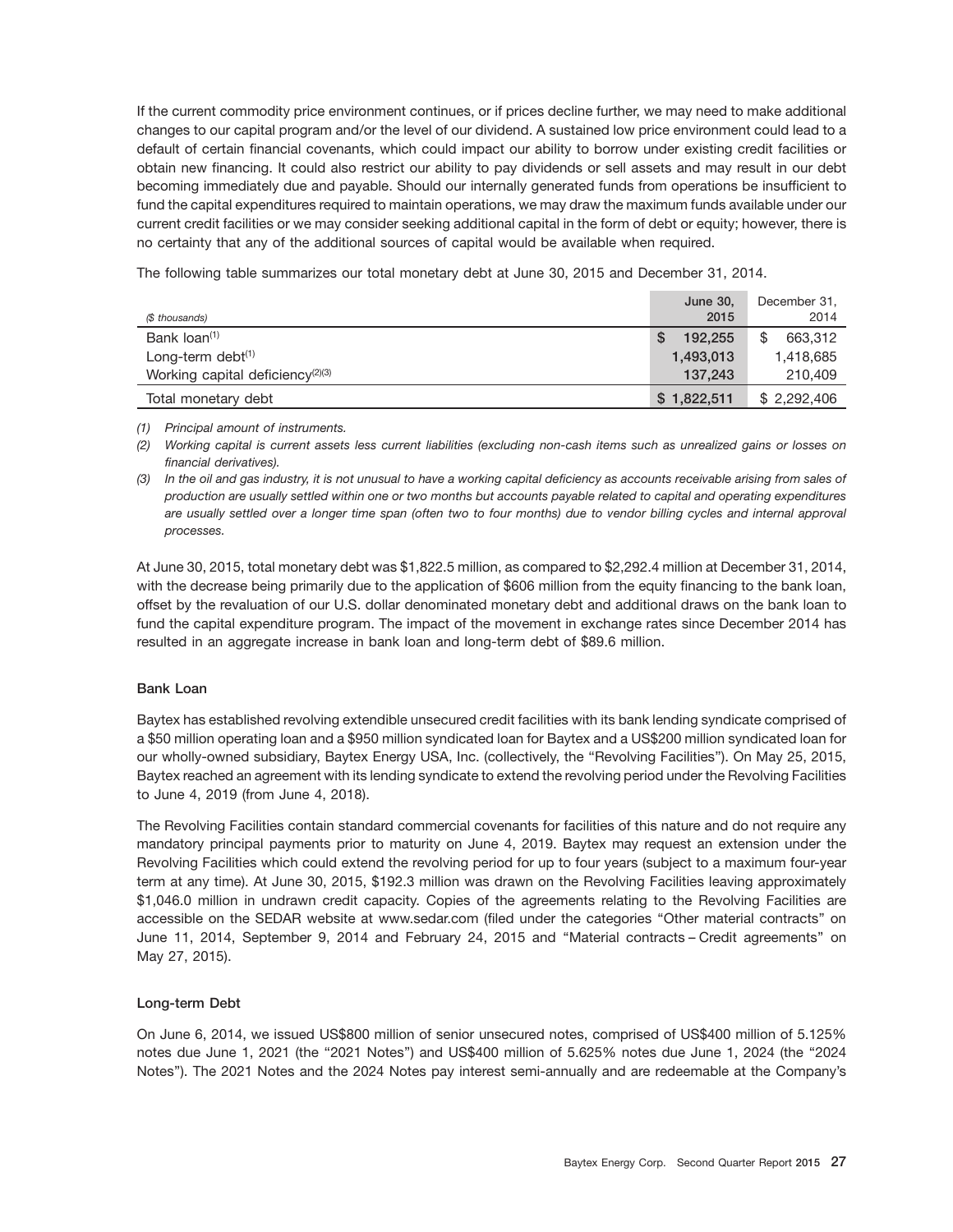If the current commodity price environment continues, or if prices decline further, we may need to make additional changes to our capital program and/or the level of our dividend. A sustained low price environment could lead to a default of certain financial covenants, which could impact our ability to borrow under existing credit facilities or obtain new financing. It could also restrict our ability to pay dividends or sell assets and may result in our debt becoming immediately due and payable. Should our internally generated funds from operations be insufficient to fund the capital expenditures required to maintain operations, we may draw the maximum funds available under our current credit facilities or we may consider seeking additional capital in the form of debt or equity; however, there is no certainty that any of the additional sources of capital would be available when required.

The following table summarizes our total monetary debt at June 30, 2015 and December 31, 2014.

| *($ thousands)* | **June 30, 2015** | December 31, 2014 |
|---|---|---|
| Bank loan[(1)] | **$ 192,255** | $ 663,312 |
| Long-term debt[(1)] | **1,493,013** | 1,418,685 |
| Working capital deficiency[(2)(3)] | **137,243** | 210,409 |
| Total monetary debt | **$ 1,822,511** | $ 2,292,406 |

*(1) Principal amount of instruments.*

*(2) Working capital is current assets less current liabilities (excluding non-cash items such as unrealized gains or losses on financial derivatives).*

*(3) In the oil and gas industry, it is not unusual to have a working capital deficiency as accounts receivable arising from sales of production are usually settled within one or two months but accounts payable related to capital and operating expenditures are usually settled over a longer time span (often two to four months) due to vendor billing cycles and internal approval processes.*

At June 30, 2015, total monetary debt was $1,822.5 million, as compared to $2,292.4 million at December 31, 2014, with the decrease being primarily due to the application of $606 million from the equity financing to the bank loan, offset by the revaluation of our U.S. dollar denominated monetary debt and additional draws on the bank loan to fund the capital expenditure program. The impact of the movement in exchange rates since December 2014 has resulted in an aggregate increase in bank loan and long-term debt of $89.6 million.

**Bank Loan**

Baytex has established revolving extendible unsecured credit facilities with its bank lending syndicate comprised of a $50 million operating loan and a $950 million syndicated loan for Baytex and a US$200 million syndicated loan for our wholly-owned subsidiary, Baytex Energy USA, Inc. (collectively, the "Revolving Facilities"). On May 25, 2015, Baytex reached an agreement with its lending syndicate to extend the revolving period under the Revolving Facilities to June 4, 2019 (from June 4, 2018).

The Revolving Facilities contain standard commercial covenants for facilities of this nature and do not require any mandatory principal payments prior to maturity on June 4, 2019. Baytex may request an extension under the Revolving Facilities which could extend the revolving period for up to four years (subject to a maximum four-year term at any time). At June 30, 2015, $192.3 million was drawn on the Revolving Facilities leaving approximately $1,046.0 million in undrawn credit capacity. Copies of the agreements relating to the Revolving Facilities are accessible on the SEDAR website at www.sedar.com (filed under the categories "Other material contracts" on June 11, 2014, September 9, 2014 and February 24, 2015 and "Material contracts – Credit agreements" on May 27, 2015).

**Long-term Debt**

On June 6, 2014, we issued US$800 million of senior unsecured notes, comprised of US$400 million of 5.125% notes due June 1, 2021 (the "2021 Notes") and US$400 million of 5.625% notes due June 1, 2024 (the "2024 Notes"). The 2021 Notes and the 2024 Notes pay interest semi-annually and are redeemable at the Company's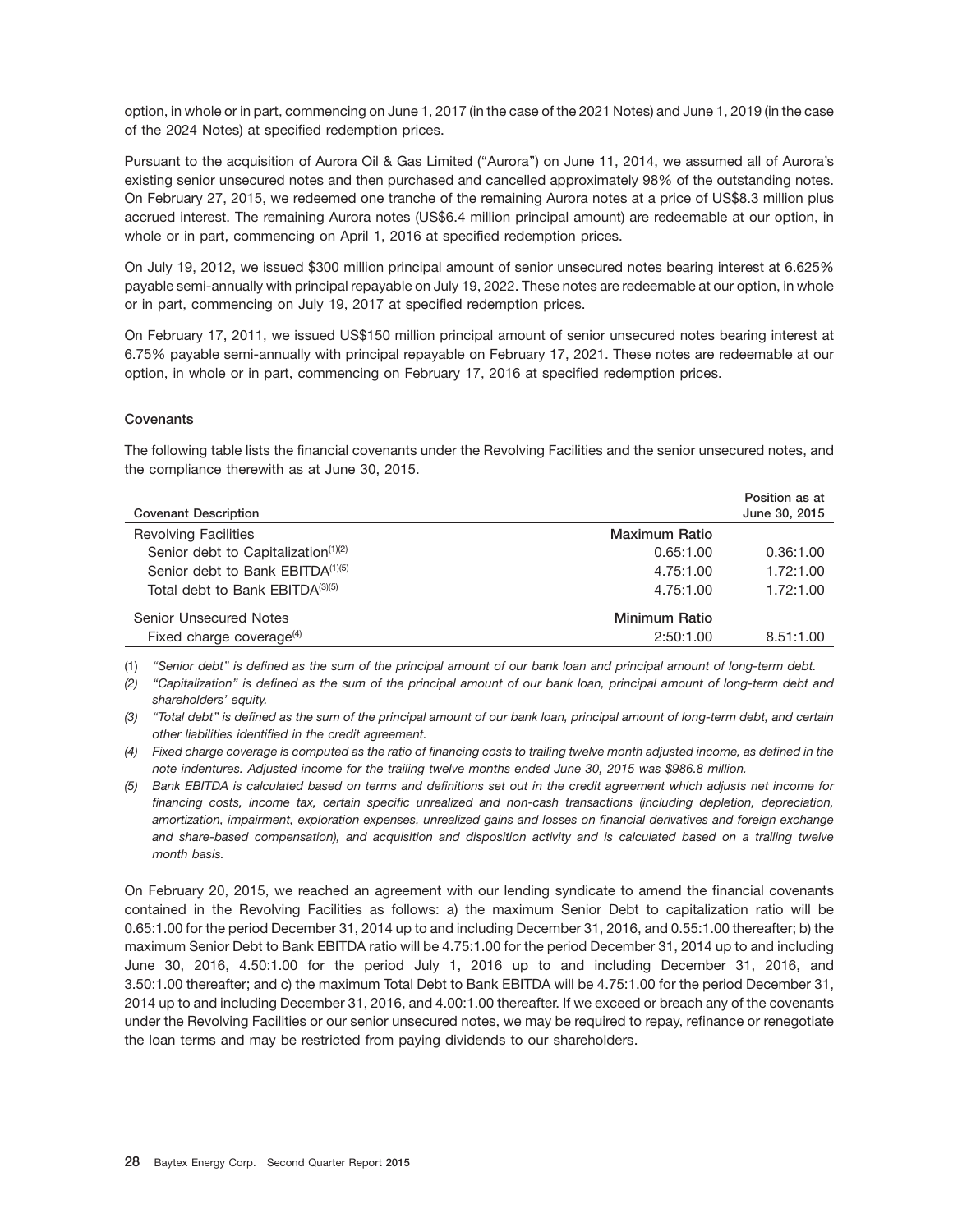option, in whole or in part, commencing on June 1, 2017 (in the case of the 2021 Notes) and June 1, 2019 (in the case of the 2024 Notes) at specified redemption prices.

Pursuant to the acquisition of Aurora Oil & Gas Limited ("Aurora") on June 11, 2014, we assumed all of Aurora's existing senior unsecured notes and then purchased and cancelled approximately 98% of the outstanding notes. On February 27, 2015, we redeemed one tranche of the remaining Aurora notes at a price of US$8.3 million plus accrued interest. The remaining Aurora notes (US$6.4 million principal amount) are redeemable at our option, in whole or in part, commencing on April 1, 2016 at specified redemption prices.

On July 19, 2012, we issued $300 million principal amount of senior unsecured notes bearing interest at 6.625% payable semi-annually with principal repayable on July 19, 2022. These notes are redeemable at our option, in whole or in part, commencing on July 19, 2017 at specified redemption prices.

On February 17, 2011, we issued US$150 million principal amount of senior unsecured notes bearing interest at 6.75% payable semi-annually with principal repayable on February 17, 2021. These notes are redeemable at our option, in whole or in part, commencing on February 17, 2016 at specified redemption prices.

**Covenants**

The following table lists the financial covenants under the Revolving Facilities and the senior unsecured notes, and the compliance therewith as at June 30, 2015.

| Covenant Description | | Position as at June 30, 2015 |
|---|---|---|
| Revolving Facilities | **Maximum Ratio** | |
| Senior debt to Capitalization[(1)(2)] | 0.65:1.00 | 0.36:1.00 |
| Senior debt to Bank EBITDA[(1)(5)] | 4.75:1.00 | 1.72:1.00 |
| Total debt to Bank EBITDA[(3)(5)] | 4.75:1.00 | 1.72:1.00 |
| Senior Unsecured Notes | **Minimum Ratio** | |
| Fixed charge coverage[(4)] | 2:50:1.00 | 8.51:1.00 |

(1) *"Senior debt" is defined as the sum of the principal amount of our bank loan and principal amount of long-term debt.*

(2) *"Capitalization" is defined as the sum of the principal amount of our bank loan, principal amount of long-term debt and shareholders' equity.*

(3) *"Total debt" is defined as the sum of the principal amount of our bank loan, principal amount of long-term debt, and certain other liabilities identified in the credit agreement.*

(4) *Fixed charge coverage is computed as the ratio of financing costs to trailing twelve month adjusted income, as defined in the note indentures. Adjusted income for the trailing twelve months ended June 30, 2015 was $986.8 million.*

(5) *Bank EBITDA is calculated based on terms and definitions set out in the credit agreement which adjusts net income for financing costs, income tax, certain specific unrealized and non-cash transactions (including depletion, depreciation, amortization, impairment, exploration expenses, unrealized gains and losses on financial derivatives and foreign exchange and share-based compensation), and acquisition and disposition activity and is calculated based on a trailing twelve month basis.*

On February 20, 2015, we reached an agreement with our lending syndicate to amend the financial covenants contained in the Revolving Facilities as follows: a) the maximum Senior Debt to capitalization ratio will be 0.65:1.00 for the period December 31, 2014 up to and including December 31, 2016, and 0.55:1.00 thereafter; b) the maximum Senior Debt to Bank EBITDA ratio will be 4.75:1.00 for the period December 31, 2014 up to and including June 30, 2016, 4.50:1.00 for the period July 1, 2016 up to and including December 31, 2016, and 3.50:1.00 thereafter; and c) the maximum Total Debt to Bank EBITDA will be 4.75:1.00 for the period December 31, 2014 up to and including December 31, 2016, and 4.00:1.00 thereafter. If we exceed or breach any of the covenants under the Revolving Facilities or our senior unsecured notes, we may be required to repay, refinance or renegotiate the loan terms and may be restricted from paying dividends to our shareholders.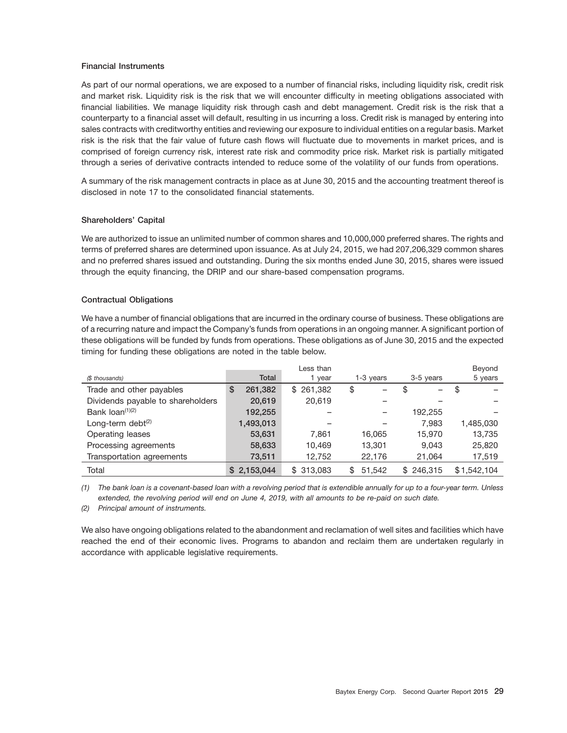### Financial Instruments

As part of our normal operations, we are exposed to a number of financial risks, including liquidity risk, credit risk and market risk. Liquidity risk is the risk that we will encounter difficulty in meeting obligations associated with financial liabilities. We manage liquidity risk through cash and debt management. Credit risk is the risk that a counterparty to a financial asset will default, resulting in us incurring a loss. Credit risk is managed by entering into sales contracts with creditworthy entities and reviewing our exposure to individual entities on a regular basis. Market risk is the risk that the fair value of future cash flows will fluctuate due to movements in market prices, and is comprised of foreign currency risk, interest rate risk and commodity price risk. Market risk is partially mitigated through a series of derivative contracts intended to reduce some of the volatility of our funds from operations.

A summary of the risk management contracts in place as at June 30, 2015 and the accounting treatment thereof is disclosed in note 17 to the consolidated financial statements.

### Shareholders' Capital

We are authorized to issue an unlimited number of common shares and 10,000,000 preferred shares. The rights and terms of preferred shares are determined upon issuance. As at July 24, 2015, we had 207,206,329 common shares and no preferred shares issued and outstanding. During the six months ended June 30, 2015, shares were issued through the equity financing, the DRIP and our share-based compensation programs.

### Contractual Obligations

We have a number of financial obligations that are incurred in the ordinary course of business. These obligations are of a recurring nature and impact the Company's funds from operations in an ongoing manner. A significant portion of these obligations will be funded by funds from operations. These obligations as of June 30, 2015 and the expected timing for funding these obligations are noted in the table below.

| *($ thousands)* | Total | Less than 1 year | 1-3 years | 3-5 years | Beyond 5 years |
|---|---|---|---|---|---|
| Trade and other payables | $ 261,382 | $ 261,382 | $ – | $ – | $ – |
| Dividends payable to shareholders | 20,619 | 20,619 | – | – | – |
| Bank loan[(1)(2)] | 192,255 | – | – | 192,255 | – |
| Long-term debt[(2)] | 1,493,013 | – | – | 7,983 | 1,485,030 |
| Operating leases | 53,631 | 7,861 | 16,065 | 15,970 | 13,735 |
| Processing agreements | 58,633 | 10,469 | 13,301 | 9,043 | 25,820 |
| Transportation agreements | 73,511 | 12,752 | 22,176 | 21,064 | 17,519 |
| Total | $ 2,153,044 | $ 313,083 | $ 51,542 | $ 246,315 | $ 1,542,104 |

*(1) The bank loan is a covenant-based loan with a revolving period that is extendible annually for up to a four-year term. Unless extended, the revolving period will end on June 4, 2019, with all amounts to be re-paid on such date.*

*(2) Principal amount of instruments.*

We also have ongoing obligations related to the abandonment and reclamation of well sites and facilities which have reached the end of their economic lives. Programs to abandon and reclaim them are undertaken regularly in accordance with applicable legislative requirements.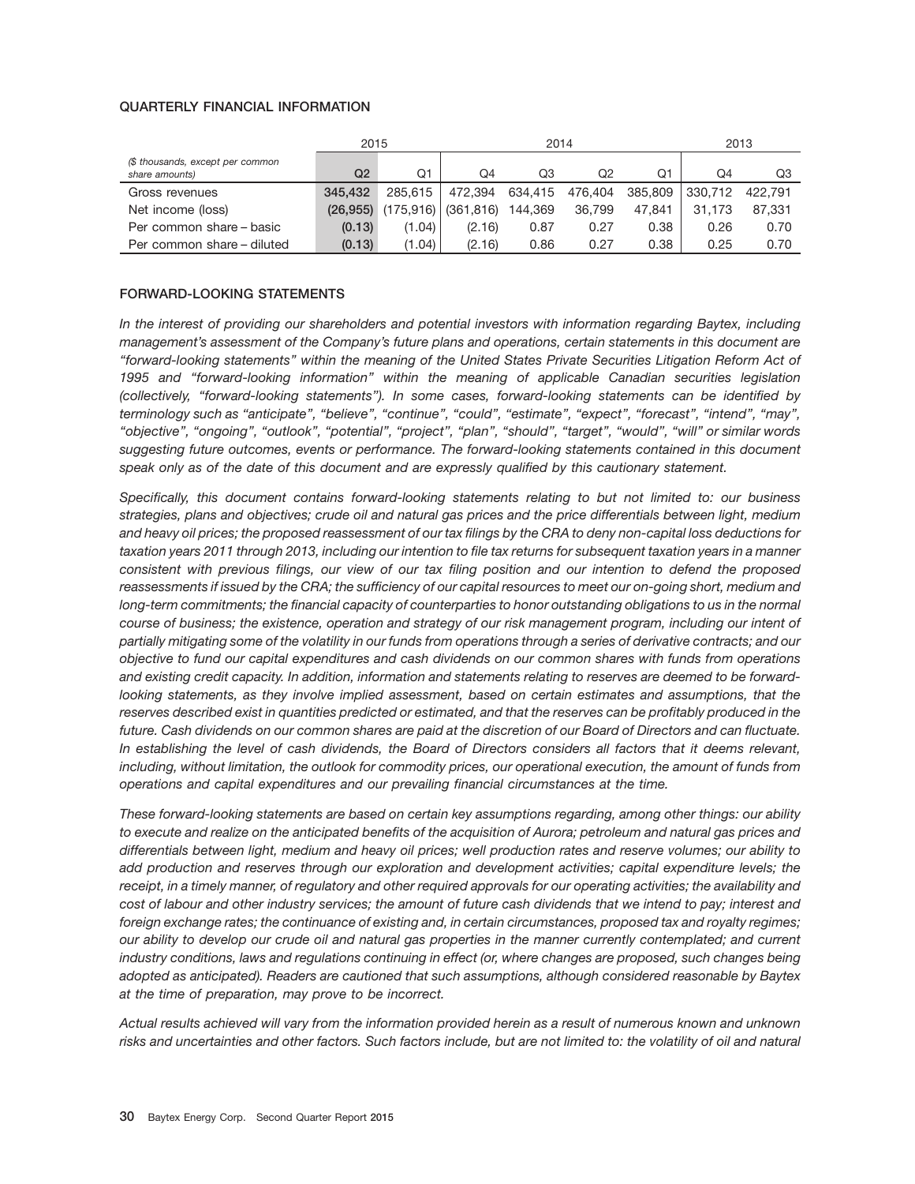## QUARTERLY FINANCIAL INFORMATION

| | 2015 | | 2014 | | | | 2013 | |
|---|---|---|---|---|---|---|---|---|
| *($ thousands, except per common share amounts)* | **Q2** | Q1 | Q4 | Q3 | Q2 | Q1 | Q4 | Q3 |
| Gross revenues | **345,432** | 285,615 | 472,394 | 634,415 | 476,404 | 385,809 | 330,712 | 422,791 |
| Net income (loss) | **(26,955)** | (175,916) | (361,816) | 144,369 | 36,799 | 47,841 | 31,173 | 87,331 |
| Per common share – basic | **(0.13)** | (1.04) | (2.16) | 0.87 | 0.27 | 0.38 | 0.26 | 0.70 |
| Per common share – diluted | **(0.13)** | (1.04) | (2.16) | 0.86 | 0.27 | 0.38 | 0.25 | 0.70 |

## FORWARD-LOOKING STATEMENTS

*In the interest of providing our shareholders and potential investors with information regarding Baytex, including management's assessment of the Company's future plans and operations, certain statements in this document are "forward-looking statements" within the meaning of the United States Private Securities Litigation Reform Act of 1995 and "forward-looking information" within the meaning of applicable Canadian securities legislation (collectively, "forward-looking statements"). In some cases, forward-looking statements can be identified by terminology such as "anticipate", "believe", "continue", "could", "estimate", "expect", "forecast", "intend", "may", "objective", "ongoing", "outlook", "potential", "project", "plan", "should", "target", "would", "will" or similar words suggesting future outcomes, events or performance. The forward-looking statements contained in this document speak only as of the date of this document and are expressly qualified by this cautionary statement.*

*Specifically, this document contains forward-looking statements relating to but not limited to: our business strategies, plans and objectives; crude oil and natural gas prices and the price differentials between light, medium and heavy oil prices; the proposed reassessment of our tax filings by the CRA to deny non-capital loss deductions for taxation years 2011 through 2013, including our intention to file tax returns for subsequent taxation years in a manner consistent with previous filings, our view of our tax filing position and our intention to defend the proposed reassessments if issued by the CRA; the sufficiency of our capital resources to meet our on-going short, medium and long-term commitments; the financial capacity of counterparties to honor outstanding obligations to us in the normal course of business; the existence, operation and strategy of our risk management program, including our intent of partially mitigating some of the volatility in our funds from operations through a series of derivative contracts; and our objective to fund our capital expenditures and cash dividends on our common shares with funds from operations and existing credit capacity. In addition, information and statements relating to reserves are deemed to be forward-looking statements, as they involve implied assessment, based on certain estimates and assumptions, that the reserves described exist in quantities predicted or estimated, and that the reserves can be profitably produced in the future. Cash dividends on our common shares are paid at the discretion of our Board of Directors and can fluctuate. In establishing the level of cash dividends, the Board of Directors considers all factors that it deems relevant, including, without limitation, the outlook for commodity prices, our operational execution, the amount of funds from operations and capital expenditures and our prevailing financial circumstances at the time.*

*These forward-looking statements are based on certain key assumptions regarding, among other things: our ability to execute and realize on the anticipated benefits of the acquisition of Aurora; petroleum and natural gas prices and differentials between light, medium and heavy oil prices; well production rates and reserve volumes; our ability to add production and reserves through our exploration and development activities; capital expenditure levels; the receipt, in a timely manner, of regulatory and other required approvals for our operating activities; the availability and cost of labour and other industry services; the amount of future cash dividends that we intend to pay; interest and foreign exchange rates; the continuance of existing and, in certain circumstances, proposed tax and royalty regimes; our ability to develop our crude oil and natural gas properties in the manner currently contemplated; and current industry conditions, laws and regulations continuing in effect (or, where changes are proposed, such changes being adopted as anticipated). Readers are cautioned that such assumptions, although considered reasonable by Baytex at the time of preparation, may prove to be incorrect.*

*Actual results achieved will vary from the information provided herein as a result of numerous known and unknown risks and uncertainties and other factors. Such factors include, but are not limited to: the volatility of oil and natural*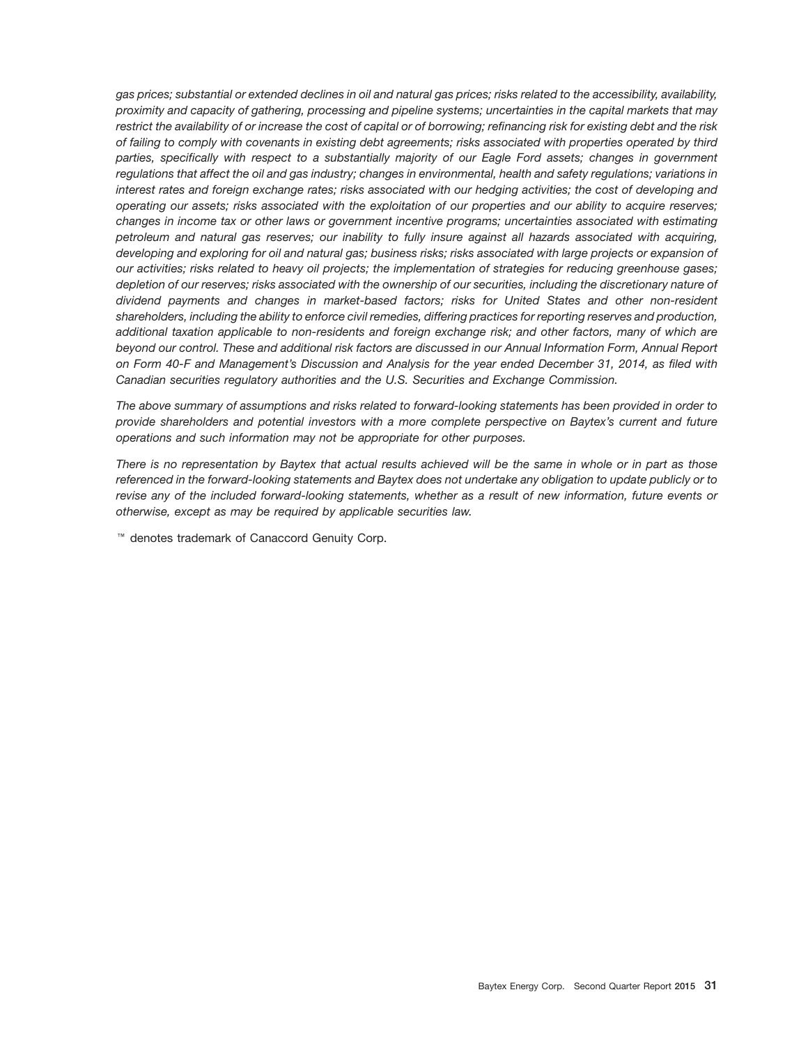*gas prices; substantial or extended declines in oil and natural gas prices; risks related to the accessibility, availability, proximity and capacity of gathering, processing and pipeline systems; uncertainties in the capital markets that may restrict the availability of or increase the cost of capital or of borrowing; refinancing risk for existing debt and the risk of failing to comply with covenants in existing debt agreements; risks associated with properties operated by third parties, specifically with respect to a substantially majority of our Eagle Ford assets; changes in government regulations that affect the oil and gas industry; changes in environmental, health and safety regulations; variations in interest rates and foreign exchange rates; risks associated with our hedging activities; the cost of developing and operating our assets; risks associated with the exploitation of our properties and our ability to acquire reserves; changes in income tax or other laws or government incentive programs; uncertainties associated with estimating petroleum and natural gas reserves; our inability to fully insure against all hazards associated with acquiring, developing and exploring for oil and natural gas; business risks; risks associated with large projects or expansion of our activities; risks related to heavy oil projects; the implementation of strategies for reducing greenhouse gases; depletion of our reserves; risks associated with the ownership of our securities, including the discretionary nature of dividend payments and changes in market-based factors; risks for United States and other non-resident shareholders, including the ability to enforce civil remedies, differing practices for reporting reserves and production, additional taxation applicable to non-residents and foreign exchange risk; and other factors, many of which are beyond our control. These and additional risk factors are discussed in our Annual Information Form, Annual Report on Form 40-F and Management's Discussion and Analysis for the year ended December 31, 2014, as filed with Canadian securities regulatory authorities and the U.S. Securities and Exchange Commission.*

*The above summary of assumptions and risks related to forward-looking statements has been provided in order to provide shareholders and potential investors with a more complete perspective on Baytex's current and future operations and such information may not be appropriate for other purposes.*

*There is no representation by Baytex that actual results achieved will be the same in whole or in part as those referenced in the forward-looking statements and Baytex does not undertake any obligation to update publicly or to revise any of the included forward-looking statements, whether as a result of new information, future events or otherwise, except as may be required by applicable securities law.*

™ denotes trademark of Canaccord Genuity Corp.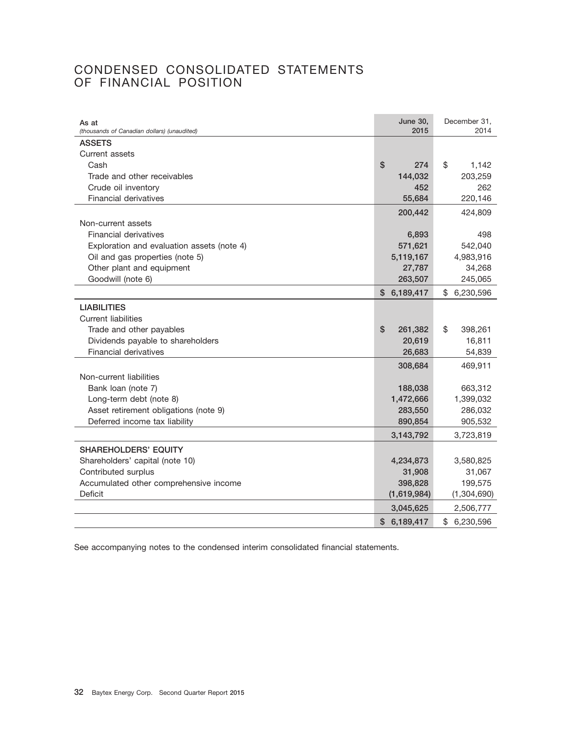# CONDENSED CONSOLIDATED STATEMENTS OF FINANCIAL POSITION

| As at<br>*(thousands of Canadian dollars) (unaudited)* | June 30, 2015 | December 31, 2014 |
|---|---|---|
| **ASSETS** | | |
| Current assets | | |
| Cash | $ 274 | $ 1,142 |
| Trade and other receivables | 144,032 | 203,259 |
| Crude oil inventory | 452 | 262 |
| Financial derivatives | 55,684 | 220,146 |
| | 200,442 | 424,809 |
| Non-current assets | | |
| Financial derivatives | 6,893 | 498 |
| Exploration and evaluation assets (note 4) | 571,621 | 542,040 |
| Oil and gas properties (note 5) | 5,119,167 | 4,983,916 |
| Other plant and equipment | 27,787 | 34,268 |
| Goodwill (note 6) | 263,507 | 245,065 |
| | $ 6,189,417 | $ 6,230,596 |
| **LIABILITIES** | | |
| Current liabilities | | |
| Trade and other payables | $ 261,382 | $ 398,261 |
| Dividends payable to shareholders | 20,619 | 16,811 |
| Financial derivatives | 26,683 | 54,839 |
| | 308,684 | 469,911 |
| Non-current liabilities | | |
| Bank loan (note 7) | 188,038 | 663,312 |
| Long-term debt (note 8) | 1,472,666 | 1,399,032 |
| Asset retirement obligations (note 9) | 283,550 | 286,032 |
| Deferred income tax liability | 890,854 | 905,532 |
| | 3,143,792 | 3,723,819 |
| **SHAREHOLDERS' EQUITY** | | |
| Shareholders' capital (note 10) | 4,234,873 | 3,580,825 |
| Contributed surplus | 31,908 | 31,067 |
| Accumulated other comprehensive income | 398,828 | 199,575 |
| Deficit | (1,619,984) | (1,304,690) |
| | 3,045,625 | 2,506,777 |
| | $ 6,189,417 | $ 6,230,596 |

See accompanying notes to the condensed interim consolidated financial statements.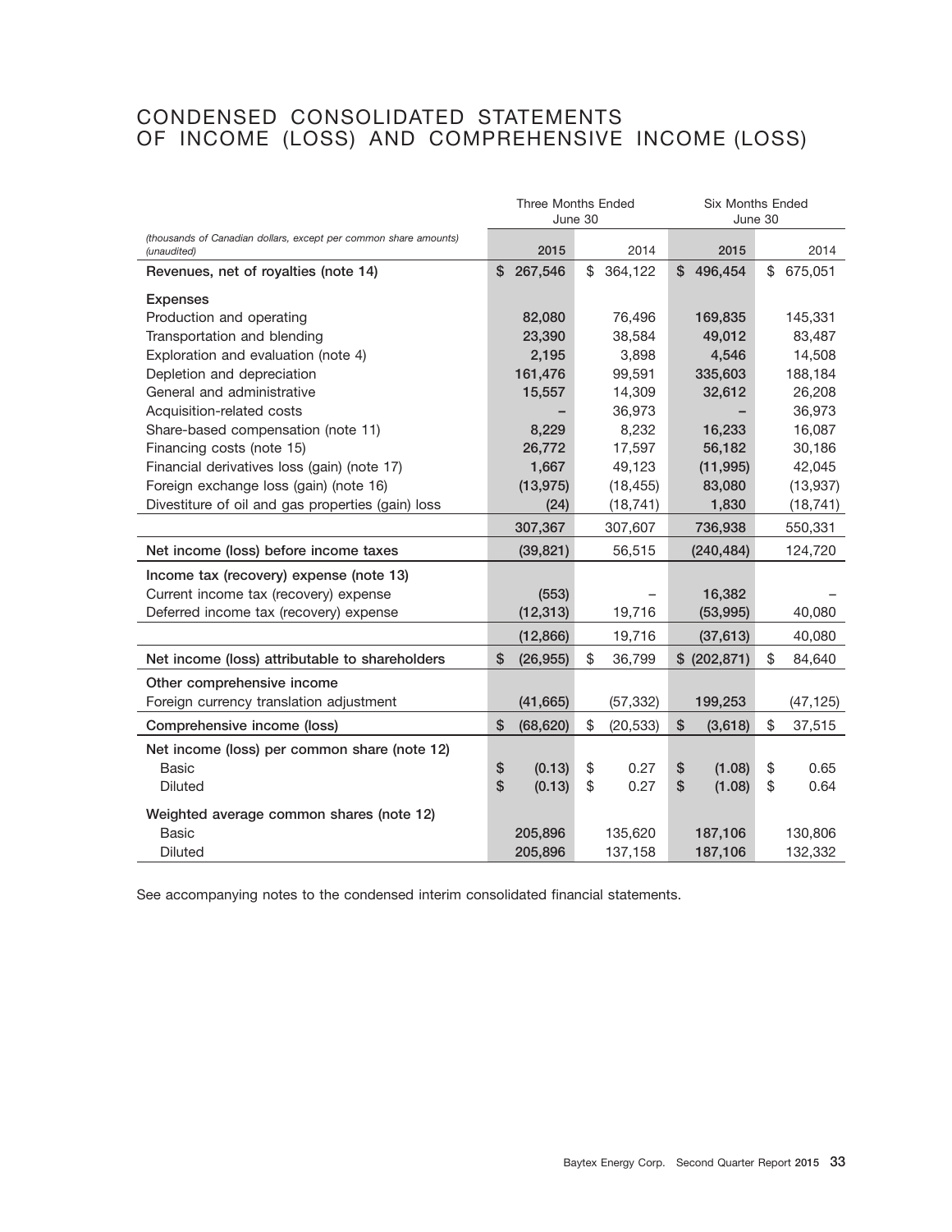# CONDENSED CONSOLIDATED STATEMENTS OF INCOME (LOSS) AND COMPREHENSIVE INCOME (LOSS)

| | Three Months Ended June 30 | | Six Months Ended June 30 | |
|---|---|---|---|---|
| *(thousands of Canadian dollars, except per common share amounts) (unaudited)* | **2015** | 2014 | **2015** | 2014 |
| **Revenues, net of royalties (note 14)** | **$ 267,546** | $ 364,122 | **$ 496,454** | $ 675,051 |
| **Expenses** | | | | |
| Production and operating | **82,080** | 76,496 | **169,835** | 145,331 |
| Transportation and blending | **23,390** | 38,584 | **49,012** | 83,487 |
| Exploration and evaluation (note 4) | **2,195** | 3,898 | **4,546** | 14,508 |
| Depletion and depreciation | **161,476** | 99,591 | **335,603** | 188,184 |
| General and administrative | **15,557** | 14,309 | **32,612** | 26,208 |
| Acquisition-related costs | **–** | 36,973 | **–** | 36,973 |
| Share-based compensation (note 11) | **8,229** | 8,232 | **16,233** | 16,087 |
| Financing costs (note 15) | **26,772** | 17,597 | **56,182** | 30,186 |
| Financial derivatives loss (gain) (note 17) | **1,667** | 49,123 | **(11,995)** | 42,045 |
| Foreign exchange loss (gain) (note 16) | **(13,975)** | (18,455) | **83,080** | (13,937) |
| Divestiture of oil and gas properties (gain) loss | **(24)** | (18,741) | **1,830** | (18,741) |
| | **307,367** | 307,607 | **736,938** | 550,331 |
| **Net income (loss) before income taxes** | **(39,821)** | 56,515 | **(240,484)** | 124,720 |
| **Income tax (recovery) expense (note 13)** | | | | |
| Current income tax (recovery) expense | **(553)** | – | **16,382** | – |
| Deferred income tax (recovery) expense | **(12,313)** | 19,716 | **(53,995)** | 40,080 |
| | **(12,866)** | 19,716 | **(37,613)** | 40,080 |
| **Net income (loss) attributable to shareholders** | **$ (26,955)** | $ 36,799 | **$ (202,871)** | $ 84,640 |
| **Other comprehensive income** | | | | |
| Foreign currency translation adjustment | **(41,665)** | (57,332) | **199,253** | (47,125) |
| **Comprehensive income (loss)** | **$ (68,620)** | $ (20,533) | **$ (3,618)** | $ 37,515 |
| **Net income (loss) per common share (note 12)** | | | | |
| Basic | **$ (0.13)** | $ 0.27 | **$ (1.08)** | $ 0.65 |
| Diluted | **$ (0.13)** | $ 0.27 | **$ (1.08)** | $ 0.64 |
| **Weighted average common shares (note 12)** | | | | |
| Basic | **205,896** | 135,620 | **187,106** | 130,806 |
| Diluted | **205,896** | 137,158 | **187,106** | 132,332 |

See accompanying notes to the condensed interim consolidated financial statements.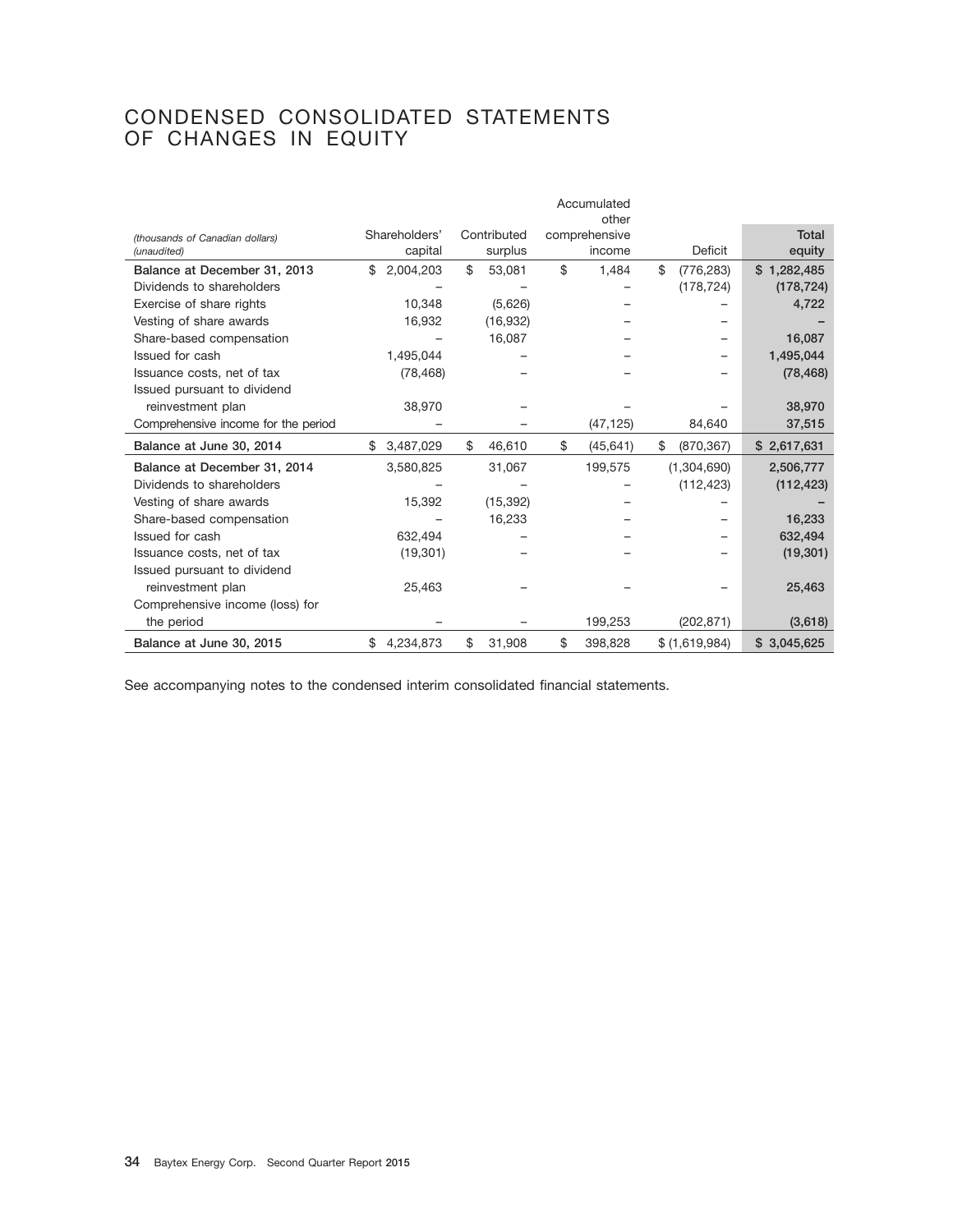# CONDENSED CONSOLIDATED STATEMENTS OF CHANGES IN EQUITY

| *(thousands of Canadian dollars)* *(unaudited)* | Shareholders' capital | Contributed surplus | Accumulated other comprehensive income | Deficit | Total equity |
|---|---|---|---|---|---|
| **Balance at December 31, 2013** | $ 2,004,203 | $ 53,081 | $ 1,484 | $ (776,283) | **$ 1,282,485** |
| Dividends to shareholders | – | – | – | (178,724) | **(178,724)** |
| Exercise of share rights | 10,348 | (5,626) | – | – | **4,722** |
| Vesting of share awards | 16,932 | (16,932) | – | – | **–** |
| Share-based compensation | – | 16,087 | – | – | **16,087** |
| Issued for cash | 1,495,044 | – | – | – | **1,495,044** |
| Issuance costs, net of tax | (78,468) | – | – | – | **(78,468)** |
| Issued pursuant to dividend reinvestment plan | 38,970 | – | – | – | **38,970** |
| Comprehensive income for the period | – | – | (47,125) | 84,640 | **37,515** |
| **Balance at June 30, 2014** | $ 3,487,029 | $ 46,610 | $ (45,641) | $ (870,367) | **$ 2,617,631** |
| **Balance at December 31, 2014** | 3,580,825 | 31,067 | 199,575 | (1,304,690) | **2,506,777** |
| Dividends to shareholders | – | – | – | (112,423) | **(112,423)** |
| Vesting of share awards | 15,392 | (15,392) | – | – | **–** |
| Share-based compensation | – | 16,233 | – | – | **16,233** |
| Issued for cash | 632,494 | – | – | – | **632,494** |
| Issuance costs, net of tax | (19,301) | – | – | – | **(19,301)** |
| Issued pursuant to dividend reinvestment plan | 25,463 | – | – | – | **25,463** |
| Comprehensive income (loss) for the period | – | – | 199,253 | (202,871) | **(3,618)** |
| **Balance at June 30, 2015** | $ 4,234,873 | $ 31,908 | $ 398,828 | $ (1,619,984) | **$ 3,045,625** |

See accompanying notes to the condensed interim consolidated financial statements.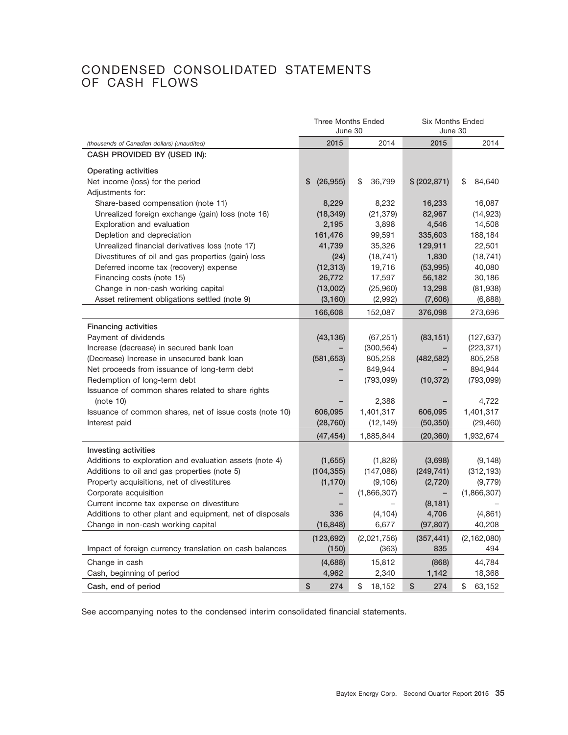# CONDENSED CONSOLIDATED STATEMENTS OF CASH FLOWS

| | Three Months Ended June 30 | | Six Months Ended June 30 | |
|---|---|---|---|---|
| *(thousands of Canadian dollars) (unaudited)* | **2015** | 2014 | **2015** | 2014 |
| **CASH PROVIDED BY (USED IN):** | | | | |
| **Operating activities** | | | | |
| Net income (loss) for the period | **$ (26,955)** | $ 36,799 | **$ (202,871)** | $ 84,640 |
| Adjustments for: | | | | |
| Share-based compensation (note 11) | **8,229** | 8,232 | **16,233** | 16,087 |
| Unrealized foreign exchange (gain) loss (note 16) | **(18,349)** | (21,379) | **82,967** | (14,923) |
| Exploration and evaluation | **2,195** | 3,898 | **4,546** | 14,508 |
| Depletion and depreciation | **161,476** | 99,591 | **335,603** | 188,184 |
| Unrealized financial derivatives loss (note 17) | **41,739** | 35,326 | **129,911** | 22,501 |
| Divestitures of oil and gas properties (gain) loss | **(24)** | (18,741) | **1,830** | (18,741) |
| Deferred income tax (recovery) expense | **(12,313)** | 19,716 | **(53,995)** | 40,080 |
| Financing costs (note 15) | **26,772** | 17,597 | **56,182** | 30,186 |
| Change in non-cash working capital | **(13,002)** | (25,960) | **13,298** | (81,938) |
| Asset retirement obligations settled (note 9) | **(3,160)** | (2,992) | **(7,606)** | (6,888) |
| | **166,608** | 152,087 | **376,098** | 273,696 |
| **Financing activities** | | | | |
| Payment of dividends | **(43,136)** | (67,251) | **(83,151)** | (127,637) |
| Increase (decrease) in secured bank loan | **–** | (300,564) | **–** | (223,371) |
| (Decrease) Increase in unsecured bank loan | **(581,653)** | 805,258 | **(482,582)** | 805,258 |
| Net proceeds from issuance of long-term debt | **–** | 849,944 | **–** | 894,944 |
| Redemption of long-term debt | **–** | (793,099) | **(10,372)** | (793,099) |
| Issuance of common shares related to share rights (note 10) | **–** | 2,388 | **–** | 4,722 |
| Issuance of common shares, net of issue costs (note 10) | **606,095** | 1,401,317 | **606,095** | 1,401,317 |
| Interest paid | **(28,760)** | (12,149) | **(50,350)** | (29,460) |
| | **(47,454)** | 1,885,844 | **(20,360)** | 1,932,674 |
| **Investing activities** | | | | |
| Additions to exploration and evaluation assets (note 4) | **(1,655)** | (1,828) | **(3,698)** | (9,148) |
| Additions to oil and gas properties (note 5) | **(104,355)** | (147,088) | **(249,741)** | (312,193) |
| Property acquisitions, net of divestitures | **(1,170)** | (9,106) | **(2,720)** | (9,779) |
| Corporate acquisition | **–** | (1,866,307) | **–** | (1,866,307) |
| Current income tax expense on divestiture | **–** | – | **(8,181)** | – |
| Additions to other plant and equipment, net of disposals | **336** | (4,104) | **4,706** | (4,861) |
| Change in non-cash working capital | **(16,848)** | 6,677 | **(97,807)** | 40,208 |
| | **(123,692)** | (2,021,756) | **(357,441)** | (2,162,080) |
| Impact of foreign currency translation on cash balances | **(150)** | (363) | **835** | 494 |
| Change in cash | **(4,688)** | 15,812 | **(868)** | 44,784 |
| Cash, beginning of period | **4,962** | 2,340 | **1,142** | 18,368 |
| **Cash, end of period** | **$ 274** | $ 18,152 | **$ 274** | $ 63,152 |

See accompanying notes to the condensed interim consolidated financial statements.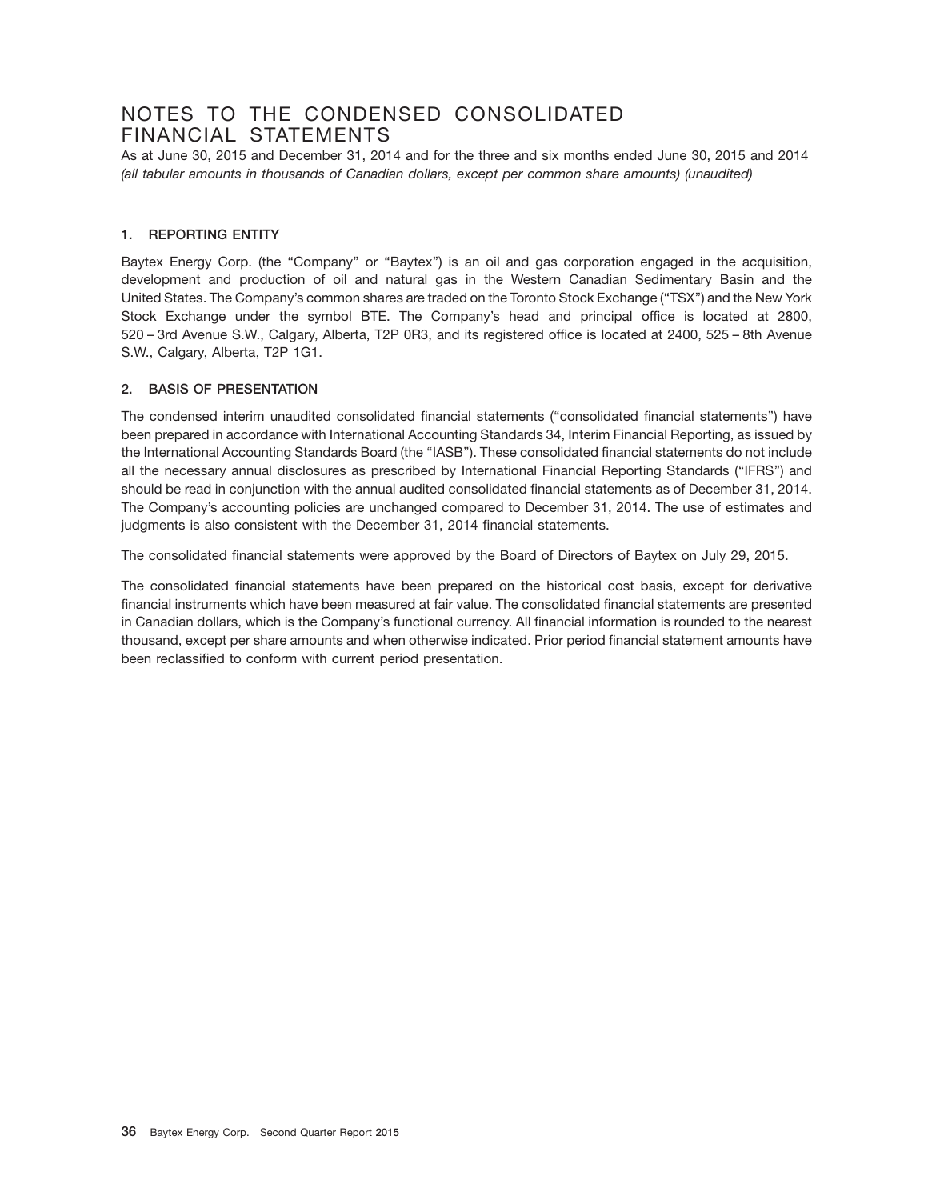# NOTES TO THE CONDENSED CONSOLIDATED FINANCIAL STATEMENTS

As at June 30, 2015 and December 31, 2014 and for the three and six months ended June 30, 2015 and 2014
*(all tabular amounts in thousands of Canadian dollars, except per common share amounts) (unaudited)*

## 1. REPORTING ENTITY

Baytex Energy Corp. (the "Company" or "Baytex") is an oil and gas corporation engaged in the acquisition, development and production of oil and natural gas in the Western Canadian Sedimentary Basin and the United States. The Company's common shares are traded on the Toronto Stock Exchange ("TSX") and the New York Stock Exchange under the symbol BTE. The Company's head and principal office is located at 2800, 520 – 3rd Avenue S.W., Calgary, Alberta, T2P 0R3, and its registered office is located at 2400, 525 – 8th Avenue S.W., Calgary, Alberta, T2P 1G1.

## 2. BASIS OF PRESENTATION

The condensed interim unaudited consolidated financial statements ("consolidated financial statements") have been prepared in accordance with International Accounting Standards 34, Interim Financial Reporting, as issued by the International Accounting Standards Board (the "IASB"). These consolidated financial statements do not include all the necessary annual disclosures as prescribed by International Financial Reporting Standards ("IFRS") and should be read in conjunction with the annual audited consolidated financial statements as of December 31, 2014. The Company's accounting policies are unchanged compared to December 31, 2014. The use of estimates and judgments is also consistent with the December 31, 2014 financial statements.

The consolidated financial statements were approved by the Board of Directors of Baytex on July 29, 2015.

The consolidated financial statements have been prepared on the historical cost basis, except for derivative financial instruments which have been measured at fair value. The consolidated financial statements are presented in Canadian dollars, which is the Company's functional currency. All financial information is rounded to the nearest thousand, except per share amounts and when otherwise indicated. Prior period financial statement amounts have been reclassified to conform with current period presentation.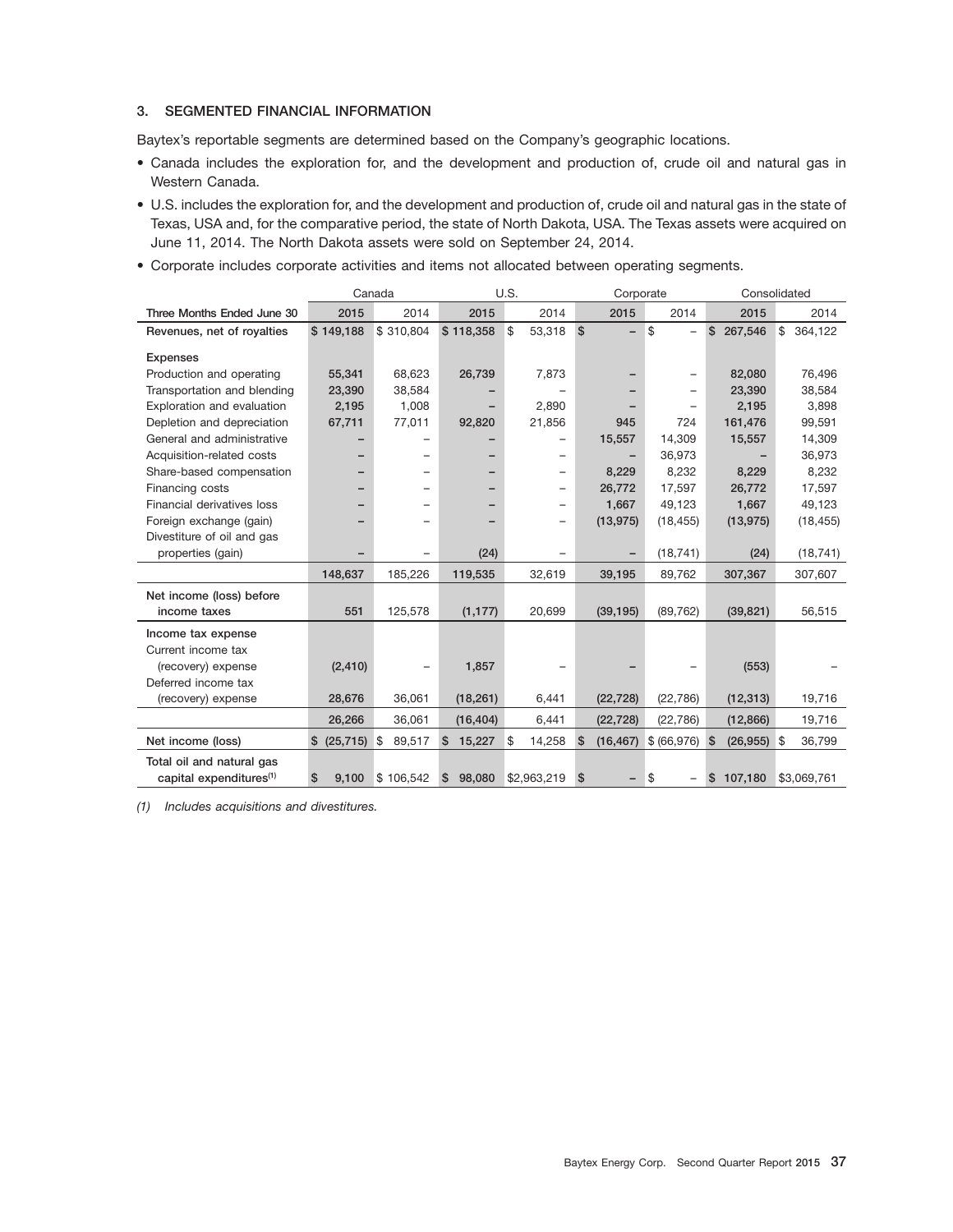### 3. SEGMENTED FINANCIAL INFORMATION

Baytex's reportable segments are determined based on the Company's geographic locations.

- Canada includes the exploration for, and the development and production of, crude oil and natural gas in Western Canada.
- U.S. includes the exploration for, and the development and production of, crude oil and natural gas in the state of Texas, USA and, for the comparative period, the state of North Dakota, USA. The Texas assets were acquired on June 11, 2014. The North Dakota assets were sold on September 24, 2014.
- Corporate includes corporate activities and items not allocated between operating segments.

| | Canada | | U.S. | | Corporate | | Consolidated | |
|---|---|---|---|---|---|---|---|---|
| **Three Months Ended June 30** | **2015** | 2014 | **2015** | 2014 | **2015** | 2014 | **2015** | 2014 |
| **Revenues, net of royalties** | **$ 149,188** | $ 310,804 | **$ 118,358** | $ 53,318 | **$ –** | $ – | **$ 267,546** | $ 364,122 |
| **Expenses** | | | | | | | | |
| Production and operating | **55,341** | 68,623 | **26,739** | 7,873 | **–** | – | **82,080** | 76,496 |
| Transportation and blending | **23,390** | 38,584 | **–** | – | **–** | – | **23,390** | 38,584 |
| Exploration and evaluation | **2,195** | 1,008 | **–** | 2,890 | **–** | – | **2,195** | 3,898 |
| Depletion and depreciation | **67,711** | 77,011 | **92,820** | 21,856 | **945** | 724 | **161,476** | 99,591 |
| General and administrative | **–** | – | **–** | – | **15,557** | 14,309 | **15,557** | 14,309 |
| Acquisition-related costs | **–** | – | **–** | – | **–** | 36,973 | **–** | 36,973 |
| Share-based compensation | **–** | – | **–** | – | **8,229** | 8,232 | **8,229** | 8,232 |
| Financing costs | **–** | – | **–** | – | **26,772** | 17,597 | **26,772** | 17,597 |
| Financial derivatives loss | **–** | – | **–** | – | **1,667** | 49,123 | **1,667** | 49,123 |
| Foreign exchange (gain) | **–** | – | **–** | – | **(13,975)** | (18,455) | **(13,975)** | (18,455) |
| Divestiture of oil and gas properties (gain) | **–** | – | **(24)** | – | **–** | (18,741) | **(24)** | (18,741) |
| | **148,637** | 185,226 | **119,535** | 32,619 | **39,195** | 89,762 | **307,367** | 307,607 |
| **Net income (loss) before income taxes** | **551** | 125,578 | **(1,177)** | 20,699 | **(39,195)** | (89,762) | **(39,821)** | 56,515 |
| **Income tax expense** | | | | | | | | |
| Current income tax (recovery) expense | **(2,410)** | – | **1,857** | – | **–** | – | **(553)** | – |
| Deferred income tax (recovery) expense | **28,676** | 36,061 | **(18,261)** | 6,441 | **(22,728)** | (22,786) | **(12,313)** | 19,716 |
| | **26,266** | 36,061 | **(16,404)** | 6,441 | **(22,728)** | (22,786) | **(12,866)** | 19,716 |
| **Net income (loss)** | **$ (25,715)** | $ 89,517 | **$ 15,227** | $ 14,258 | **$ (16,467)** | $ (66,976) | **$ (26,955)** | $ 36,799 |
| **Total oil and natural gas capital expenditures[(1)]** | **$ 9,100** | $ 106,542 | **$ 98,080** | $2,963,219 | **$ –** | $ – | **$ 107,180** | $3,069,761 |

*(1) Includes acquisitions and divestitures.*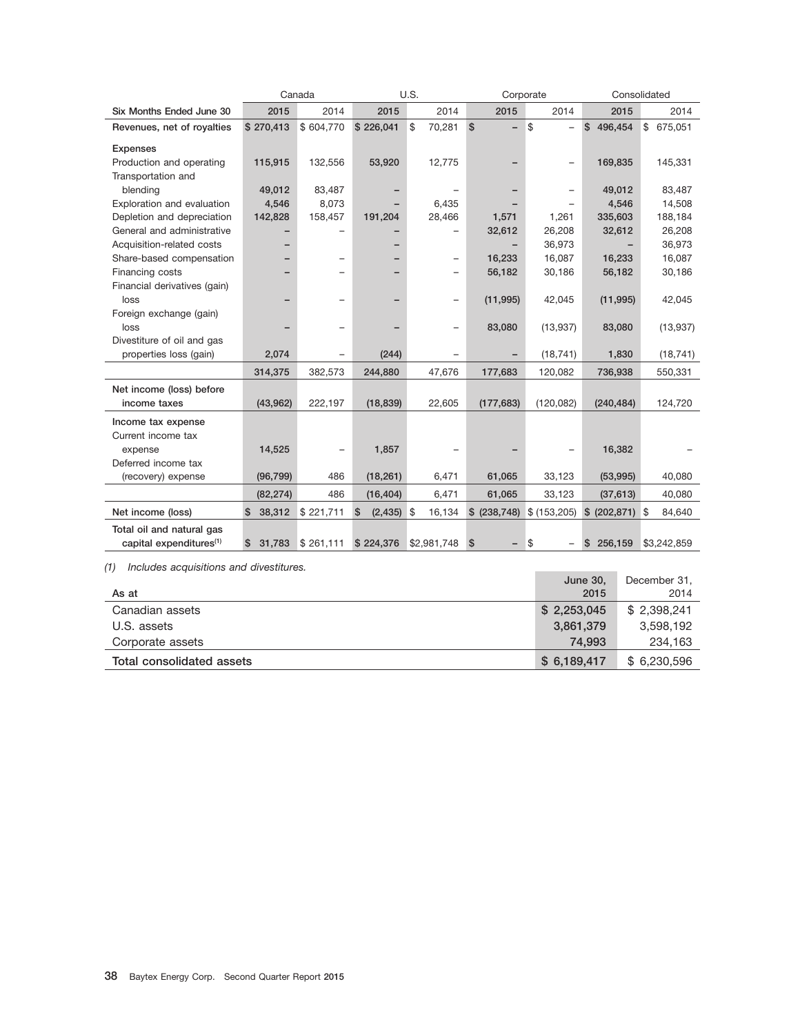| | Canada | | U.S. | | Corporate | | Consolidated | |
|---|---|---|---|---|---|---|---|---|
| **Six Months Ended June 30** | **2015** | 2014 | **2015** | 2014 | **2015** | 2014 | **2015** | 2014 |
| **Revenues, net of royalties** | **$ 270,413** | $ 604,770 | **$ 226,041** | $ 70,281 | **$ –** | $ – | **$ 496,454** | $ 675,051 |
| **Expenses** | | | | | | | | |
| Production and operating | **115,915** | 132,556 | **53,920** | 12,775 | **–** | – | **169,835** | 145,331 |
| Transportation and blending | **49,012** | 83,487 | **–** | – | **–** | – | **49,012** | 83,487 |
| Exploration and evaluation | **4,546** | 8,073 | **–** | 6,435 | **–** | – | **4,546** | 14,508 |
| Depletion and depreciation | **142,828** | 158,457 | **191,204** | 28,466 | **1,571** | 1,261 | **335,603** | 188,184 |
| General and administrative | **–** | – | **–** | – | **32,612** | 26,208 | **32,612** | 26,208 |
| Acquisition-related costs | **–** | – | **–** | – | **–** | 36,973 | **–** | 36,973 |
| Share-based compensation | **–** | – | **–** | – | **16,233** | 16,087 | **16,233** | 16,087 |
| Financing costs | **–** | – | **–** | – | **56,182** | 30,186 | **56,182** | 30,186 |
| Financial derivatives (gain) loss | **–** | – | **–** | – | **(11,995)** | 42,045 | **(11,995)** | 42,045 |
| Foreign exchange (gain) loss | **–** | – | **–** | – | **83,080** | (13,937) | **83,080** | (13,937) |
| Divestiture of oil and gas properties loss (gain) | **2,074** | – | **(244)** | – | **–** | (18,741) | **1,830** | (18,741) |
| | **314,375** | 382,573 | **244,880** | 47,676 | **177,683** | 120,082 | **736,938** | 550,331 |
| **Net income (loss) before income taxes** | **(43,962)** | 222,197 | **(18,839)** | 22,605 | **(177,683)** | (120,082) | **(240,484)** | 124,720 |
| **Income tax expense** | | | | | | | | |
| Current income tax expense | **14,525** | – | **1,857** | – | **–** | – | **16,382** | – |
| Deferred income tax (recovery) expense | **(96,799)** | 486 | **(18,261)** | 6,471 | **61,065** | 33,123 | **(53,995)** | 40,080 |
| | **(82,274)** | 486 | **(16,404)** | 6,471 | **61,065** | 33,123 | **(37,613)** | 40,080 |
| **Net income (loss)** | **$ 38,312** | $ 221,711 | **$ (2,435)** | $ 16,134 | **$ (238,748)** | $ (153,205) | **$ (202,871)** | $ 84,640 |
| **Total oil and natural gas capital expenditures[(1)]** | **$ 31,783** | $ 261,111 | **$ 224,376** | $2,981,748 | **$ –** | $ – | **$ 256,159** | $3,242,859 |

*(1) Includes acquisitions and divestitures.*

| As at | June 30, 2015 | December 31, 2014 |
|---|---|---|
| Canadian assets | **$ 2,253,045** | $ 2,398,241 |
| U.S. assets | **3,861,379** | 3,598,192 |
| Corporate assets | **74,993** | 234,163 |
| **Total consolidated assets** | **$ 6,189,417** | $ 6,230,596 |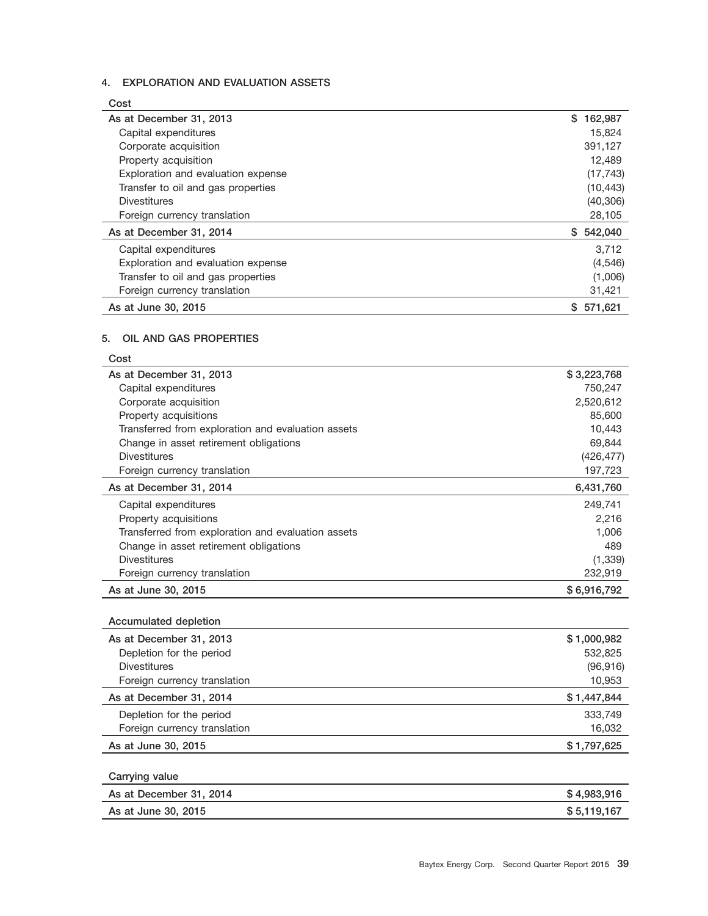## 4. EXPLORATION AND EVALUATION ASSETS

| Cost | |
|---|---|
| As at December 31, 2013 | $ 162,987 |
| Capital expenditures | 15,824 |
| Corporate acquisition | 391,127 |
| Property acquisition | 12,489 |
| Exploration and evaluation expense | (17,743) |
| Transfer to oil and gas properties | (10,443) |
| Divestitures | (40,306) |
| Foreign currency translation | 28,105 |
| As at December 31, 2014 | $ 542,040 |
| Capital expenditures | 3,712 |
| Exploration and evaluation expense | (4,546) |
| Transfer to oil and gas properties | (1,006) |
| Foreign currency translation | 31,421 |
| As at June 30, 2015 | $ 571,621 |

## 5. OIL AND GAS PROPERTIES

| Cost | |
|---|---|
| As at December 31, 2013 | $ 3,223,768 |
| Capital expenditures | 750,247 |
| Corporate acquisition | 2,520,612 |
| Property acquisitions | 85,600 |
| Transferred from exploration and evaluation assets | 10,443 |
| Change in asset retirement obligations | 69,844 |
| Divestitures | (426,477) |
| Foreign currency translation | 197,723 |
| As at December 31, 2014 | 6,431,760 |
| Capital expenditures | 249,741 |
| Property acquisitions | 2,216 |
| Transferred from exploration and evaluation assets | 1,006 |
| Change in asset retirement obligations | 489 |
| Divestitures | (1,339) |
| Foreign currency translation | 232,919 |
| As at June 30, 2015 | $ 6,916,792 |

| Accumulated depletion | |
|---|---|
| As at December 31, 2013 | $ 1,000,982 |
| Depletion for the period | 532,825 |
| Divestitures | (96,916) |
| Foreign currency translation | 10,953 |
| As at December 31, 2014 | $ 1,447,844 |
| Depletion for the period | 333,749 |
| Foreign currency translation | 16,032 |
| As at June 30, 2015 | $ 1,797,625 |

| Carrying value | |
|---|---|
| As at December 31, 2014 | $ 4,983,916 |
| As at June 30, 2015 | $ 5,119,167 |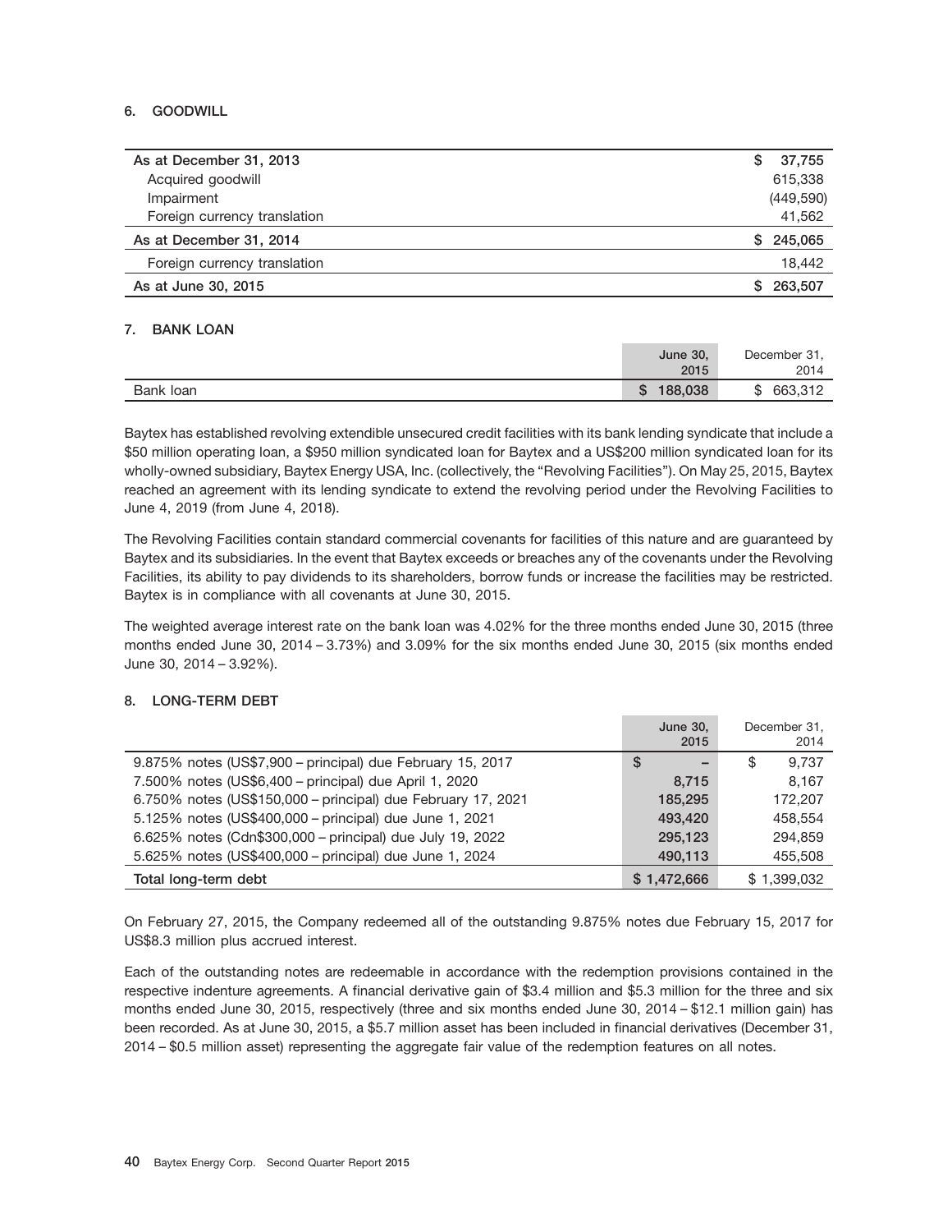## 6. GOODWILL

| | |
|---|---|
| As at December 31, 2013 | $ 37,755 |
| Acquired goodwill | 615,338 |
| Impairment | (449,590) |
| Foreign currency translation | 41,562 |
| As at December 31, 2014 | $ 245,065 |
| Foreign currency translation | 18,442 |
| As at June 30, 2015 | $ 263,507 |

## 7. BANK LOAN

| | June 30, 2015 | December 31, 2014 |
|---|---|---|
| Bank loan | $ 188,038 | $ 663,312 |

Baytex has established revolving extendible unsecured credit facilities with its bank lending syndicate that include a $50 million operating loan, a $950 million syndicated loan for Baytex and a US$200 million syndicated loan for its wholly-owned subsidiary, Baytex Energy USA, Inc. (collectively, the "Revolving Facilities"). On May 25, 2015, Baytex reached an agreement with its lending syndicate to extend the revolving period under the Revolving Facilities to June 4, 2019 (from June 4, 2018).

The Revolving Facilities contain standard commercial covenants for facilities of this nature and are guaranteed by Baytex and its subsidiaries. In the event that Baytex exceeds or breaches any of the covenants under the Revolving Facilities, its ability to pay dividends to its shareholders, borrow funds or increase the facilities may be restricted. Baytex is in compliance with all covenants at June 30, 2015.

The weighted average interest rate on the bank loan was 4.02% for the three months ended June 30, 2015 (three months ended June 30, 2014 – 3.73%) and 3.09% for the six months ended June 30, 2015 (six months ended June 30, 2014 – 3.92%).

## 8. LONG-TERM DEBT

| | June 30, 2015 | December 31, 2014 |
|---|---|---|
| 9.875% notes (US$7,900 – principal) due February 15, 2017 | $ – | $ 9,737 |
| 7.500% notes (US$6,400 – principal) due April 1, 2020 | 8,715 | 8,167 |
| 6.750% notes (US$150,000 – principal) due February 17, 2021 | 185,295 | 172,207 |
| 5.125% notes (US$400,000 – principal) due June 1, 2021 | 493,420 | 458,554 |
| 6.625% notes (Cdn$300,000 – principal) due July 19, 2022 | 295,123 | 294,859 |
| 5.625% notes (US$400,000 – principal) due June 1, 2024 | 490,113 | 455,508 |
| Total long-term debt | $ 1,472,666 | $ 1,399,032 |

On February 27, 2015, the Company redeemed all of the outstanding 9.875% notes due February 15, 2017 for US$8.3 million plus accrued interest.

Each of the outstanding notes are redeemable in accordance with the redemption provisions contained in the respective indenture agreements. A financial derivative gain of $3.4 million and $5.3 million for the three and six months ended June 30, 2015, respectively (three and six months ended June 30, 2014 – $12.1 million gain) has been recorded. As at June 30, 2015, a $5.7 million asset has been included in financial derivatives (December 31, 2014 – $0.5 million asset) representing the aggregate fair value of the redemption features on all notes.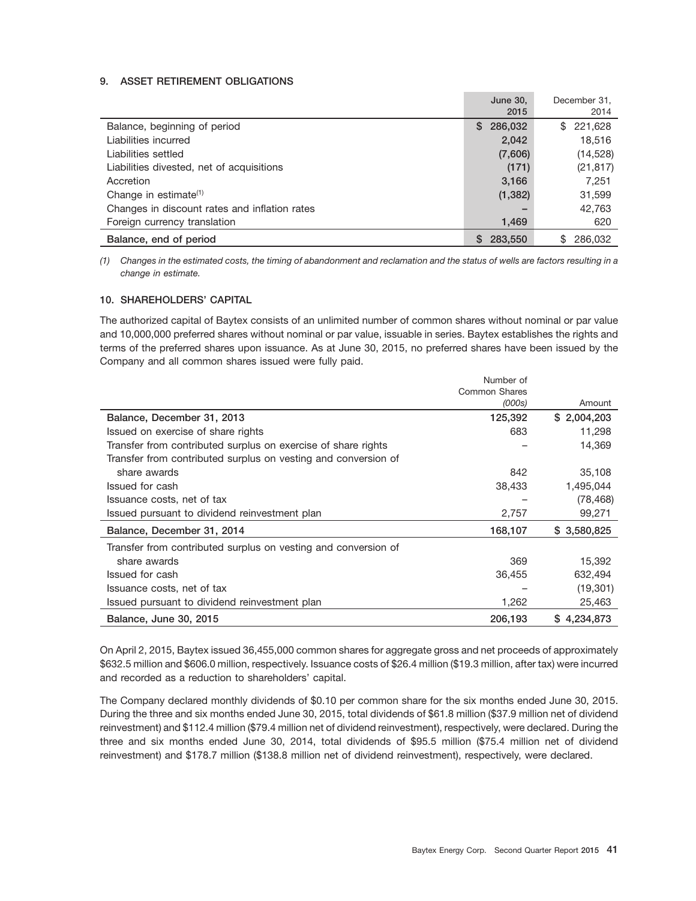### 9. ASSET RETIREMENT OBLIGATIONS

| | June 30, 2015 | December 31, 2014 |
|---|---|---|
| Balance, beginning of period | $ 286,032 | $ 221,628 |
| Liabilities incurred | 2,042 | 18,516 |
| Liabilities settled | (7,606) | (14,528) |
| Liabilities divested, net of acquisitions | (171) | (21,817) |
| Accretion | 3,166 | 7,251 |
| Change in estimate[(1)] | (1,382) | 31,599 |
| Changes in discount rates and inflation rates | – | 42,763 |
| Foreign currency translation | 1,469 | 620 |
| **Balance, end of period** | $ 283,550 | $ 286,032 |

*(1) Changes in the estimated costs, the timing of abandonment and reclamation and the status of wells are factors resulting in a change in estimate.*

### 10. SHAREHOLDERS' CAPITAL

The authorized capital of Baytex consists of an unlimited number of common shares without nominal or par value and 10,000,000 preferred shares without nominal or par value, issuable in series. Baytex establishes the rights and terms of the preferred shares upon issuance. As at June 30, 2015, no preferred shares have been issued by the Company and all common shares issued were fully paid.

| | Number of Common Shares *(000s)* | Amount |
|---|---|---|
| **Balance, December 31, 2013** | 125,392 | $ 2,004,203 |
| Issued on exercise of share rights | 683 | 11,298 |
| Transfer from contributed surplus on exercise of share rights | – | 14,369 |
| Transfer from contributed surplus on vesting and conversion of share awards | 842 | 35,108 |
| Issued for cash | 38,433 | 1,495,044 |
| Issuance costs, net of tax | – | (78,468) |
| Issued pursuant to dividend reinvestment plan | 2,757 | 99,271 |
| **Balance, December 31, 2014** | 168,107 | $ 3,580,825 |
| Transfer from contributed surplus on vesting and conversion of share awards | 369 | 15,392 |
| Issued for cash | 36,455 | 632,494 |
| Issuance costs, net of tax | – | (19,301) |
| Issued pursuant to dividend reinvestment plan | 1,262 | 25,463 |
| **Balance, June 30, 2015** | 206,193 | $ 4,234,873 |

On April 2, 2015, Baytex issued 36,455,000 common shares for aggregate gross and net proceeds of approximately $632.5 million and $606.0 million, respectively. Issuance costs of $26.4 million ($19.3 million, after tax) were incurred and recorded as a reduction to shareholders' capital.

The Company declared monthly dividends of $0.10 per common share for the six months ended June 30, 2015. During the three and six months ended June 30, 2015, total dividends of $61.8 million ($37.9 million net of dividend reinvestment) and $112.4 million ($79.4 million net of dividend reinvestment), respectively, were declared. During the three and six months ended June 30, 2014, total dividends of $95.5 million ($75.4 million net of dividend reinvestment) and $178.7 million ($138.8 million net of dividend reinvestment), respectively, were declared.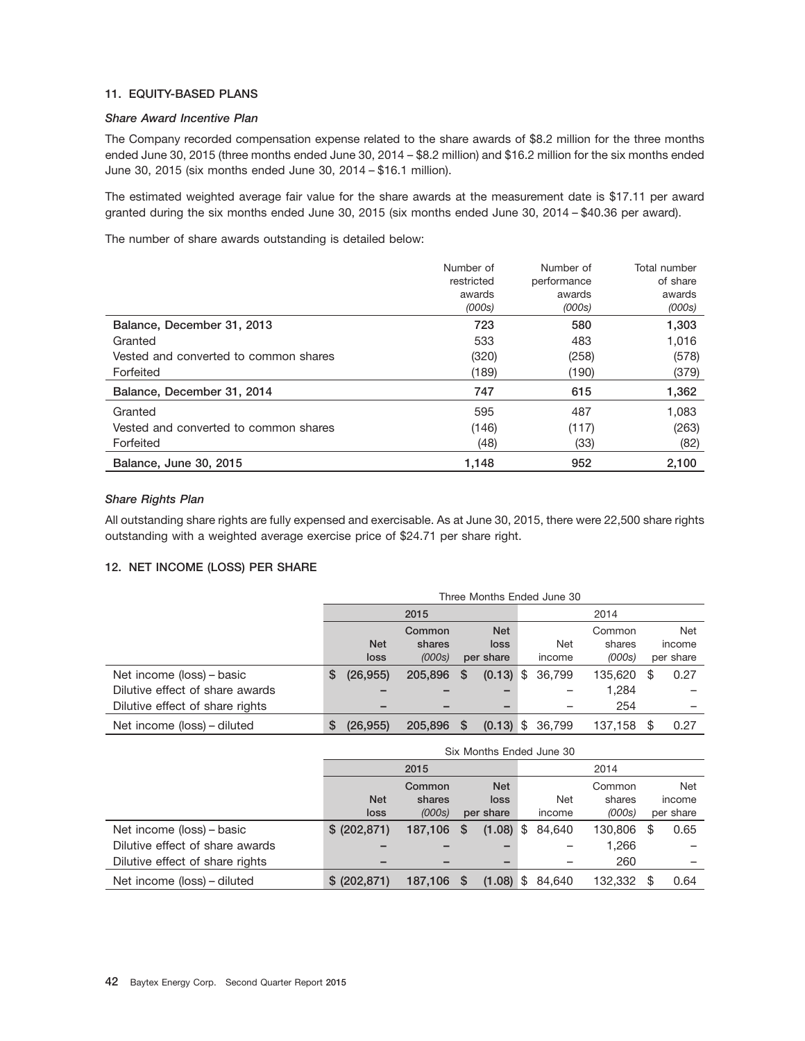### 11. EQUITY-BASED PLANS

#### *Share Award Incentive Plan*

The Company recorded compensation expense related to the share awards of $8.2 million for the three months ended June 30, 2015 (three months ended June 30, 2014 – $8.2 million) and $16.2 million for the six months ended June 30, 2015 (six months ended June 30, 2014 – $16.1 million).

The estimated weighted average fair value for the share awards at the measurement date is $17.11 per award granted during the six months ended June 30, 2015 (six months ended June 30, 2014 – $40.36 per award).

The number of share awards outstanding is detailed below:

| | Number of restricted awards *(000s)* | Number of performance awards *(000s)* | Total number of share awards *(000s)* |
|---|---|---|---|
| **Balance, December 31, 2013** | **723** | **580** | **1,303** |
| Granted | 533 | 483 | 1,016 |
| Vested and converted to common shares | (320) | (258) | (578) |
| Forfeited | (189) | (190) | (379) |
| **Balance, December 31, 2014** | **747** | **615** | **1,362** |
| Granted | 595 | 487 | 1,083 |
| Vested and converted to common shares | (146) | (117) | (263) |
| Forfeited | (48) | (33) | (82) |
| **Balance, June 30, 2015** | **1,148** | **952** | **2,100** |

#### *Share Rights Plan*

All outstanding share rights are fully expensed and exercisable. As at June 30, 2015, there were 22,500 share rights outstanding with a weighted average exercise price of $24.71 per share right.

### 12. NET INCOME (LOSS) PER SHARE

| | Three Months Ended June 30 | | | | | |
|---|---|---|---|---|---|---|
| | 2015 | | | 2014 | | |
| | **Net loss** | **Common shares** *(000s)* | **Net loss per share** | Net income | Common shares *(000s)* | Net income per share |
| Net income (loss) – basic | $ (26,955) | 205,896 | $ (0.13) | $ 36,799 | 135,620 | $ 0.27 |
| Dilutive effect of share awards | – | – | – | – | 1,284 | – |
| Dilutive effect of share rights | – | – | – | – | 254 | – |
| Net income (loss) – diluted | $ (26,955) | 205,896 | $ (0.13) | $ 36,799 | 137,158 | $ 0.27 |

| | Six Months Ended June 30 | | | | | |
|---|---|---|---|---|---|---|
| | 2015 | | | 2014 | | |
| | **Net loss** | **Common shares** *(000s)* | **Net loss per share** | Net income | Common shares *(000s)* | Net income per share |
| Net income (loss) – basic | $ (202,871) | 187,106 | $ (1.08) | $ 84,640 | 130,806 | $ 0.65 |
| Dilutive effect of share awards | – | – | – | – | 1,266 | – |
| Dilutive effect of share rights | – | – | – | – | 260 | – |
| Net income (loss) – diluted | $ (202,871) | 187,106 | $ (1.08) | $ 84,640 | 132,332 | $ 0.64 |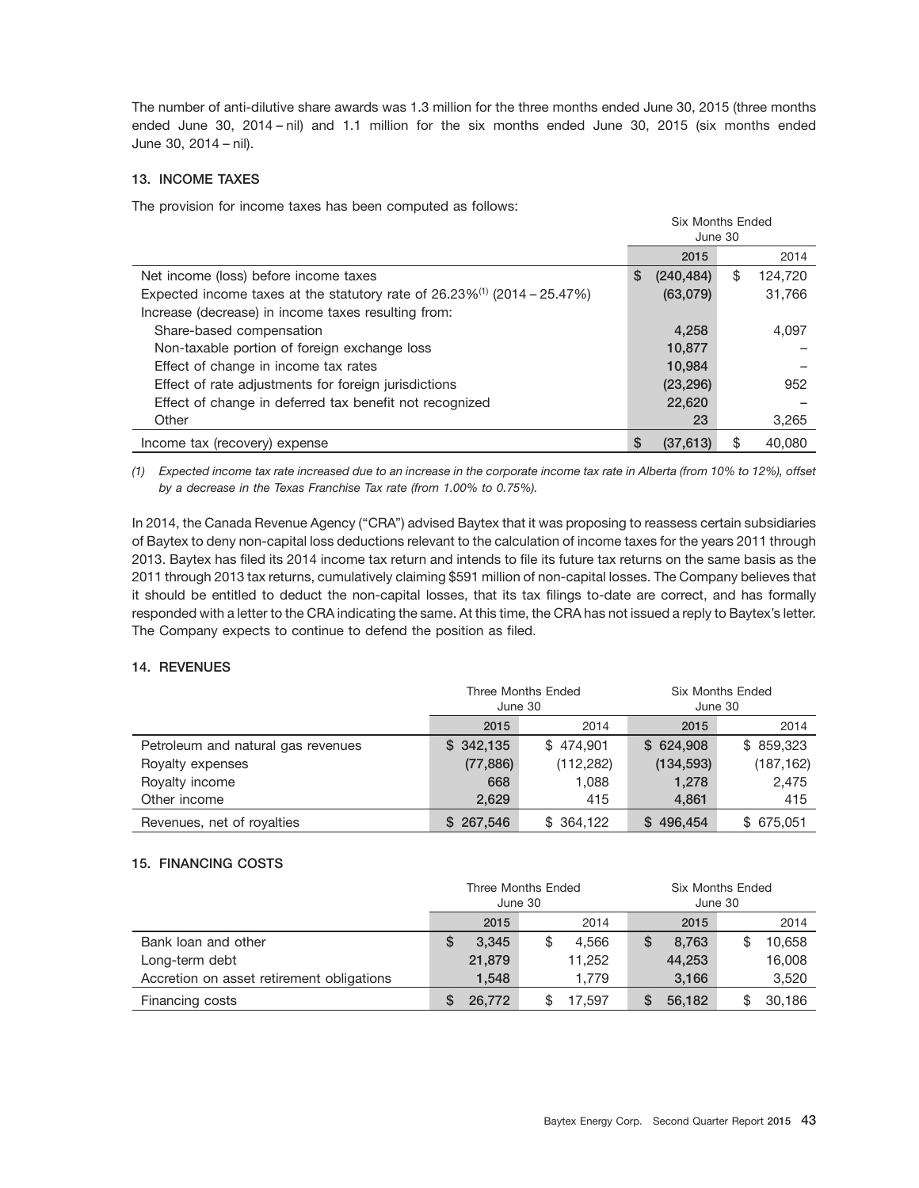The number of anti-dilutive share awards was 1.3 million for the three months ended June 30, 2015 (three months ended June 30, 2014 – nil) and 1.1 million for the six months ended June 30, 2015 (six months ended June 30, 2014 – nil).

## 13. INCOME TAXES

The provision for income taxes has been computed as follows:

| | Six Months Ended June 30 | |
|---|---|---|
| | 2015 | 2014 |
| Net income (loss) before income taxes | $ (240,484) | $ 124,720 |
| Expected income taxes at the statutory rate of 26.23%[1] (2014 – 25.47%) | (63,079) | 31,766 |
| Increase (decrease) in income taxes resulting from: | | |
| Share-based compensation | 4,258 | 4,097 |
| Non-taxable portion of foreign exchange loss | 10,877 | – |
| Effect of change in income tax rates | 10,984 | – |
| Effect of rate adjustments for foreign jurisdictions | (23,296) | 952 |
| Effect of change in deferred tax benefit not recognized | 22,620 | – |
| Other | 23 | 3,265 |
| Income tax (recovery) expense | $ (37,613) | $ 40,080 |

*(1) Expected income tax rate increased due to an increase in the corporate income tax rate in Alberta (from 10% to 12%), offset by a decrease in the Texas Franchise Tax rate (from 1.00% to 0.75%).*

In 2014, the Canada Revenue Agency ("CRA") advised Baytex that it was proposing to reassess certain subsidiaries of Baytex to deny non-capital loss deductions relevant to the calculation of income taxes for the years 2011 through 2013. Baytex has filed its 2014 income tax return and intends to file its future tax returns on the same basis as the 2011 through 2013 tax returns, cumulatively claiming $591 million of non-capital losses. The Company believes that it should be entitled to deduct the non-capital losses, that its tax filings to-date are correct, and has formally responded with a letter to the CRA indicating the same. At this time, the CRA has not issued a reply to Baytex's letter. The Company expects to continue to defend the position as filed.

## 14. REVENUES

| | Three Months Ended June 30 | | Six Months Ended June 30 | |
|---|---|---|---|---|
| | 2015 | 2014 | 2015 | 2014 |
| Petroleum and natural gas revenues | $ 342,135 | $ 474,901 | $ 624,908 | $ 859,323 |
| Royalty expenses | (77,886) | (112,282) | (134,593) | (187,162) |
| Royalty income | 668 | 1,088 | 1,278 | 2,475 |
| Other income | 2,629 | 415 | 4,861 | 415 |
| Revenues, net of royalties | $ 267,546 | $ 364,122 | $ 496,454 | $ 675,051 |

## 15. FINANCING COSTS

| | Three Months Ended June 30 | | Six Months Ended June 30 | |
|---|---|---|---|---|
| | 2015 | 2014 | 2015 | 2014 |
| Bank loan and other | $ 3,345 | $ 4,566 | $ 8,763 | $ 10,658 |
| Long-term debt | 21,879 | 11,252 | 44,253 | 16,008 |
| Accretion on asset retirement obligations | 1,548 | 1,779 | 3,166 | 3,520 |
| Financing costs | $ 26,772 | $ 17,597 | $ 56,182 | $ 30,186 |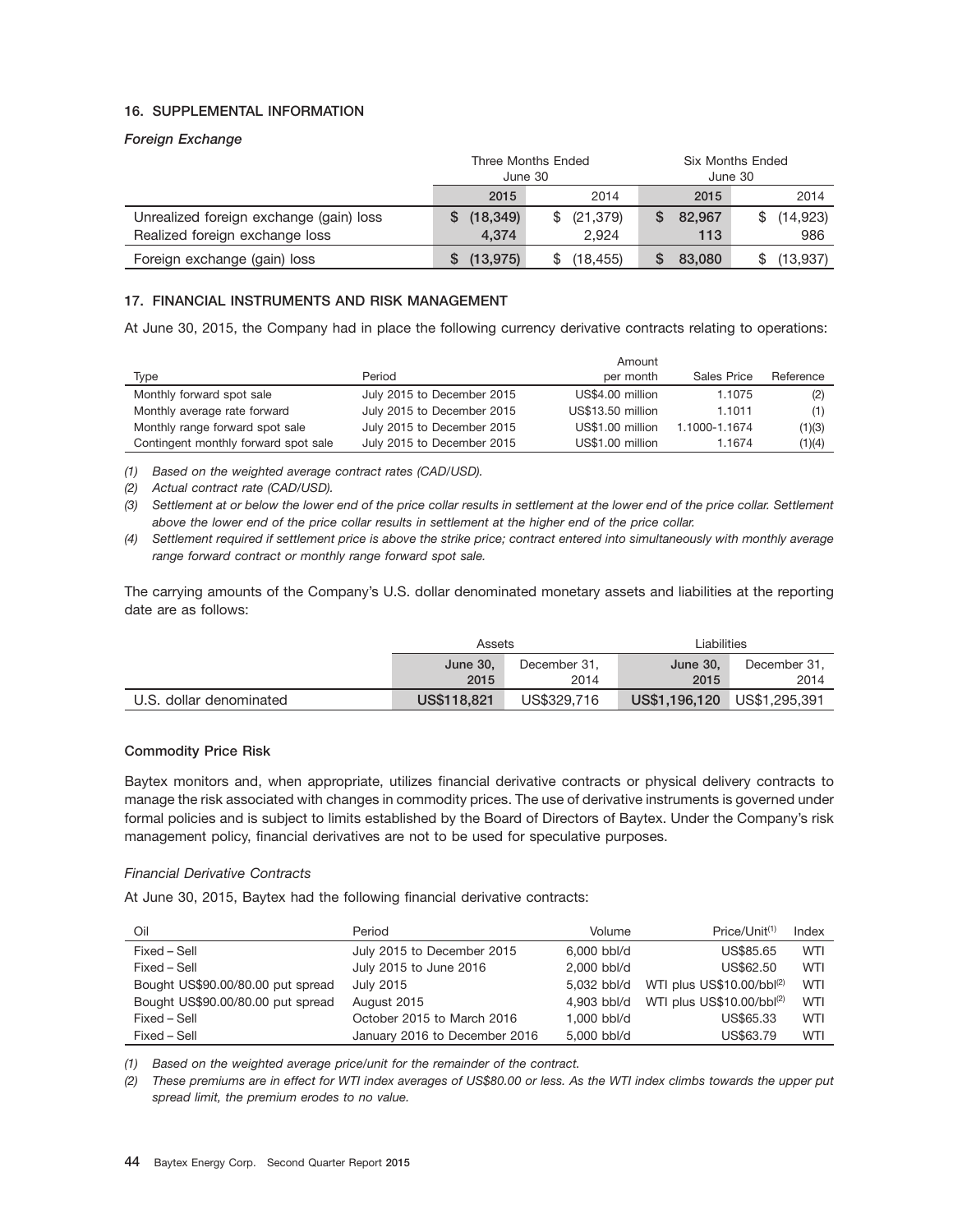### 16. SUPPLEMENTAL INFORMATION

#### *Foreign Exchange*

| | Three Months Ended June 30 | | Six Months Ended June 30 | |
|---|---|---|---|---|
| | **2015** | 2014 | **2015** | 2014 |
| Unrealized foreign exchange (gain) loss | **$ (18,349)** | $ (21,379) | **$ 82,967** | $ (14,923) |
| Realized foreign exchange loss | **4,374** | 2,924 | **113** | 986 |
| Foreign exchange (gain) loss | **$ (13,975)** | $ (18,455) | **$ 83,080** | $ (13,937) |

### 17. FINANCIAL INSTRUMENTS AND RISK MANAGEMENT

At June 30, 2015, the Company had in place the following currency derivative contracts relating to operations:

| Type | Period | Amount per month | Sales Price | Reference |
|---|---|---|---|---|
| Monthly forward spot sale | July 2015 to December 2015 | US$4.00 million | 1.1075 | (2) |
| Monthly average rate forward | July 2015 to December 2015 | US$13.50 million | 1.1011 | (1) |
| Monthly range forward spot sale | July 2015 to December 2015 | US$1.00 million | 1.1000-1.1674 | (1)(3) |
| Contingent monthly forward spot sale | July 2015 to December 2015 | US$1.00 million | 1.1674 | (1)(4) |

*(1) Based on the weighted average contract rates (CAD/USD).*

*(2) Actual contract rate (CAD/USD).*

*(3) Settlement at or below the lower end of the price collar results in settlement at the lower end of the price collar. Settlement above the lower end of the price collar results in settlement at the higher end of the price collar.*

*(4) Settlement required if settlement price is above the strike price; contract entered into simultaneously with monthly average range forward contract or monthly range forward spot sale.*

The carrying amounts of the Company's U.S. dollar denominated monetary assets and liabilities at the reporting date are as follows:

| | Assets | | Liabilities | |
|---|---|---|---|---|
| | **June 30, 2015** | December 31, 2014 | **June 30, 2015** | December 31, 2014 |
| U.S. dollar denominated | **US$118,821** | US$329,716 | **US$1,196,120** | US$1,295,391 |

#### Commodity Price Risk

Baytex monitors and, when appropriate, utilizes financial derivative contracts or physical delivery contracts to manage the risk associated with changes in commodity prices. The use of derivative instruments is governed under formal policies and is subject to limits established by the Board of Directors of Baytex. Under the Company's risk management policy, financial derivatives are not to be used for speculative purposes.

#### *Financial Derivative Contracts*

At June 30, 2015, Baytex had the following financial derivative contracts:

| Oil | Period | Volume | Price/Unit[1] | Index |
|---|---|---|---|---|
| Fixed – Sell | July 2015 to December 2015 | 6,000 bbl/d | US$85.65 | WTI |
| Fixed – Sell | July 2015 to June 2016 | 2,000 bbl/d | US$62.50 | WTI |
| Bought US$90.00/80.00 put spread | July 2015 | 5,032 bbl/d | WTI plus US$10.00/bbl[2] | WTI |
| Bought US$90.00/80.00 put spread | August 2015 | 4,903 bbl/d | WTI plus US$10.00/bbl[2] | WTI |
| Fixed – Sell | October 2015 to March 2016 | 1,000 bbl/d | US$65.33 | WTI |
| Fixed – Sell | January 2016 to December 2016 | 5,000 bbl/d | US$63.79 | WTI |

*(1) Based on the weighted average price/unit for the remainder of the contract.*

*(2) These premiums are in effect for WTI index averages of US$80.00 or less. As the WTI index climbs towards the upper put spread limit, the premium erodes to no value.*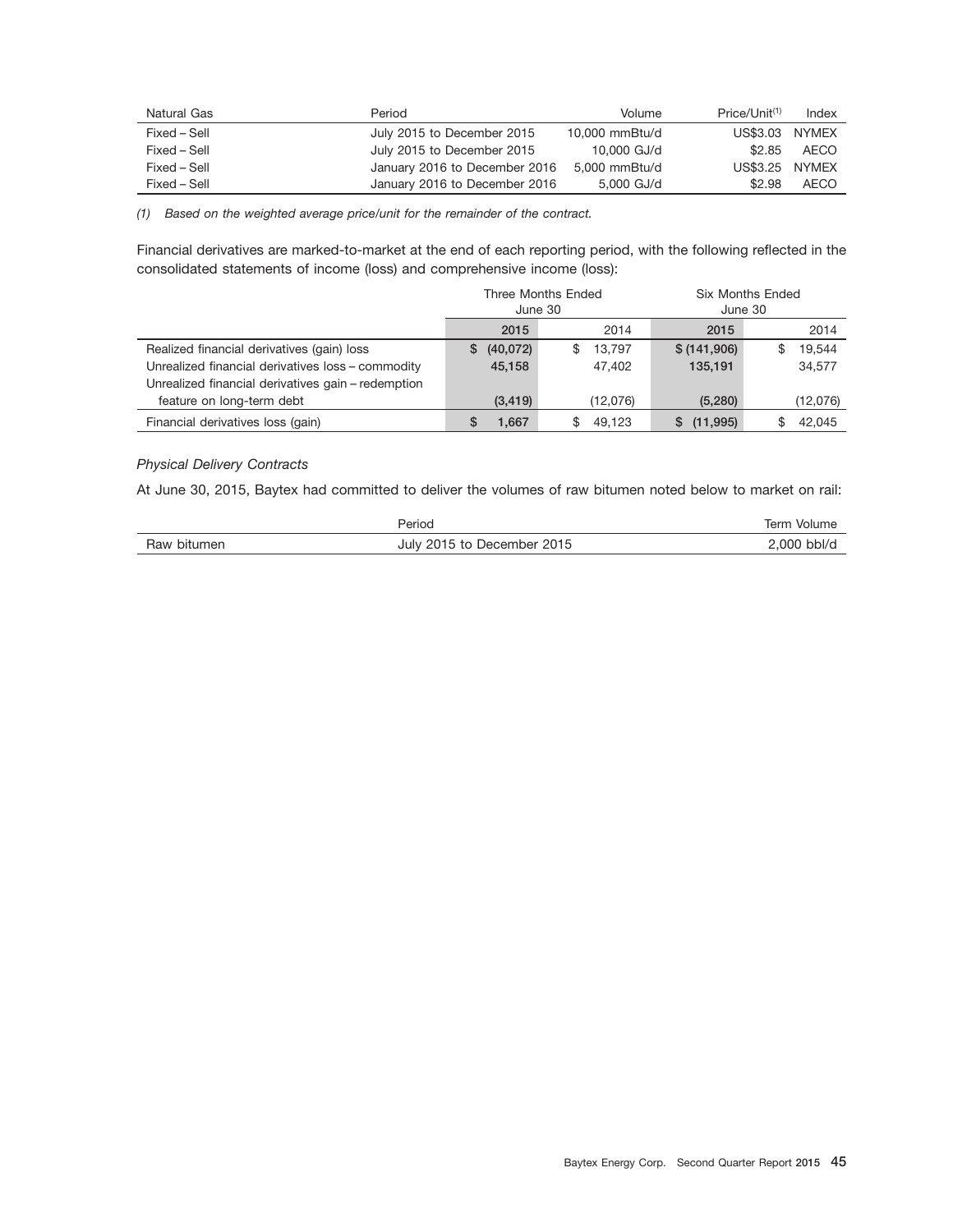| Natural Gas | Period | Volume | Price/Unit[(1)] | Index |
|---|---|---|---|---|
| Fixed – Sell | July 2015 to December 2015 | 10,000 mmBtu/d | US$3.03 | NYMEX |
| Fixed – Sell | July 2015 to December 2015 | 10,000 GJ/d | $2.85 | AECO |
| Fixed – Sell | January 2016 to December 2016 | 5,000 mmBtu/d | US$3.25 | NYMEX |
| Fixed – Sell | January 2016 to December 2016 | 5,000 GJ/d | $2.98 | AECO |

*(1) Based on the weighted average price/unit for the remainder of the contract.*

Financial derivatives are marked-to-market at the end of each reporting period, with the following reflected in the consolidated statements of income (loss) and comprehensive income (loss):

| | Three Months Ended June 30 | | Six Months Ended June 30 | |
|---|---|---|---|---|
| | **2015** | 2014 | **2015** | 2014 |
| Realized financial derivatives (gain) loss | **$ (40,072)** | $ 13,797 | **$ (141,906)** | $ 19,544 |
| Unrealized financial derivatives loss – commodity | **45,158** | 47,402 | **135,191** | 34,577 |
| Unrealized financial derivatives gain – redemption feature on long-term debt | **(3,419)** | (12,076) | **(5,280)** | (12,076) |
| Financial derivatives loss (gain) | **$ 1,667** | $ 49,123 | **$ (11,995)** | $ 42,045 |

*Physical Delivery Contracts*

At June 30, 2015, Baytex had committed to deliver the volumes of raw bitumen noted below to market on rail:

| | Period | Term Volume |
|---|---|---|
| Raw bitumen | July 2015 to December 2015 | 2,000 bbl/d |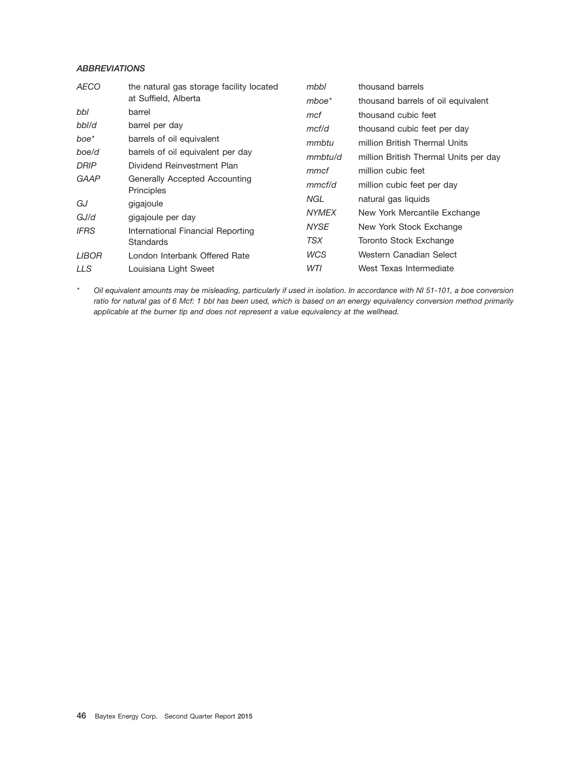*ABBREVIATIONS*

| | |
|---|---|
| *AECO* | the natural gas storage facility located at Suffield, Alberta |
| *bbl* | barrel |
| *bbl/d* | barrel per day |
| *boe** | barrels of oil equivalent |
| *boe/d* | barrels of oil equivalent per day |
| *DRIP* | Dividend Reinvestment Plan |
| *GAAP* | Generally Accepted Accounting Principles |
| *GJ* | gigajoule |
| *GJ/d* | gigajoule per day |
| *IFRS* | International Financial Reporting Standards |
| *LIBOR* | London Interbank Offered Rate |
| *LLS* | Louisiana Light Sweet |
| *mbbl* | thousand barrels |
| *mboe** | thousand barrels of oil equivalent |
| *mcf* | thousand cubic feet |
| *mcf/d* | thousand cubic feet per day |
| *mmbtu* | million British Thermal Units |
| *mmbtu/d* | million British Thermal Units per day |
| *mmcf* | million cubic feet |
| *mmcf/d* | million cubic feet per day |
| *NGL* | natural gas liquids |
| *NYMEX* | New York Mercantile Exchange |
| *NYSE* | New York Stock Exchange |
| *TSX* | Toronto Stock Exchange |
| *WCS* | Western Canadian Select |
| *WTI* | West Texas Intermediate |

\* *Oil equivalent amounts may be misleading, particularly if used in isolation. In accordance with NI 51-101, a boe conversion ratio for natural gas of 6 Mcf: 1 bbl has been used, which is based on an energy equivalency conversion method primarily applicable at the burner tip and does not represent a value equivalency at the wellhead.*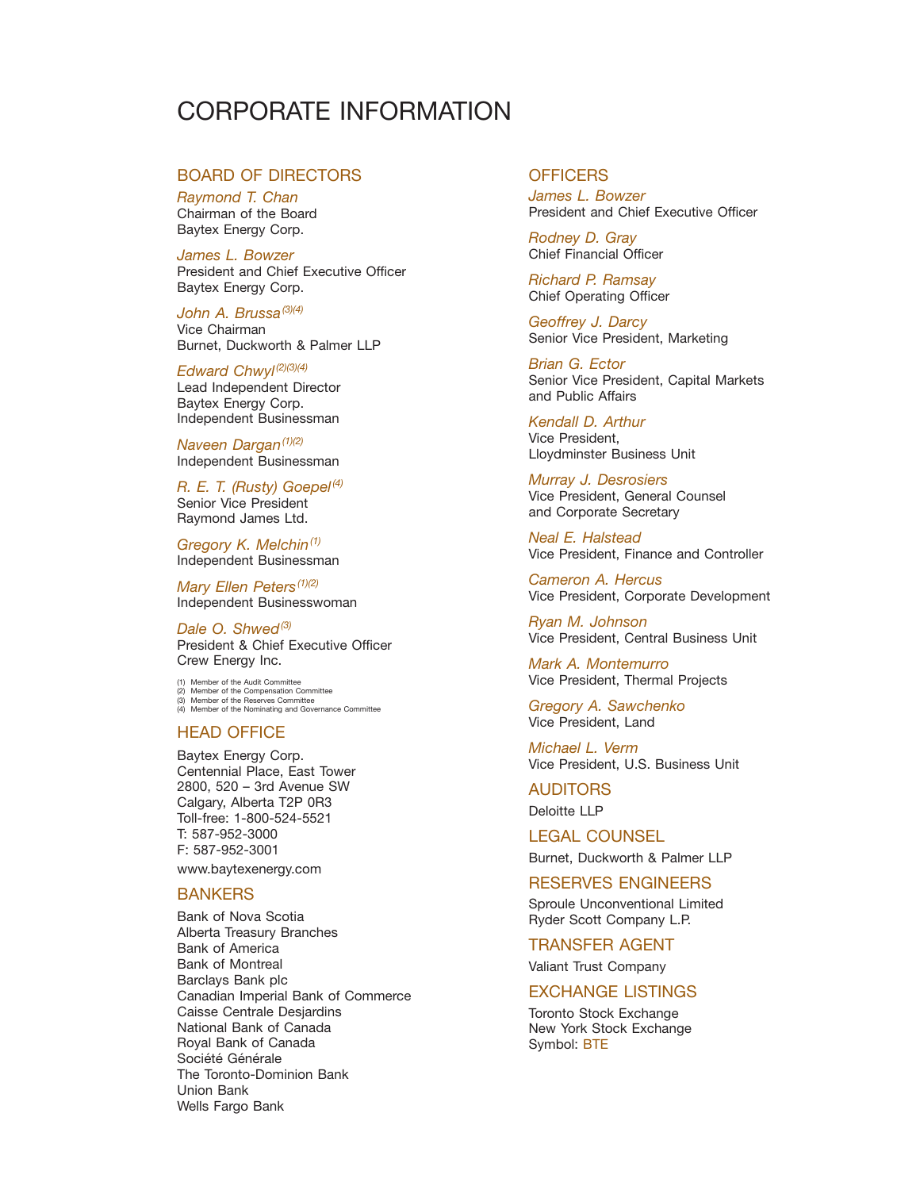# CORPORATE INFORMATION

## BOARD OF DIRECTORS

*Raymond T. Chan*
Chairman of the Board
Baytex Energy Corp.

*James L. Bowzer*
President and Chief Executive Officer
Baytex Energy Corp.

*John A. Brussa*[(3)(4)]
Vice Chairman
Burnet, Duckworth & Palmer LLP

*Edward Chwyl*[(2)(3)(4)]
Lead Independent Director
Baytex Energy Corp.
Independent Businessman

*Naveen Dargan*[(1)(2)]
Independent Businessman

*R. E. T. (Rusty) Goepel*[(4)]
Senior Vice President
Raymond James Ltd.

*Gregory K. Melchin*[(1)]
Independent Businessman

*Mary Ellen Peters*[(1)(2)]
Independent Businesswoman

*Dale O. Shwed*[(3)]
President & Chief Executive Officer
Crew Energy Inc.

(1) Member of the Audit Committee
(2) Member of the Compensation Committee
(3) Member of the Reserves Committee
(4) Member of the Nominating and Governance Committee

## HEAD OFFICE

Baytex Energy Corp.
Centennial Place, East Tower
2800, 520 – 3rd Avenue SW
Calgary, Alberta T2P 0R3
Toll-free: 1-800-524-5521
T: 587-952-3000
F: 587-952-3001

www.baytexenergy.com

## BANKERS

Bank of Nova Scotia
Alberta Treasury Branches
Bank of America
Bank of Montreal
Barclays Bank plc
Canadian Imperial Bank of Commerce
Caisse Centrale Desjardins
National Bank of Canada
Royal Bank of Canada
Société Générale
The Toronto-Dominion Bank
Union Bank
Wells Fargo Bank

## OFFICERS

*James L. Bowzer*
President and Chief Executive Officer

*Rodney D. Gray*
Chief Financial Officer

*Richard P. Ramsay*
Chief Operating Officer

*Geoffrey J. Darcy*
Senior Vice President, Marketing

*Brian G. Ector*
Senior Vice President, Capital Markets and Public Affairs

*Kendall D. Arthur*
Vice President,
Lloydminster Business Unit

*Murray J. Desrosiers*
Vice President, General Counsel and Corporate Secretary

*Neal E. Halstead*
Vice President, Finance and Controller

*Cameron A. Hercus*
Vice President, Corporate Development

*Ryan M. Johnson*
Vice President, Central Business Unit

*Mark A. Montemurro*
Vice President, Thermal Projects

*Gregory A. Sawchenko*
Vice President, Land

*Michael L. Verm*
Vice President, U.S. Business Unit

## AUDITORS

Deloitte LLP

## LEGAL COUNSEL

Burnet, Duckworth & Palmer LLP

## RESERVES ENGINEERS

Sproule Unconventional Limited
Ryder Scott Company L.P.

## TRANSFER AGENT

Valiant Trust Company

## EXCHANGE LISTINGS

Toronto Stock Exchange
New York Stock Exchange
Symbol: BTE